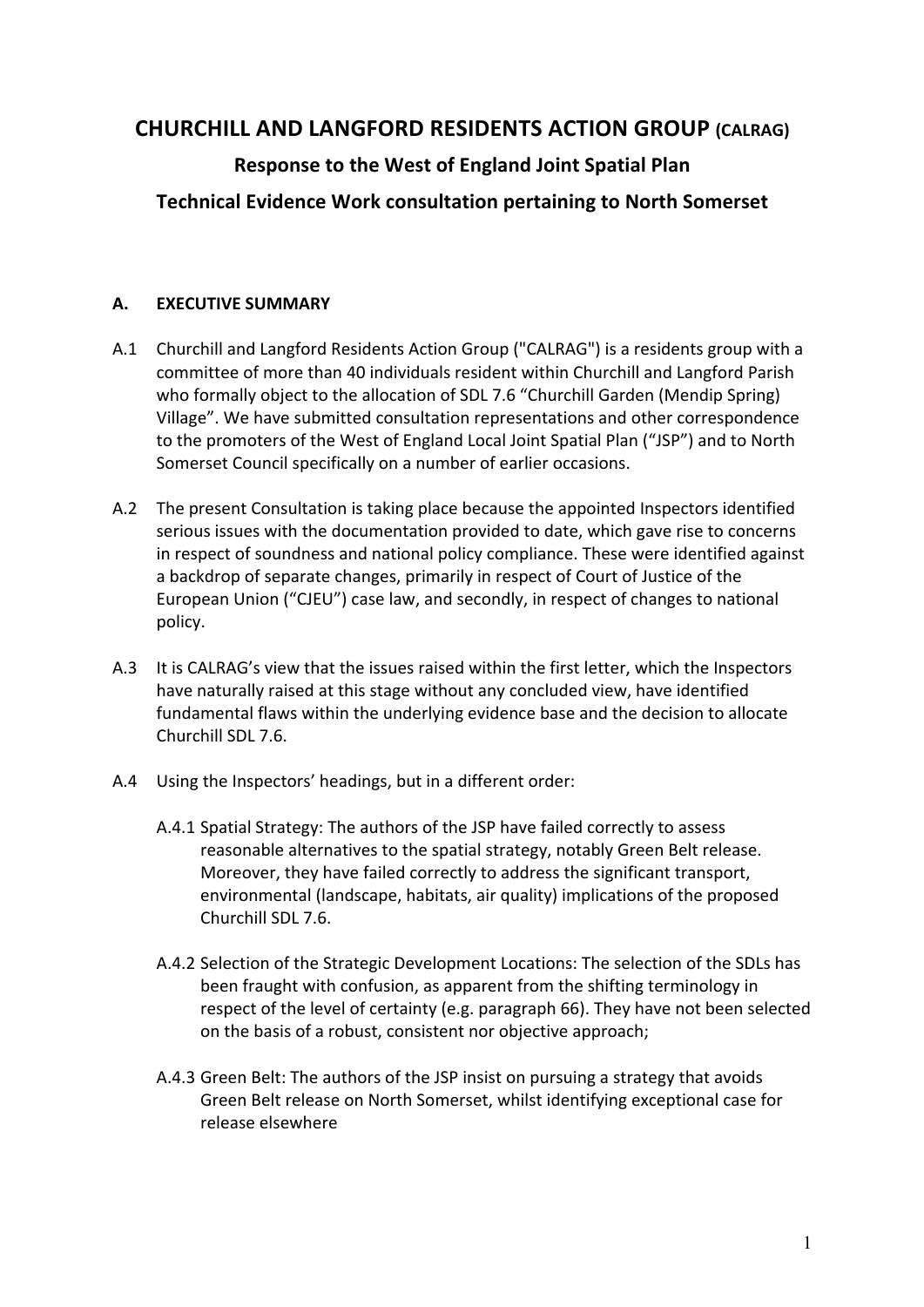# CHURCHILL AND LANGFORD RESIDENTS ACTION GROUP (CALRAG)

## Response to the West of England Joint Spatial Plan

## Technical Evidence Work consultation pertaining to North Somerset

### A. EXECUTIVE SUMMARY

A.1 Churchill and Langford Residents Action Group ("CALRAG") is a residents group with a committee of more than 40 individuals resident within Churchill and Langford Parish who formally object to the allocation of SDL 7.6 "Churchill Garden (Mendip Spring) Village". We have submitted consultation representations and other correspondence to the promoters of the West of England Local Joint Spatial Plan ("JSP") and to North Somerset Council specifically on a number of earlier occasions.

A.2 The present Consultation is taking place because the appointed Inspectors identified serious issues with the documentation provided to date, which gave rise to concerns in respect of soundness and national policy compliance. These were identified against a backdrop of separate changes, primarily in respect of Court of Justice of the European Union ("CJEU") case law, and secondly, in respect of changes to national policy.

A.3 It is CALRAG's view that the issues raised within the first letter, which the Inspectors have naturally raised at this stage without any concluded view, have identified fundamental flaws within the underlying evidence base and the decision to allocate Churchill SDL 7.6.

A.4 Using the Inspectors' headings, but in a different order:

A.4.1 Spatial Strategy: The authors of the JSP have failed correctly to assess reasonable alternatives to the spatial strategy, notably Green Belt release. Moreover, they have failed correctly to address the significant transport, environmental (landscape, habitats, air quality) implications of the proposed Churchill SDL 7.6.

A.4.2 Selection of the Strategic Development Locations: The selection of the SDLs has been fraught with confusion, as apparent from the shifting terminology in respect of the level of certainty (e.g. paragraph 66). They have not been selected on the basis of a robust, consistent nor objective approach;

A.4.3 Green Belt: The authors of the JSP insist on pursuing a strategy that avoids Green Belt release on North Somerset, whilst identifying exceptional case for release elsewhere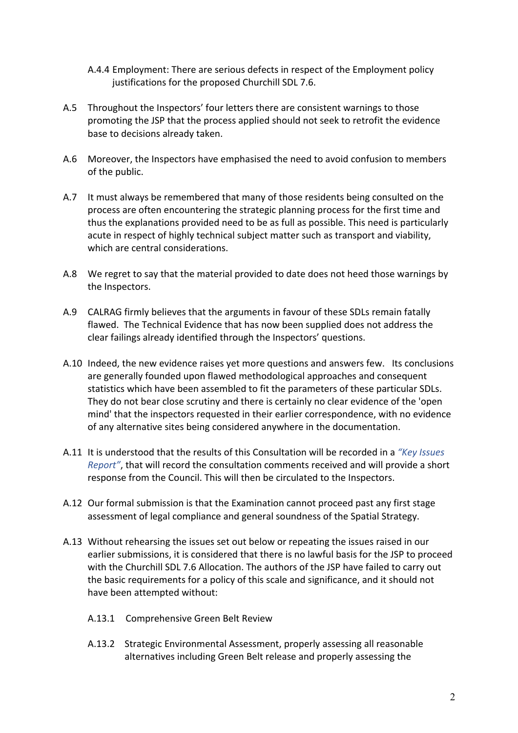A.4.4 Employment: There are serious defects in respect of the Employment policy justifications for the proposed Churchill SDL 7.6.

A.5 Throughout the Inspectors' four letters there are consistent warnings to those promoting the JSP that the process applied should not seek to retrofit the evidence base to decisions already taken.

A.6 Moreover, the Inspectors have emphasised the need to avoid confusion to members of the public.

A.7 It must always be remembered that many of those residents being consulted on the process are often encountering the strategic planning process for the first time and thus the explanations provided need to be as full as possible. This need is particularly acute in respect of highly technical subject matter such as transport and viability, which are central considerations.

A.8 We regret to say that the material provided to date does not heed those warnings by the Inspectors.

A.9 CALRAG firmly believes that the arguments in favour of these SDLs remain fatally flawed. The Technical Evidence that has now been supplied does not address the clear failings already identified through the Inspectors' questions.

A.10 Indeed, the new evidence raises yet more questions and answers few. Its conclusions are generally founded upon flawed methodological approaches and consequent statistics which have been assembled to fit the parameters of these particular SDLs. They do not bear close scrutiny and there is certainly no clear evidence of the 'open mind' that the inspectors requested in their earlier correspondence, with no evidence of any alternative sites being considered anywhere in the documentation.

A.11 It is understood that the results of this Consultation will be recorded in a *"Key Issues Report"*, that will record the consultation comments received and will provide a short response from the Council. This will then be circulated to the Inspectors.

A.12 Our formal submission is that the Examination cannot proceed past any first stage assessment of legal compliance and general soundness of the Spatial Strategy.

A.13 Without rehearsing the issues set out below or repeating the issues raised in our earlier submissions, it is considered that there is no lawful basis for the JSP to proceed with the Churchill SDL 7.6 Allocation. The authors of the JSP have failed to carry out the basic requirements for a policy of this scale and significance, and it should not have been attempted without:

A.13.1 Comprehensive Green Belt Review

A.13.2 Strategic Environmental Assessment, properly assessing all reasonable alternatives including Green Belt release and properly assessing the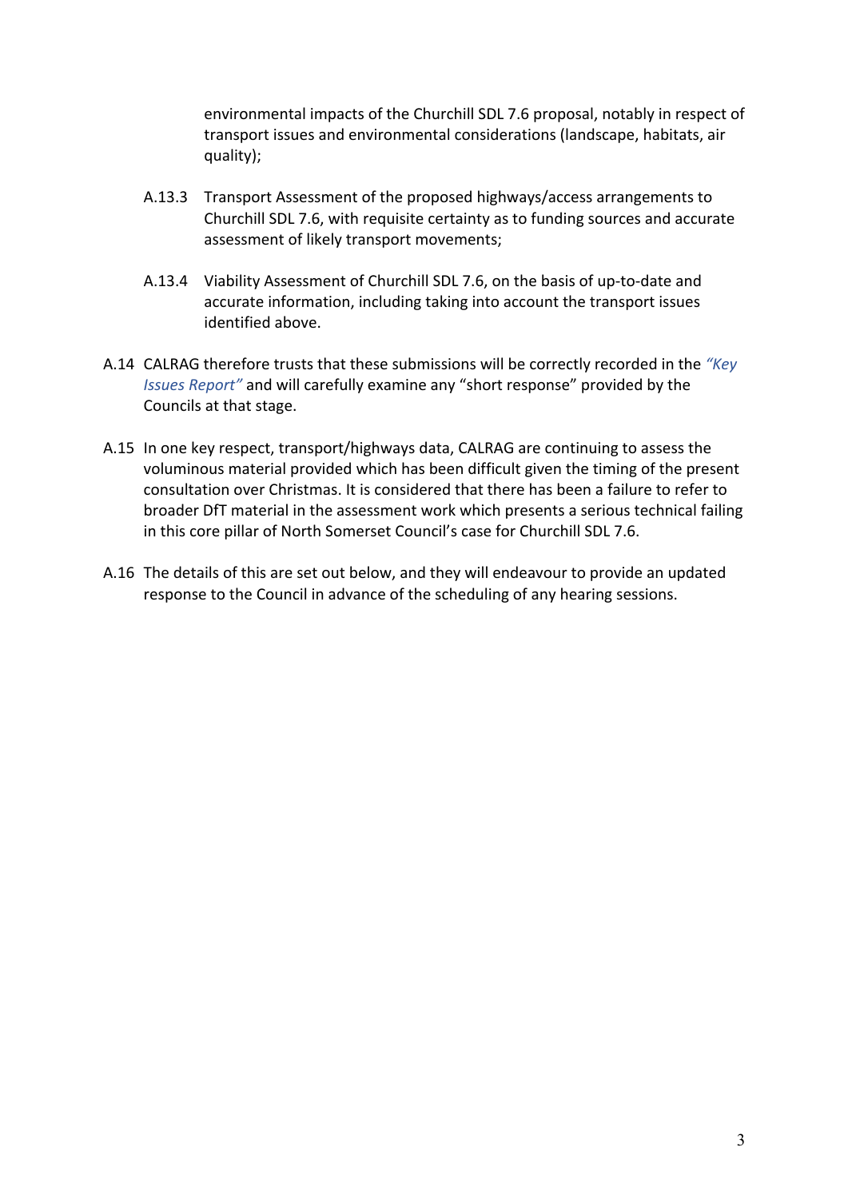environmental impacts of the Churchill SDL 7.6 proposal, notably in respect of transport issues and environmental considerations (landscape, habitats, air quality);

A.13.3 Transport Assessment of the proposed highways/access arrangements to Churchill SDL 7.6, with requisite certainty as to funding sources and accurate assessment of likely transport movements;

A.13.4 Viability Assessment of Churchill SDL 7.6, on the basis of up-to-date and accurate information, including taking into account the transport issues identified above.

A.14 CALRAG therefore trusts that these submissions will be correctly recorded in the *"Key Issues Report"* and will carefully examine any "short response" provided by the Councils at that stage.

A.15 In one key respect, transport/highways data, CALRAG are continuing to assess the voluminous material provided which has been difficult given the timing of the present consultation over Christmas. It is considered that there has been a failure to refer to broader DfT material in the assessment work which presents a serious technical failing in this core pillar of North Somerset Council's case for Churchill SDL 7.6.

A.16 The details of this are set out below, and they will endeavour to provide an updated response to the Council in advance of the scheduling of any hearing sessions.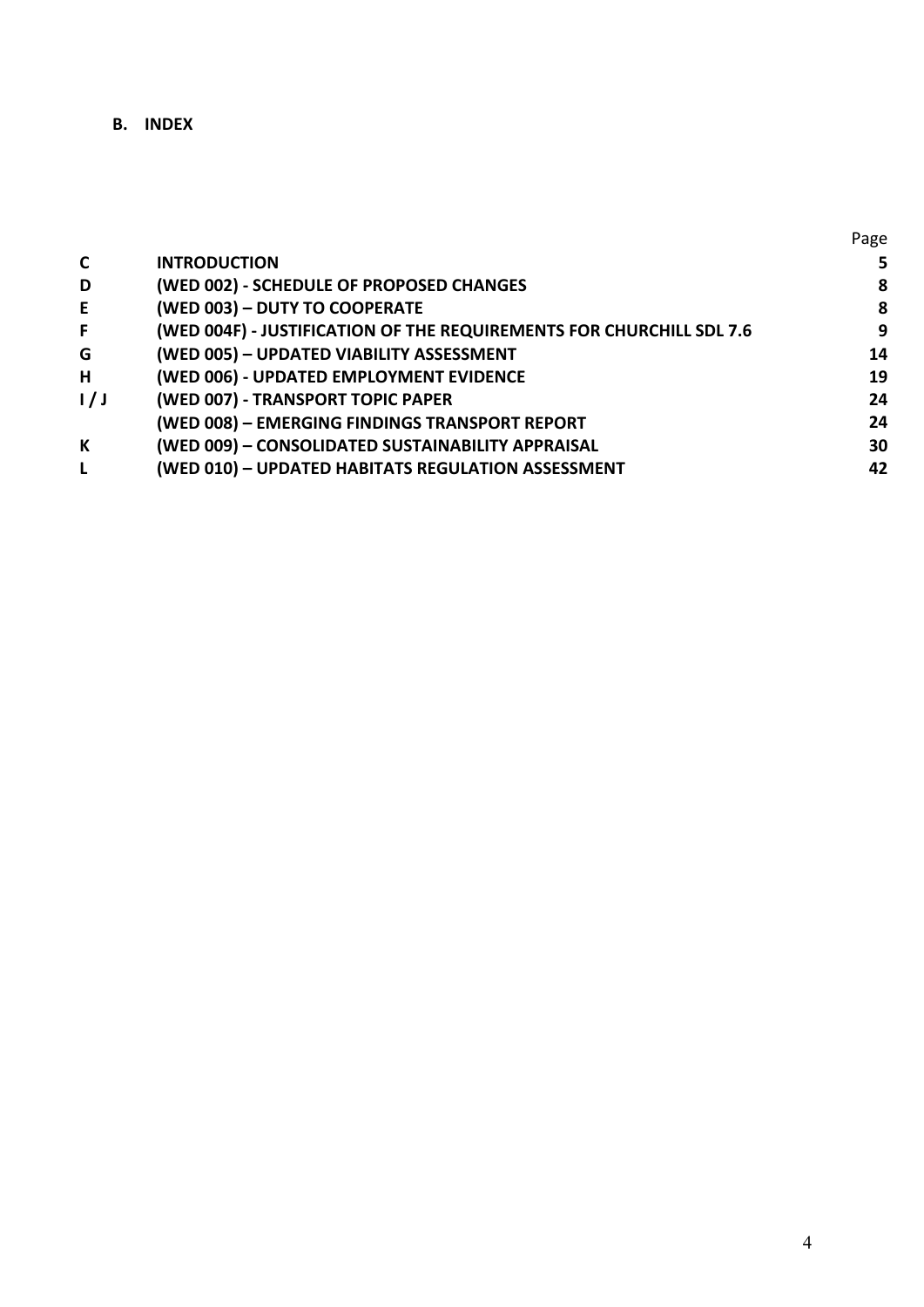**B. INDEX**

| | | Page |
|---|---|---|
| **C** | **INTRODUCTION** | **5** |
| **D** | **(WED 002) - SCHEDULE OF PROPOSED CHANGES** | **8** |
| **E** | **(WED 003) – DUTY TO COOPERATE** | **8** |
| **F** | **(WED 004F) - JUSTIFICATION OF THE REQUIREMENTS FOR CHURCHILL SDL 7.6** | **9** |
| **G** | **(WED 005) – UPDATED VIABILITY ASSESSMENT** | **14** |
| **H** | **(WED 006) - UPDATED EMPLOYMENT EVIDENCE** | **19** |
| **I / J** | **(WED 007) - TRANSPORT TOPIC PAPER** | **24** |
| | **(WED 008) – EMERGING FINDINGS TRANSPORT REPORT** | **24** |
| **K** | **(WED 009) – CONSOLIDATED SUSTAINABILITY APPRAISAL** | **30** |
| **L** | **(WED 010) – UPDATED HABITATS REGULATION ASSESSMENT** | **42** |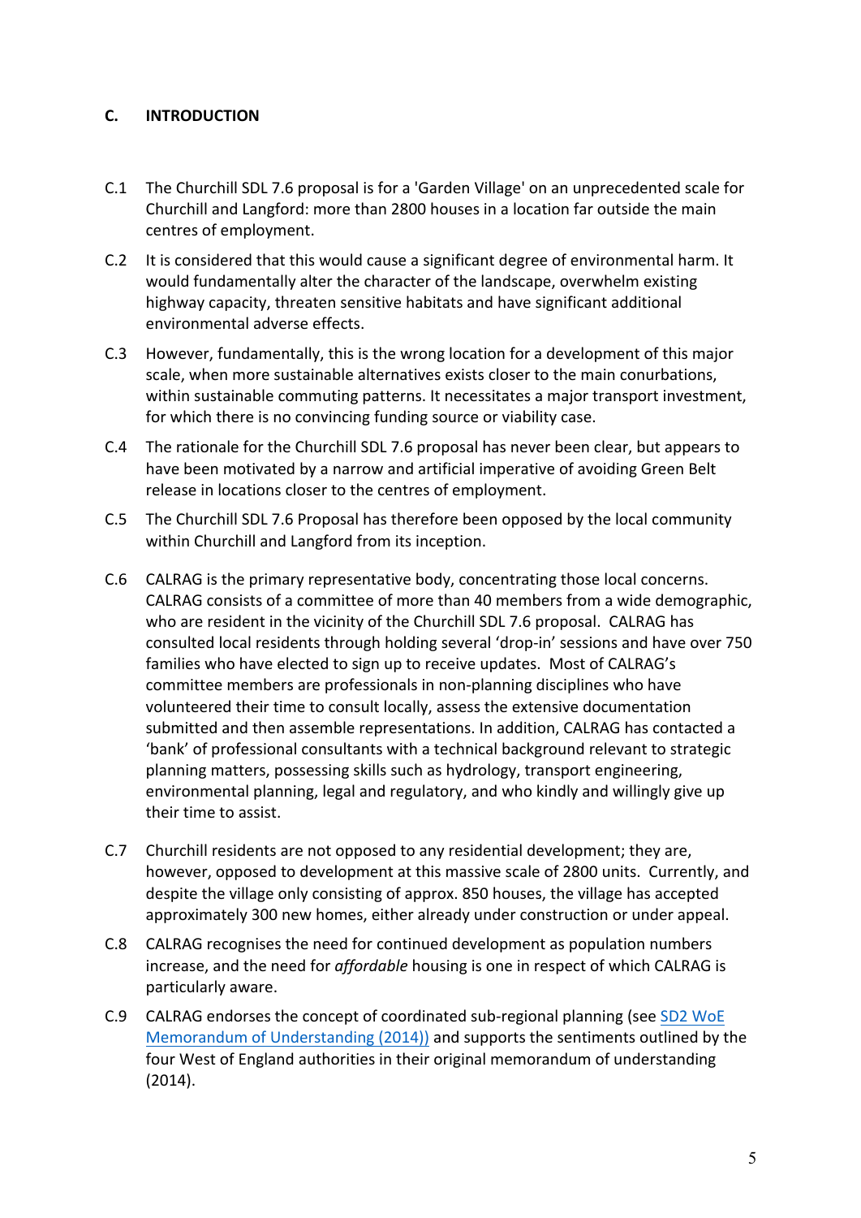## C. INTRODUCTION

C.1 The Churchill SDL 7.6 proposal is for a 'Garden Village' on an unprecedented scale for Churchill and Langford: more than 2800 houses in a location far outside the main centres of employment.

C.2 It is considered that this would cause a significant degree of environmental harm. It would fundamentally alter the character of the landscape, overwhelm existing highway capacity, threaten sensitive habitats and have significant additional environmental adverse effects.

C.3 However, fundamentally, this is the wrong location for a development of this major scale, when more sustainable alternatives exists closer to the main conurbations, within sustainable commuting patterns. It necessitates a major transport investment, for which there is no convincing funding source or viability case.

C.4 The rationale for the Churchill SDL 7.6 proposal has never been clear, but appears to have been motivated by a narrow and artificial imperative of avoiding Green Belt release in locations closer to the centres of employment.

C.5 The Churchill SDL 7.6 Proposal has therefore been opposed by the local community within Churchill and Langford from its inception.

C.6 CALRAG is the primary representative body, concentrating those local concerns. CALRAG consists of a committee of more than 40 members from a wide demographic, who are resident in the vicinity of the Churchill SDL 7.6 proposal. CALRAG has consulted local residents through holding several 'drop-in' sessions and have over 750 families who have elected to sign up to receive updates. Most of CALRAG's committee members are professionals in non-planning disciplines who have volunteered their time to consult locally, assess the extensive documentation submitted and then assemble representations. In addition, CALRAG has contacted a 'bank' of professional consultants with a technical background relevant to strategic planning matters, possessing skills such as hydrology, transport engineering, environmental planning, legal and regulatory, and who kindly and willingly give up their time to assist.

C.7 Churchill residents are not opposed to any residential development; they are, however, opposed to development at this massive scale of 2800 units. Currently, and despite the village only consisting of approx. 850 houses, the village has accepted approximately 300 new homes, either already under construction or under appeal.

C.8 CALRAG recognises the need for continued development as population numbers increase, and the need for *affordable* housing is one in respect of which CALRAG is particularly aware.

C.9 CALRAG endorses the concept of coordinated sub-regional planning (see SD2 WoE Memorandum of Understanding (2014)) and supports the sentiments outlined by the four West of England authorities in their original memorandum of understanding (2014).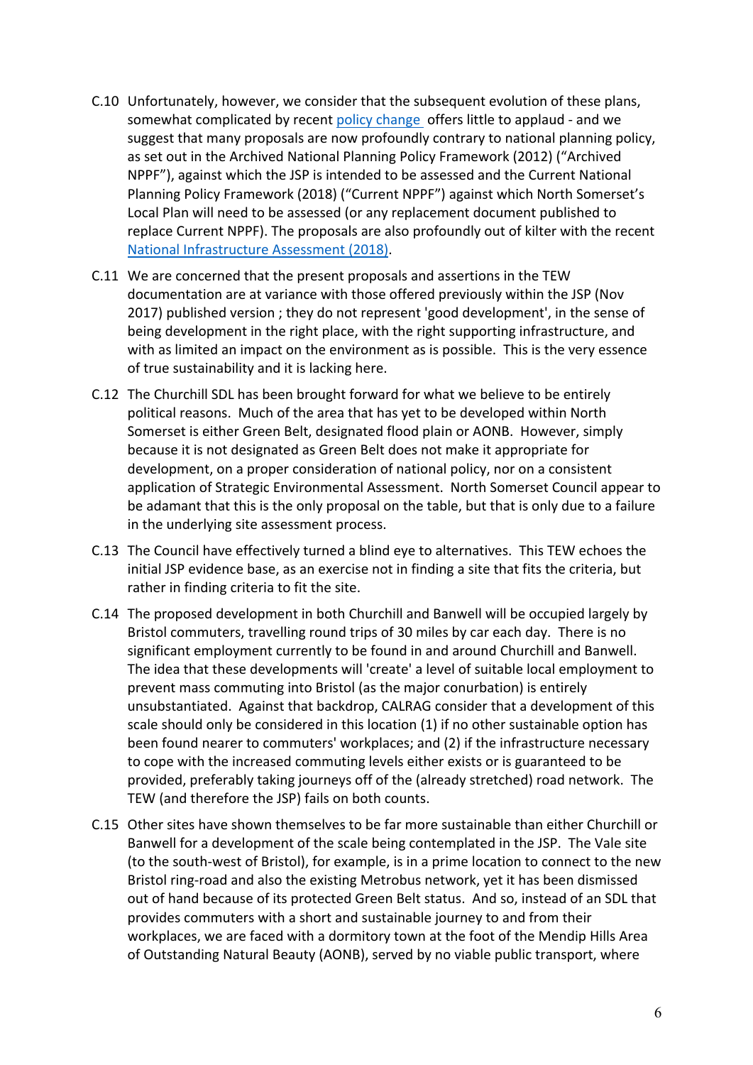C.10 Unfortunately, however, we consider that the subsequent evolution of these plans, somewhat complicated by recent policy change offers little to applaud - and we suggest that many proposals are now profoundly contrary to national planning policy, as set out in the Archived National Planning Policy Framework (2012) ("Archived NPPF"), against which the JSP is intended to be assessed and the Current National Planning Policy Framework (2018) ("Current NPPF") against which North Somerset's Local Plan will need to be assessed (or any replacement document published to replace Current NPPF). The proposals are also profoundly out of kilter with the recent National Infrastructure Assessment (2018).

C.11 We are concerned that the present proposals and assertions in the TEW documentation are at variance with those offered previously within the JSP (Nov 2017) published version ; they do not represent 'good development', in the sense of being development in the right place, with the right supporting infrastructure, and with as limited an impact on the environment as is possible. This is the very essence of true sustainability and it is lacking here.

C.12 The Churchill SDL has been brought forward for what we believe to be entirely political reasons. Much of the area that has yet to be developed within North Somerset is either Green Belt, designated flood plain or AONB. However, simply because it is not designated as Green Belt does not make it appropriate for development, on a proper consideration of national policy, nor on a consistent application of Strategic Environmental Assessment. North Somerset Council appear to be adamant that this is the only proposal on the table, but that is only due to a failure in the underlying site assessment process.

C.13 The Council have effectively turned a blind eye to alternatives. This TEW echoes the initial JSP evidence base, as an exercise not in finding a site that fits the criteria, but rather in finding criteria to fit the site.

C.14 The proposed development in both Churchill and Banwell will be occupied largely by Bristol commuters, travelling round trips of 30 miles by car each day. There is no significant employment currently to be found in and around Churchill and Banwell. The idea that these developments will 'create' a level of suitable local employment to prevent mass commuting into Bristol (as the major conurbation) is entirely unsubstantiated. Against that backdrop, CALRAG consider that a development of this scale should only be considered in this location (1) if no other sustainable option has been found nearer to commuters' workplaces; and (2) if the infrastructure necessary to cope with the increased commuting levels either exists or is guaranteed to be provided, preferably taking journeys off of the (already stretched) road network. The TEW (and therefore the JSP) fails on both counts.

C.15 Other sites have shown themselves to be far more sustainable than either Churchill or Banwell for a development of the scale being contemplated in the JSP. The Vale site (to the south-west of Bristol), for example, is in a prime location to connect to the new Bristol ring-road and also the existing Metrobus network, yet it has been dismissed out of hand because of its protected Green Belt status. And so, instead of an SDL that provides commuters with a short and sustainable journey to and from their workplaces, we are faced with a dormitory town at the foot of the Mendip Hills Area of Outstanding Natural Beauty (AONB), served by no viable public transport, where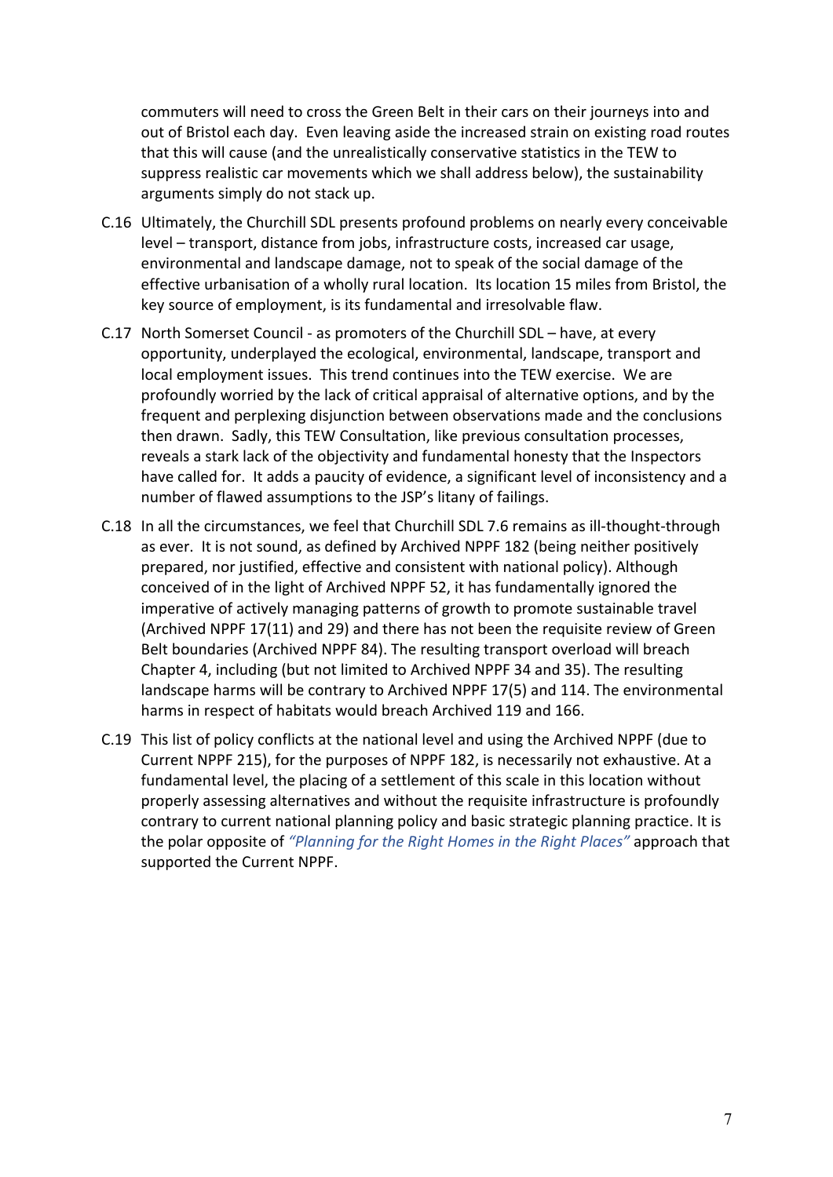commuters will need to cross the Green Belt in their cars on their journeys into and out of Bristol each day. Even leaving aside the increased strain on existing road routes that this will cause (and the unrealistically conservative statistics in the TEW to suppress realistic car movements which we shall address below), the sustainability arguments simply do not stack up.

C.16 Ultimately, the Churchill SDL presents profound problems on nearly every conceivable level – transport, distance from jobs, infrastructure costs, increased car usage, environmental and landscape damage, not to speak of the social damage of the effective urbanisation of a wholly rural location. Its location 15 miles from Bristol, the key source of employment, is its fundamental and irresolvable flaw.

C.17 North Somerset Council - as promoters of the Churchill SDL – have, at every opportunity, underplayed the ecological, environmental, landscape, transport and local employment issues. This trend continues into the TEW exercise. We are profoundly worried by the lack of critical appraisal of alternative options, and by the frequent and perplexing disjunction between observations made and the conclusions then drawn. Sadly, this TEW Consultation, like previous consultation processes, reveals a stark lack of the objectivity and fundamental honesty that the Inspectors have called for. It adds a paucity of evidence, a significant level of inconsistency and a number of flawed assumptions to the JSP's litany of failings.

C.18 In all the circumstances, we feel that Churchill SDL 7.6 remains as ill-thought-through as ever. It is not sound, as defined by Archived NPPF 182 (being neither positively prepared, nor justified, effective and consistent with national policy). Although conceived of in the light of Archived NPPF 52, it has fundamentally ignored the imperative of actively managing patterns of growth to promote sustainable travel (Archived NPPF 17(11) and 29) and there has not been the requisite review of Green Belt boundaries (Archived NPPF 84). The resulting transport overload will breach Chapter 4, including (but not limited to Archived NPPF 34 and 35). The resulting landscape harms will be contrary to Archived NPPF 17(5) and 114. The environmental harms in respect of habitats would breach Archived 119 and 166.

C.19 This list of policy conflicts at the national level and using the Archived NPPF (due to Current NPPF 215), for the purposes of NPPF 182, is necessarily not exhaustive. At a fundamental level, the placing of a settlement of this scale in this location without properly assessing alternatives and without the requisite infrastructure is profoundly contrary to current national planning policy and basic strategic planning practice. It is the polar opposite of *"Planning for the Right Homes in the Right Places"* approach that supported the Current NPPF.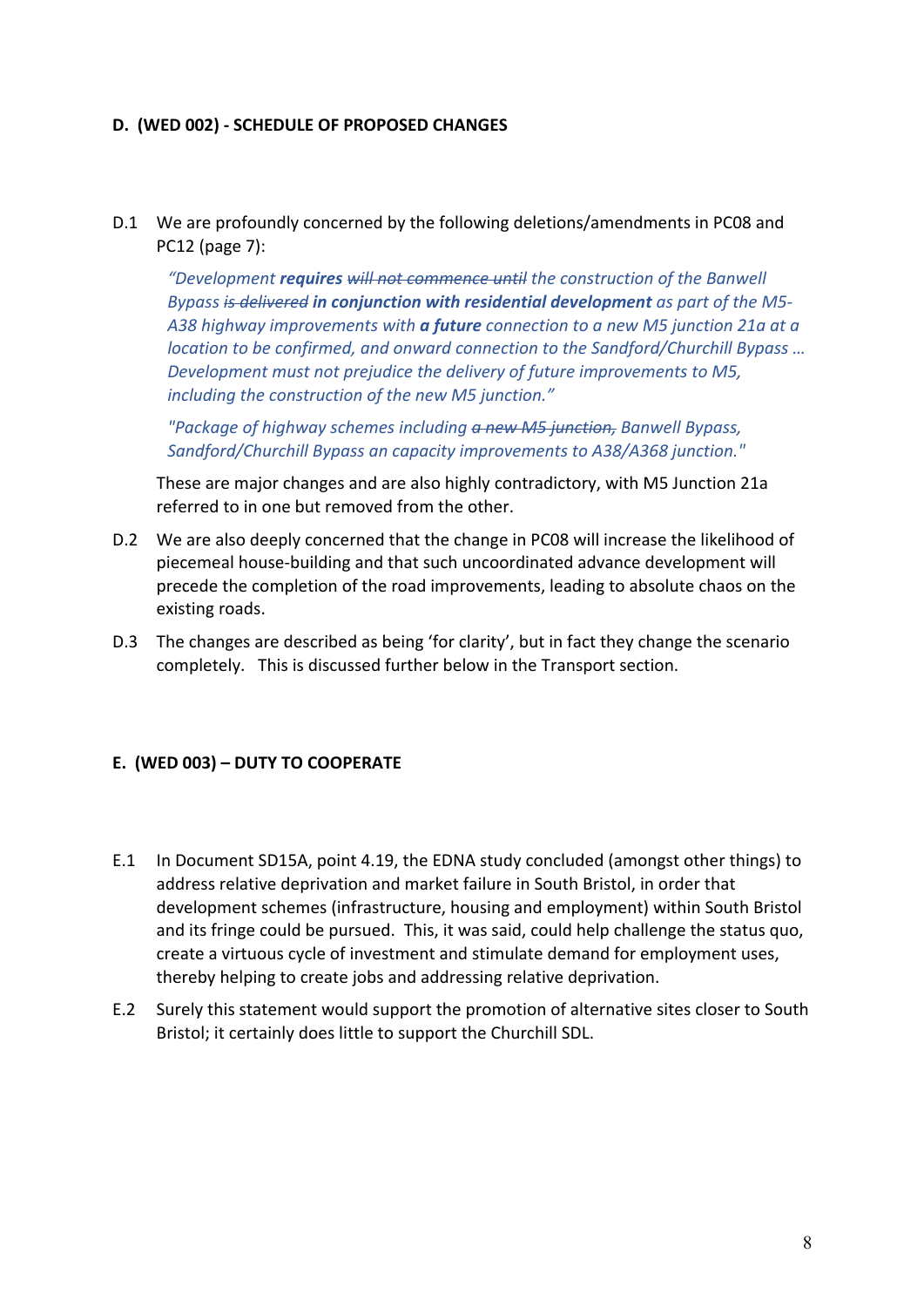**D. (WED 002) - SCHEDULE OF PROPOSED CHANGES**

D.1 We are profoundly concerned by the following deletions/amendments in PC08 and PC12 (page 7):

> *"Development **requires** ~~will not commence until~~ the construction of the Banwell Bypass ~~is delivered~~ **in conjunction with residential development** as part of the M5-A38 highway improvements with **a future** connection to a new M5 junction 21a at a location to be confirmed, and onward connection to the Sandford/Churchill Bypass … Development must not prejudice the delivery of future improvements to M5, including the construction of the new M5 junction."*
>
> *"Package of highway schemes including ~~a new M5 junction,~~ Banwell Bypass, Sandford/Churchill Bypass an capacity improvements to A38/A368 junction."*

These are major changes and are also highly contradictory, with M5 Junction 21a referred to in one but removed from the other.

D.2 We are also deeply concerned that the change in PC08 will increase the likelihood of piecemeal house-building and that such uncoordinated advance development will precede the completion of the road improvements, leading to absolute chaos on the existing roads.

D.3 The changes are described as being 'for clarity', but in fact they change the scenario completely. This is discussed further below in the Transport section.

**E. (WED 003) – DUTY TO COOPERATE**

E.1 In Document SD15A, point 4.19, the EDNA study concluded (amongst other things) to address relative deprivation and market failure in South Bristol, in order that development schemes (infrastructure, housing and employment) within South Bristol and its fringe could be pursued. This, it was said, could help challenge the status quo, create a virtuous cycle of investment and stimulate demand for employment uses, thereby helping to create jobs and addressing relative deprivation.

E.2 Surely this statement would support the promotion of alternative sites closer to South Bristol; it certainly does little to support the Churchill SDL.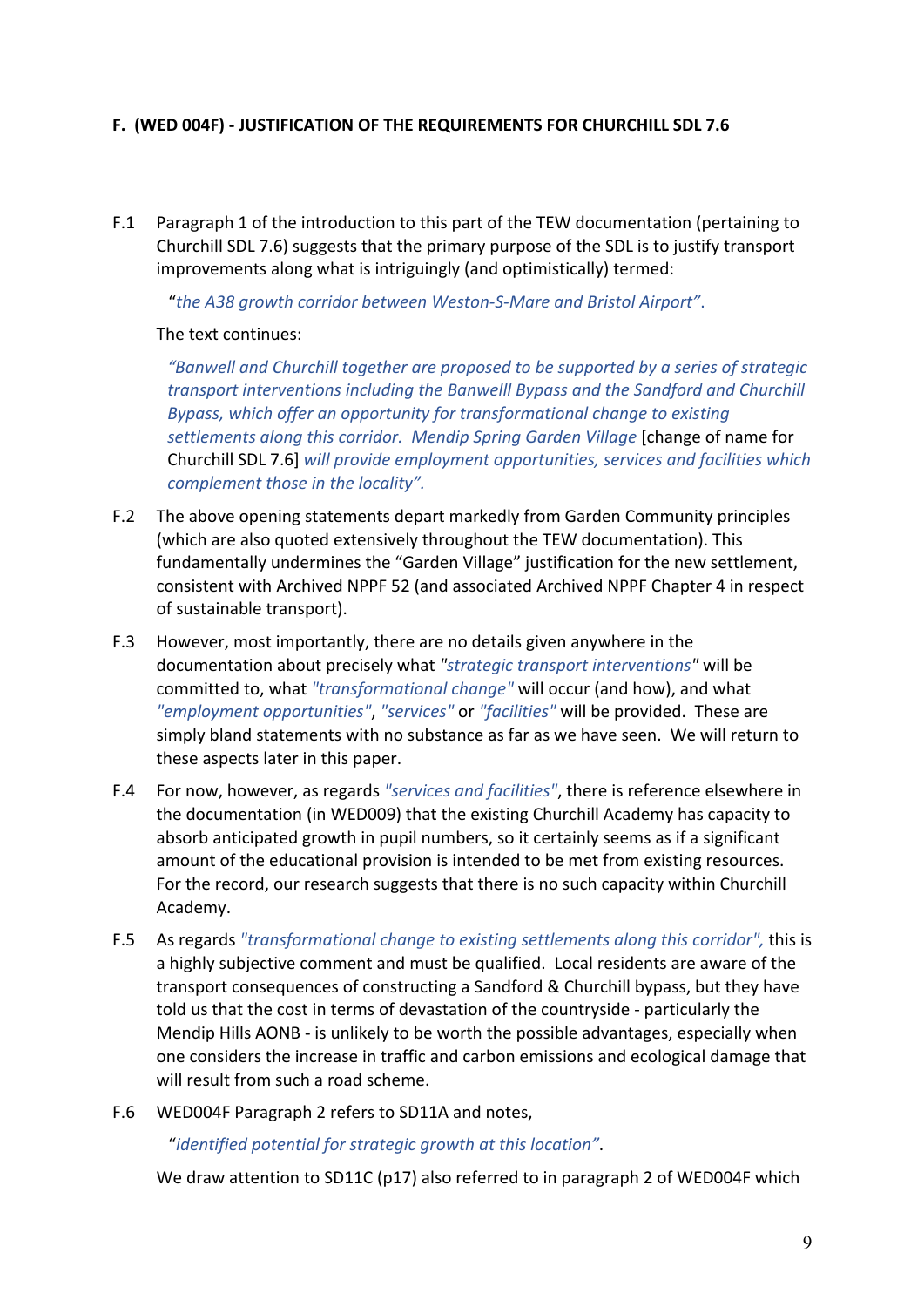**F. (WED 004F) - JUSTIFICATION OF THE REQUIREMENTS FOR CHURCHILL SDL 7.6**

F.1 Paragraph 1 of the introduction to this part of the TEW documentation (pertaining to Churchill SDL 7.6) suggests that the primary purpose of the SDL is to justify transport improvements along what is intriguingly (and optimistically) termed:

> "*the A38 growth corridor between Weston-S-Mare and Bristol Airport".*

The text continues:

> *"Banwell and Churchill together are proposed to be supported by a series of strategic transport interventions including the Banwelll Bypass and the Sandford and Churchill Bypass, which offer an opportunity for transformational change to existing settlements along this corridor. Mendip Spring Garden Village* [change of name for Churchill SDL 7.6] *will provide employment opportunities, services and facilities which complement those in the locality".*

F.2 The above opening statements depart markedly from Garden Community principles (which are also quoted extensively throughout the TEW documentation). This fundamentally undermines the "Garden Village" justification for the new settlement, consistent with Archived NPPF 52 (and associated Archived NPPF Chapter 4 in respect of sustainable transport).

F.3 However, most importantly, there are no details given anywhere in the documentation about precisely what *"strategic transport interventions"* will be committed to, what *"transformational change"* will occur (and how), and what *"employment opportunities"*, *"services"* or *"facilities"* will be provided. These are simply bland statements with no substance as far as we have seen. We will return to these aspects later in this paper.

F.4 For now, however, as regards *"services and facilities"*, there is reference elsewhere in the documentation (in WED009) that the existing Churchill Academy has capacity to absorb anticipated growth in pupil numbers, so it certainly seems as if a significant amount of the educational provision is intended to be met from existing resources. For the record, our research suggests that there is no such capacity within Churchill Academy.

F.5 As regards *"transformational change to existing settlements along this corridor",* this is a highly subjective comment and must be qualified. Local residents are aware of the transport consequences of constructing a Sandford & Churchill bypass, but they have told us that the cost in terms of devastation of the countryside - particularly the Mendip Hills AONB - is unlikely to be worth the possible advantages, especially when one considers the increase in traffic and carbon emissions and ecological damage that will result from such a road scheme.

F.6 WED004F Paragraph 2 refers to SD11A and notes,

> "*identified potential for strategic growth at this location"*.

We draw attention to SD11C (p17) also referred to in paragraph 2 of WED004F which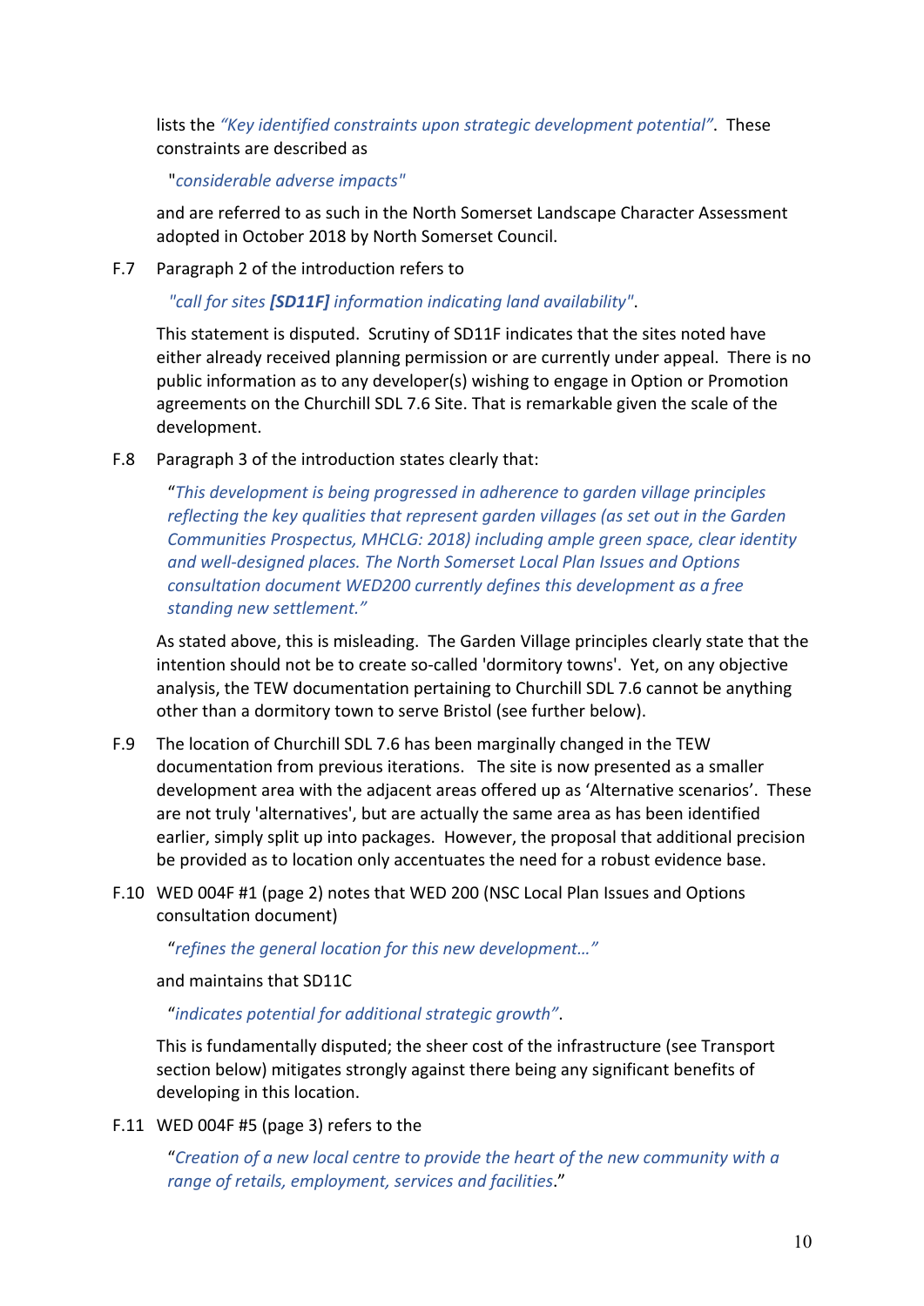lists the *"Key identified constraints upon strategic development potential"*. These constraints are described as

> "*considerable adverse impacts*"

and are referred to as such in the North Somerset Landscape Character Assessment adopted in October 2018 by North Somerset Council.

F.7 Paragraph 2 of the introduction refers to

> *"call for sites **[SD11F]** information indicating land availability"*.

This statement is disputed. Scrutiny of SD11F indicates that the sites noted have either already received planning permission or are currently under appeal. There is no public information as to any developer(s) wishing to engage in Option or Promotion agreements on the Churchill SDL 7.6 Site. That is remarkable given the scale of the development.

F.8 Paragraph 3 of the introduction states clearly that:

> "*This development is being progressed in adherence to garden village principles reflecting the key qualities that represent garden villages (as set out in the Garden Communities Prospectus, MHCLG: 2018) including ample green space, clear identity and well-designed places. The North Somerset Local Plan Issues and Options consultation document WED200 currently defines this development as a free standing new settlement.*"

As stated above, this is misleading. The Garden Village principles clearly state that the intention should not be to create so-called 'dormitory towns'. Yet, on any objective analysis, the TEW documentation pertaining to Churchill SDL 7.6 cannot be anything other than a dormitory town to serve Bristol (see further below).

F.9 The location of Churchill SDL 7.6 has been marginally changed in the TEW documentation from previous iterations. The site is now presented as a smaller development area with the adjacent areas offered up as 'Alternative scenarios'. These are not truly 'alternatives', but are actually the same area as has been identified earlier, simply split up into packages. However, the proposal that additional precision be provided as to location only accentuates the need for a robust evidence base.

F.10 WED 004F #1 (page 2) notes that WED 200 (NSC Local Plan Issues and Options consultation document)

> "*refines the general location for this new development...*"

and maintains that SD11C

> "*indicates potential for additional strategic growth*".

This is fundamentally disputed; the sheer cost of the infrastructure (see Transport section below) mitigates strongly against there being any significant benefits of developing in this location.

F.11 WED 004F #5 (page 3) refers to the

> "*Creation of a new local centre to provide the heart of the new community with a range of retails, employment, services and facilities*."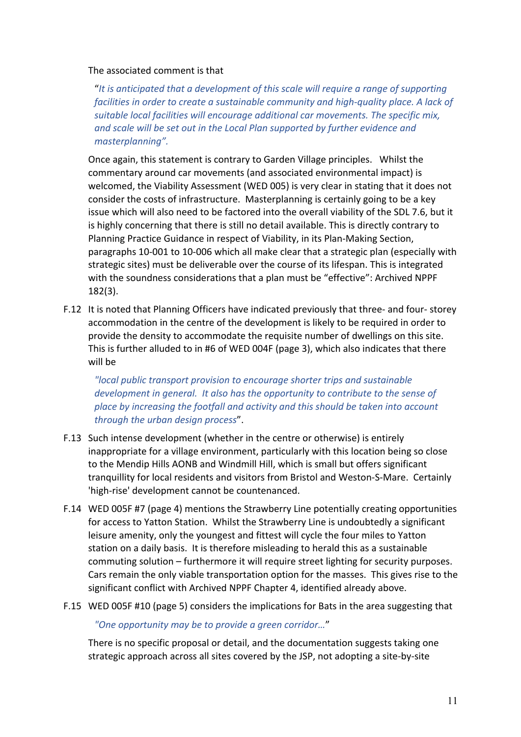The associated comment is that

> "*It is anticipated that a development of this scale will require a range of supporting facilities in order to create a sustainable community and high-quality place. A lack of suitable local facilities will encourage additional car movements. The specific mix, and scale will be set out in the Local Plan supported by further evidence and masterplanning".*

Once again, this statement is contrary to Garden Village principles. Whilst the commentary around car movements (and associated environmental impact) is welcomed, the Viability Assessment (WED 005) is very clear in stating that it does not consider the costs of infrastructure. Masterplanning is certainly going to be a key issue which will also need to be factored into the overall viability of the SDL 7.6, but it is highly concerning that there is still no detail available. This is directly contrary to Planning Practice Guidance in respect of Viability, in its Plan-Making Section, paragraphs 10-001 to 10-006 which all make clear that a strategic plan (especially with strategic sites) must be deliverable over the course of its lifespan. This is integrated with the soundness considerations that a plan must be "effective": Archived NPPF 182(3).

F.12 It is noted that Planning Officers have indicated previously that three- and four- storey accommodation in the centre of the development is likely to be required in order to provide the density to accommodate the requisite number of dwellings on this site. This is further alluded to in #6 of WED 004F (page 3), which also indicates that there will be

> *"local public transport provision to encourage shorter trips and sustainable development in general. It also has the opportunity to contribute to the sense of place by increasing the footfall and activity and this should be taken into account through the urban design process*".

F.13 Such intense development (whether in the centre or otherwise) is entirely inappropriate for a village environment, particularly with this location being so close to the Mendip Hills AONB and Windmill Hill, which is small but offers significant tranquillity for local residents and visitors from Bristol and Weston-S-Mare. Certainly 'high-rise' development cannot be countenanced.

F.14 WED 005F #7 (page 4) mentions the Strawberry Line potentially creating opportunities for access to Yatton Station. Whilst the Strawberry Line is undoubtedly a significant leisure amenity, only the youngest and fittest will cycle the four miles to Yatton station on a daily basis. It is therefore misleading to herald this as a sustainable commuting solution – furthermore it will require street lighting for security purposes. Cars remain the only viable transportation option for the masses. This gives rise to the significant conflict with Archived NPPF Chapter 4, identified already above.

F.15 WED 005F #10 (page 5) considers the implications for Bats in the area suggesting that

> *"One opportunity may be to provide a green corridor…*"

There is no specific proposal or detail, and the documentation suggests taking one strategic approach across all sites covered by the JSP, not adopting a site-by-site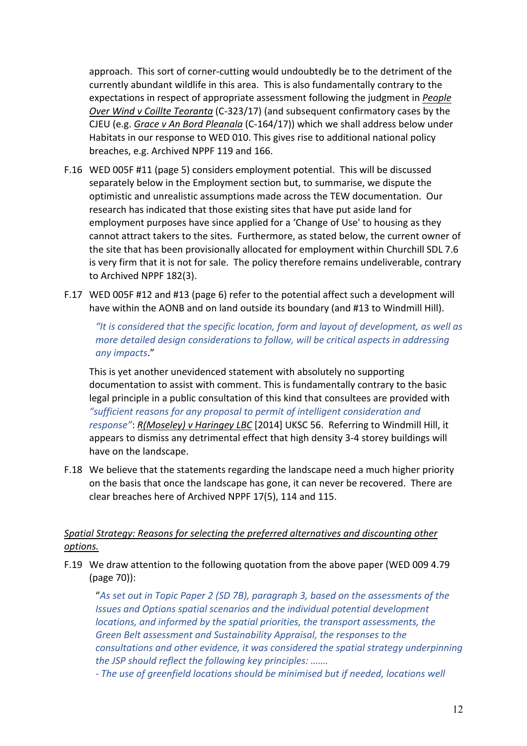approach. This sort of corner-cutting would undoubtedly be to the detriment of the currently abundant wildlife in this area. This is also fundamentally contrary to the expectations in respect of appropriate assessment following the judgment in _People Over Wind v Coillte Teoranta_ (C-323/17) (and subsequent confirmatory cases by the CJEU (e.g. _Grace v An Bord Pleanala_ (C-164/17)) which we shall address below under Habitats in our response to WED 010. This gives rise to additional national policy breaches, e.g. Archived NPPF 119 and 166.

F.16 WED 005F #11 (page 5) considers employment potential. This will be discussed separately below in the Employment section but, to summarise, we dispute the optimistic and unrealistic assumptions made across the TEW documentation. Our research has indicated that those existing sites that have put aside land for employment purposes have since applied for a 'Change of Use' to housing as they cannot attract takers to the sites. Furthermore, as stated below, the current owner of the site that has been provisionally allocated for employment within Churchill SDL 7.6 is very firm that it is not for sale. The policy therefore remains undeliverable, contrary to Archived NPPF 182(3).

F.17 WED 005F #12 and #13 (page 6) refer to the potential affect such a development will have within the AONB and on land outside its boundary (and #13 to Windmill Hill).

> *"It is considered that the specific location, form and layout of development, as well as more detailed design considerations to follow, will be critical aspects in addressing any impacts*."

This is yet another unevidenced statement with absolutely no supporting documentation to assist with comment. This is fundamentally contrary to the basic legal principle in a public consultation of this kind that consultees are provided with *"sufficient reasons for any proposal to permit of intelligent consideration and response"*: _R(Moseley) v Haringey LBC_ [2014] UKSC 56. Referring to Windmill Hill, it appears to dismiss any detrimental effect that high density 3-4 storey buildings will have on the landscape.

F.18 We believe that the statements regarding the landscape need a much higher priority on the basis that once the landscape has gone, it can never be recovered. There are clear breaches here of Archived NPPF 17(5), 114 and 115.

_Spatial Strategy: Reasons for selecting the preferred alternatives and discounting other options._

F.19 We draw attention to the following quotation from the above paper (WED 009 4.79 (page 70)):

> "*As set out in Topic Paper 2 (SD 7B), paragraph 3, based on the assessments of the Issues and Options spatial scenarios and the individual potential development locations, and informed by the spatial priorities, the transport assessments, the Green Belt assessment and Sustainability Appraisal, the responses to the consultations and other evidence, it was considered the spatial strategy underpinning the JSP should reflect the following key principles: …….*
>
> *- The use of greenfield locations should be minimised but if needed, locations well*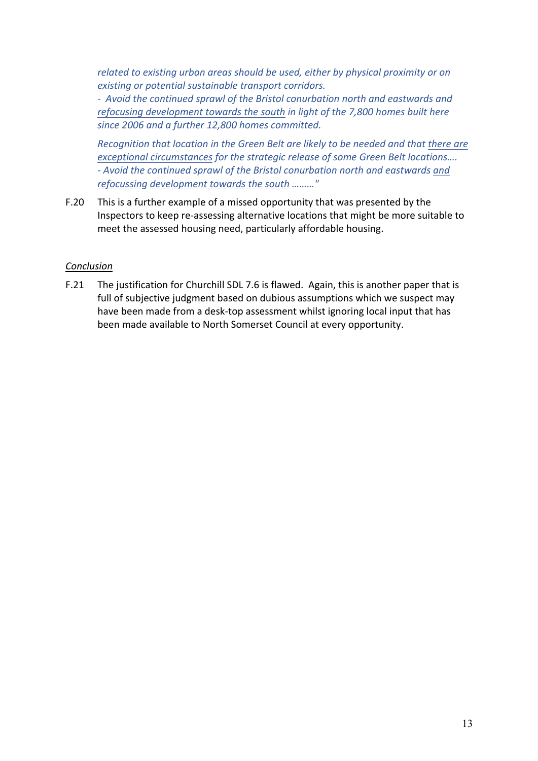*related to existing urban areas should be used, either by physical proximity or on existing or potential sustainable transport corridors.*
*- Avoid the continued sprawl of the Bristol conurbation north and eastwards and <u>refocusing development towards the south</u> in light of the 7,800 homes built here since 2006 and a further 12,800 homes committed.*

*Recognition that location in the Green Belt are likely to be needed and that <u>there are exceptional circumstances</u> for the strategic release of some Green Belt locations….*
*- Avoid the continued sprawl of the Bristol conurbation north and eastwards <u>and refocussing development towards the south</u> ………"*

F.20 This is a further example of a missed opportunity that was presented by the Inspectors to keep re-assessing alternative locations that might be more suitable to meet the assessed housing need, particularly affordable housing.

*<u>Conclusion</u>*

F.21 The justification for Churchill SDL 7.6 is flawed. Again, this is another paper that is full of subjective judgment based on dubious assumptions which we suspect may have been made from a desk-top assessment whilst ignoring local input that has been made available to North Somerset Council at every opportunity.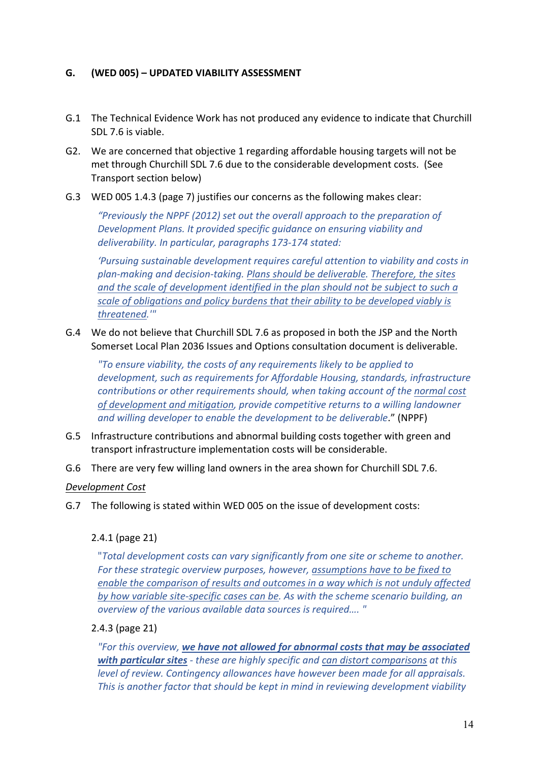## G. (WED 005) – UPDATED VIABILITY ASSESSMENT

G.1 The Technical Evidence Work has not produced any evidence to indicate that Churchill SDL 7.6 is viable.

G2. We are concerned that objective 1 regarding affordable housing targets will not be met through Churchill SDL 7.6 due to the considerable development costs. (See Transport section below)

G.3 WED 005 1.4.3 (page 7) justifies our concerns as the following makes clear:

> *"Previously the NPPF (2012) set out the overall approach to the preparation of Development Plans. It provided specific guidance on ensuring viability and deliverability. In particular, paragraphs 173-174 stated:*
>
> *'Pursuing sustainable development requires careful attention to viability and costs in plan-making and decision-taking. <u>Plans should be deliverable</u>. <u>Therefore, the sites and the scale of development identified in the plan should not be subject to such a scale of obligations and policy burdens that their ability to be developed viably is threatened</u>.'"*

G.4 We do not believe that Churchill SDL 7.6 as proposed in both the JSP and the North Somerset Local Plan 2036 Issues and Options consultation document is deliverable.

> *"To ensure viability, the costs of any requirements likely to be applied to development, such as requirements for Affordable Housing, standards, infrastructure contributions or other requirements should, when taking account of the <u>normal cost of development and mitigation</u>, provide competitive returns to a willing landowner and willing developer to enable the development to be deliverable*." (NPPF)

G.5 Infrastructure contributions and abnormal building costs together with green and transport infrastructure implementation costs will be considerable.

G.6 There are very few willing land owners in the area shown for Churchill SDL 7.6.

*<u>Development Cost</u>*

G.7 The following is stated within WED 005 on the issue of development costs:

2.4.1 (page 21)

> "*Total development costs can vary significantly from one site or scheme to another. For these strategic overview purposes, however, <u>assumptions have to be fixed to enable the comparison of results and outcomes in a way which is not unduly affected by how variable site-specific cases can be</u>. As with the scheme scenario building, an overview of the various available data sources is required.... "*

2.4.3 (page 21)

> *"For this overview, <u>**we have not allowed for abnormal costs that may be associated with particular sites**</u> - these are highly specific and <u>can distort comparisons</u> at this level of review. Contingency allowances have however been made for all appraisals. This is another factor that should be kept in mind in reviewing development viability*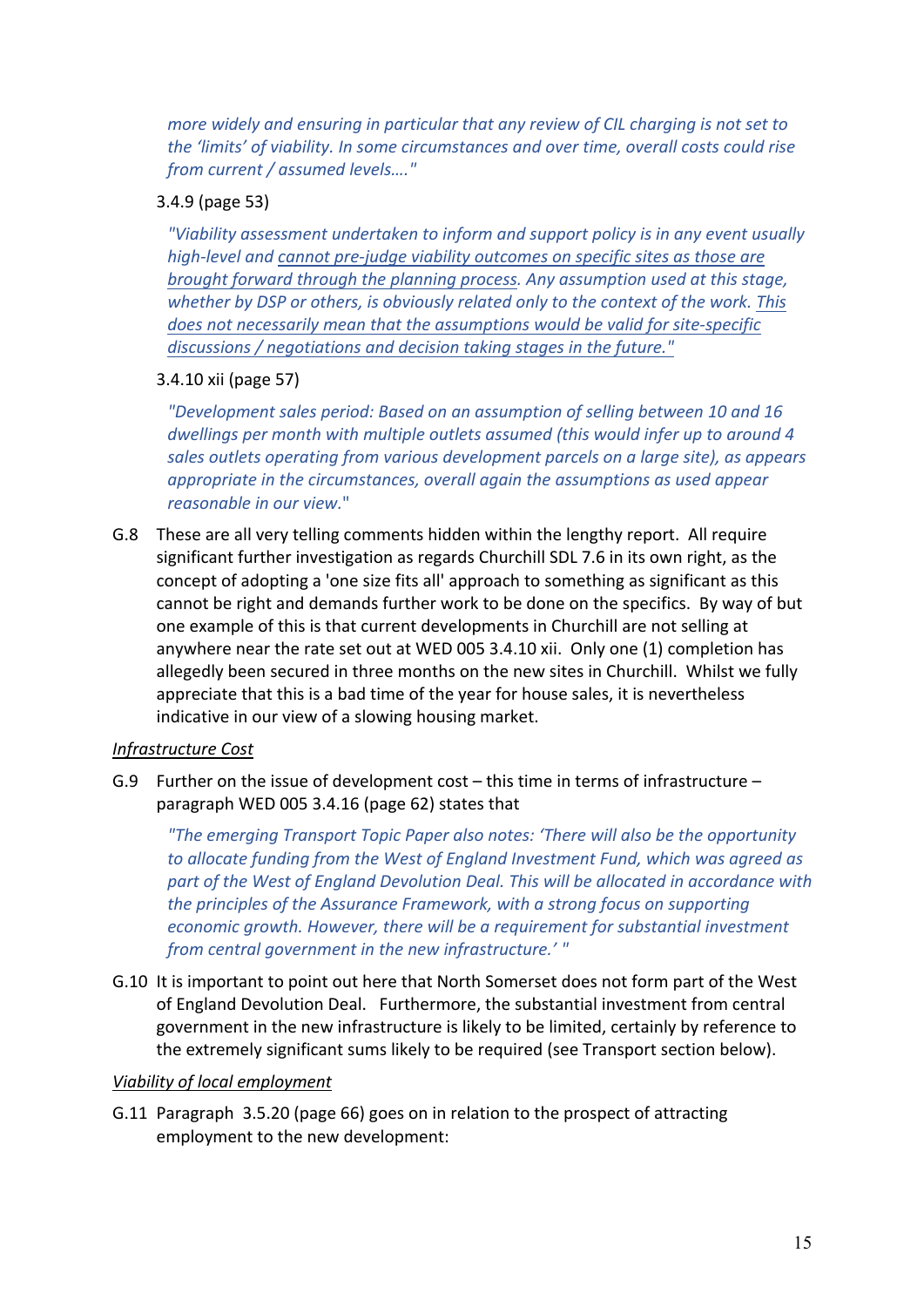> *more widely and ensuring in particular that any review of CIL charging is not set to the 'limits' of viability. In some circumstances and over time, overall costs could rise from current / assumed levels…."*

3.4.9 (page 53)

> *"Viability assessment undertaken to inform and support policy is in any event usually high-level and <u>cannot pre-judge viability outcomes on specific sites as those are brought forward through the planning process</u>. Any assumption used at this stage, whether by DSP or others, is obviously related only to the context of the work. <u>This does not necessarily mean that the assumptions would be valid for site-specific discussions / negotiations and decision taking stages in the future."</u>*

3.4.10 xii (page 57)

> *"Development sales period: Based on an assumption of selling between 10 and 16 dwellings per month with multiple outlets assumed (this would infer up to around 4 sales outlets operating from various development parcels on a large site), as appears appropriate in the circumstances, overall again the assumptions as used appear reasonable in our view."*

G.8 These are all very telling comments hidden within the lengthy report. All require significant further investigation as regards Churchill SDL 7.6 in its own right, as the concept of adopting a 'one size fits all' approach to something as significant as this cannot be right and demands further work to be done on the specifics. By way of but one example of this is that current developments in Churchill are not selling at anywhere near the rate set out at WED 005 3.4.10 xii. Only one (1) completion has allegedly been secured in three months on the new sites in Churchill. Whilst we fully appreciate that this is a bad time of the year for house sales, it is nevertheless indicative in our view of a slowing housing market.

<u>Infrastructure Cost</u>

G.9 Further on the issue of development cost – this time in terms of infrastructure – paragraph WED 005 3.4.16 (page 62) states that

> *"The emerging Transport Topic Paper also notes: 'There will also be the opportunity to allocate funding from the West of England Investment Fund, which was agreed as part of the West of England Devolution Deal. This will be allocated in accordance with the principles of the Assurance Framework, with a strong focus on supporting economic growth. However, there will be a requirement for substantial investment from central government in the new infrastructure.' "*

G.10 It is important to point out here that North Somerset does not form part of the West of England Devolution Deal. Furthermore, the substantial investment from central government in the new infrastructure is likely to be limited, certainly by reference to the extremely significant sums likely to be required (see Transport section below).

<u>Viability of local employment</u>

G.11 Paragraph 3.5.20 (page 66) goes on in relation to the prospect of attracting employment to the new development: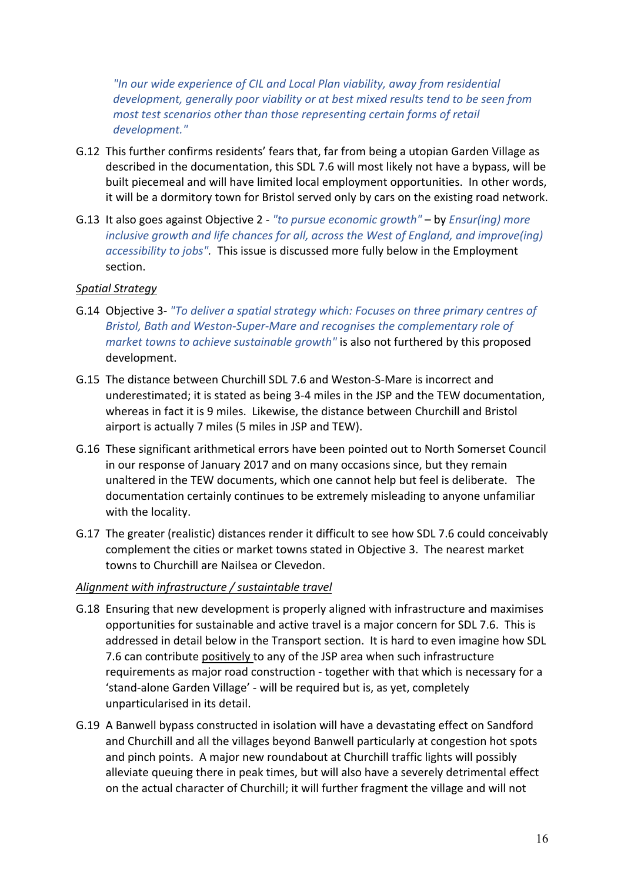*"In our wide experience of CIL and Local Plan viability, away from residential development, generally poor viability or at best mixed results tend to be seen from most test scenarios other than those representing certain forms of retail development."*

G.12 This further confirms residents' fears that, far from being a utopian Garden Village as described in the documentation, this SDL 7.6 will most likely not have a bypass, will be built piecemeal and will have limited local employment opportunities. In other words, it will be a dormitory town for Bristol served only by cars on the existing road network.

G.13 It also goes against Objective 2 - *"to pursue economic growth"* – by *Ensur(ing) more inclusive growth and life chances for all, across the West of England, and improve(ing) accessibility to jobs"*. This issue is discussed more fully below in the Employment section.

<u>Spatial Strategy</u>

G.14 Objective 3- *"To deliver a spatial strategy which: Focuses on three primary centres of Bristol, Bath and Weston-Super-Mare and recognises the complementary role of market towns to achieve sustainable growth"* is also not furthered by this proposed development.

G.15 The distance between Churchill SDL 7.6 and Weston-S-Mare is incorrect and underestimated; it is stated as being 3-4 miles in the JSP and the TEW documentation, whereas in fact it is 9 miles. Likewise, the distance between Churchill and Bristol airport is actually 7 miles (5 miles in JSP and TEW).

G.16 These significant arithmetical errors have been pointed out to North Somerset Council in our response of January 2017 and on many occasions since, but they remain unaltered in the TEW documents, which one cannot help but feel is deliberate. The documentation certainly continues to be extremely misleading to anyone unfamiliar with the locality.

G.17 The greater (realistic) distances render it difficult to see how SDL 7.6 could conceivably complement the cities or market towns stated in Objective 3. The nearest market towns to Churchill are Nailsea or Clevedon.

<u>Alignment with infrastructure / sustaintable travel</u>

G.18 Ensuring that new development is properly aligned with infrastructure and maximises opportunities for sustainable and active travel is a major concern for SDL 7.6. This is addressed in detail below in the Transport section. It is hard to even imagine how SDL 7.6 can contribute <u>positively</u> to any of the JSP area when such infrastructure requirements as major road construction - together with that which is necessary for a 'stand-alone Garden Village' - will be required but is, as yet, completely unparticularised in its detail.

G.19 A Banwell bypass constructed in isolation will have a devastating effect on Sandford and Churchill and all the villages beyond Banwell particularly at congestion hot spots and pinch points. A major new roundabout at Churchill traffic lights will possibly alleviate queuing there in peak times, but will also have a severely detrimental effect on the actual character of Churchill; it will further fragment the village and will not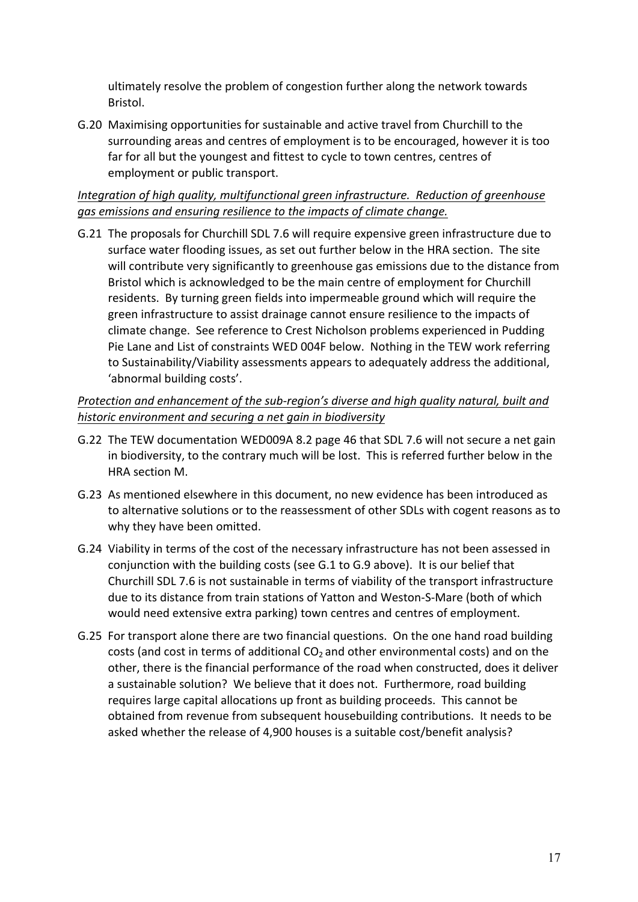ultimately resolve the problem of congestion further along the network towards Bristol.

G.20 Maximising opportunities for sustainable and active travel from Churchill to the surrounding areas and centres of employment is to be encouraged, however it is too far for all but the youngest and fittest to cycle to town centres, centres of employment or public transport.

*Integration of high quality, multifunctional green infrastructure. Reduction of greenhouse gas emissions and ensuring resilience to the impacts of climate change.*

G.21 The proposals for Churchill SDL 7.6 will require expensive green infrastructure due to surface water flooding issues, as set out further below in the HRA section. The site will contribute very significantly to greenhouse gas emissions due to the distance from Bristol which is acknowledged to be the main centre of employment for Churchill residents. By turning green fields into impermeable ground which will require the green infrastructure to assist drainage cannot ensure resilience to the impacts of climate change. See reference to Crest Nicholson problems experienced in Pudding Pie Lane and List of constraints WED 004F below. Nothing in the TEW work referring to Sustainability/Viability assessments appears to adequately address the additional, 'abnormal building costs'.

*Protection and enhancement of the sub-region's diverse and high quality natural, built and historic environment and securing a net gain in biodiversity*

G.22 The TEW documentation WED009A 8.2 page 46 that SDL 7.6 will not secure a net gain in biodiversity, to the contrary much will be lost. This is referred further below in the HRA section M.

G.23 As mentioned elsewhere in this document, no new evidence has been introduced as to alternative solutions or to the reassessment of other SDLs with cogent reasons as to why they have been omitted.

G.24 Viability in terms of the cost of the necessary infrastructure has not been assessed in conjunction with the building costs (see G.1 to G.9 above). It is our belief that Churchill SDL 7.6 is not sustainable in terms of viability of the transport infrastructure due to its distance from train stations of Yatton and Weston-S-Mare (both of which would need extensive extra parking) town centres and centres of employment.

G.25 For transport alone there are two financial questions. On the one hand road building costs (and cost in terms of additional $CO_2$ and other environmental costs) and on the other, there is the financial performance of the road when constructed, does it deliver a sustainable solution? We believe that it does not. Furthermore, road building requires large capital allocations up front as building proceeds. This cannot be obtained from revenue from subsequent housebuilding contributions. It needs to be asked whether the release of 4,900 houses is a suitable cost/benefit analysis?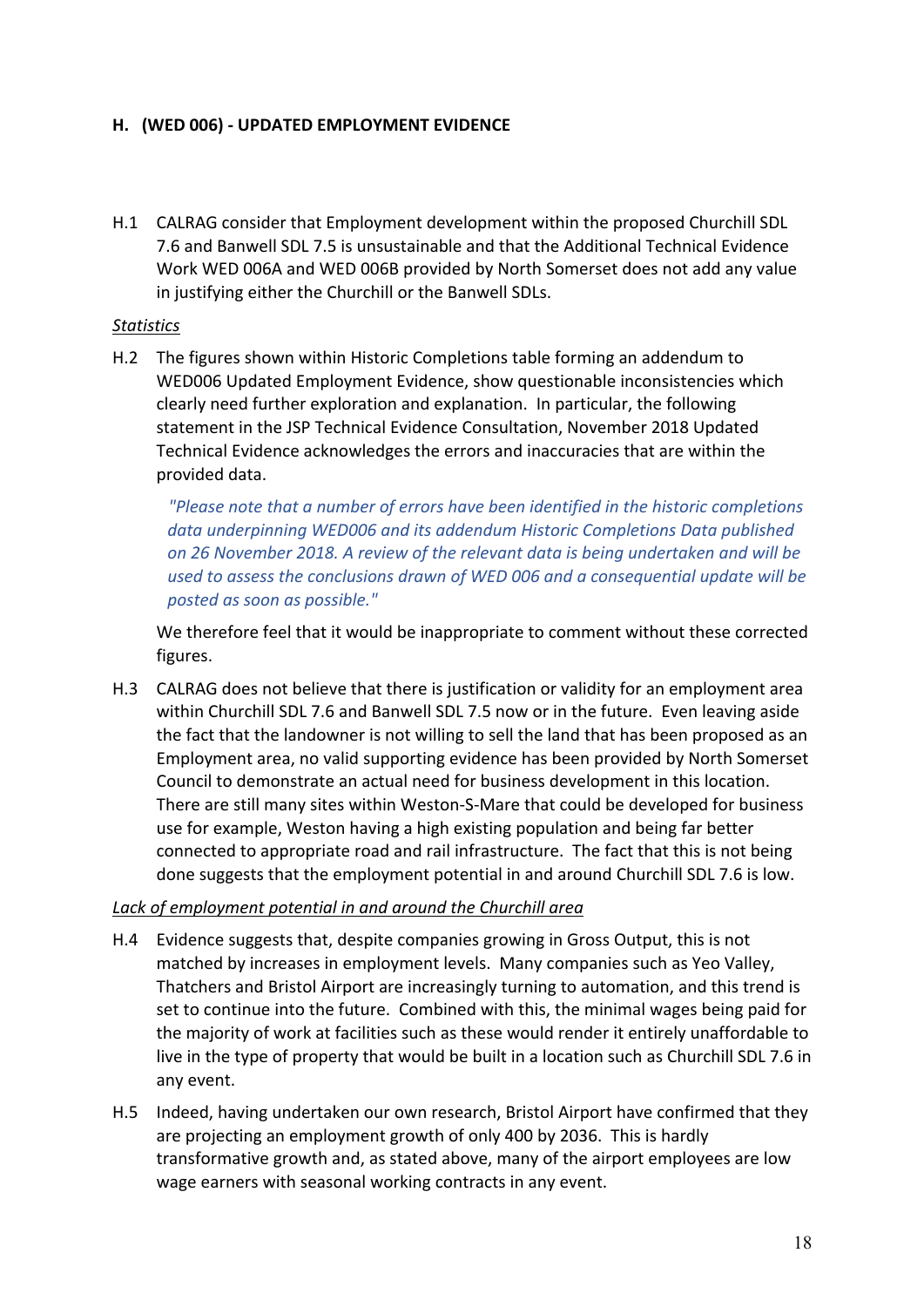## H. (WED 006) - UPDATED EMPLOYMENT EVIDENCE

H.1 CALRAG consider that Employment development within the proposed Churchill SDL 7.6 and Banwell SDL 7.5 is unsustainable and that the Additional Technical Evidence Work WED 006A and WED 006B provided by North Somerset does not add any value in justifying either the Churchill or the Banwell SDLs.

*Statistics*

H.2 The figures shown within Historic Completions table forming an addendum to WED006 Updated Employment Evidence, show questionable inconsistencies which clearly need further exploration and explanation. In particular, the following statement in the JSP Technical Evidence Consultation, November 2018 Updated Technical Evidence acknowledges the errors and inaccuracies that are within the provided data.

> *"Please note that a number of errors have been identified in the historic completions data underpinning WED006 and its addendum Historic Completions Data published on 26 November 2018. A review of the relevant data is being undertaken and will be used to assess the conclusions drawn of WED 006 and a consequential update will be posted as soon as possible."*

We therefore feel that it would be inappropriate to comment without these corrected figures.

H.3 CALRAG does not believe that there is justification or validity for an employment area within Churchill SDL 7.6 and Banwell SDL 7.5 now or in the future. Even leaving aside the fact that the landowner is not willing to sell the land that has been proposed as an Employment area, no valid supporting evidence has been provided by North Somerset Council to demonstrate an actual need for business development in this location. There are still many sites within Weston-S-Mare that could be developed for business use for example, Weston having a high existing population and being far better connected to appropriate road and rail infrastructure. The fact that this is not being done suggests that the employment potential in and around Churchill SDL 7.6 is low.

*Lack of employment potential in and around the Churchill area*

H.4 Evidence suggests that, despite companies growing in Gross Output, this is not matched by increases in employment levels. Many companies such as Yeo Valley, Thatchers and Bristol Airport are increasingly turning to automation, and this trend is set to continue into the future. Combined with this, the minimal wages being paid for the majority of work at facilities such as these would render it entirely unaffordable to live in the type of property that would be built in a location such as Churchill SDL 7.6 in any event.

H.5 Indeed, having undertaken our own research, Bristol Airport have confirmed that they are projecting an employment growth of only 400 by 2036. This is hardly transformative growth and, as stated above, many of the airport employees are low wage earners with seasonal working contracts in any event.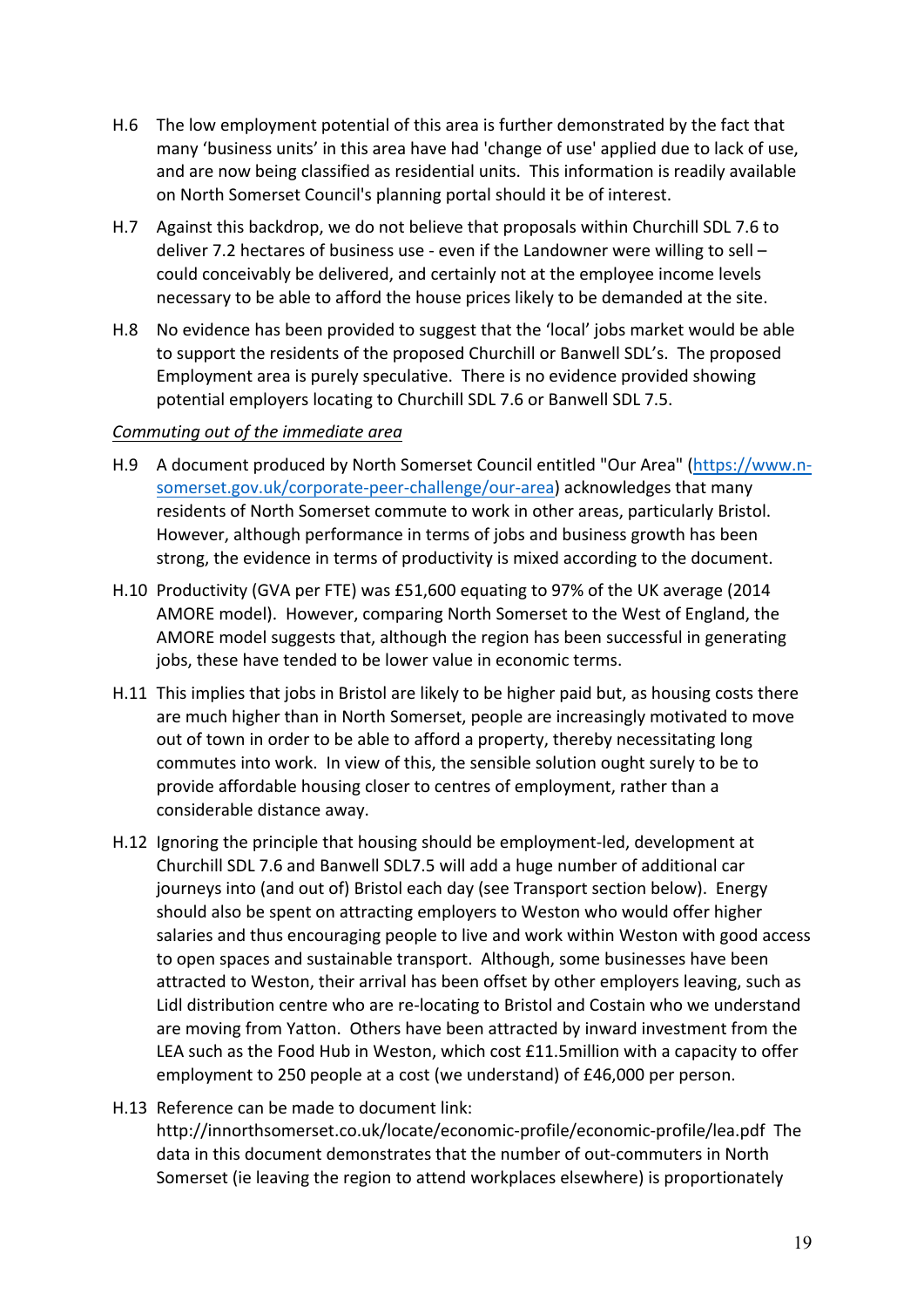H.6 The low employment potential of this area is further demonstrated by the fact that many 'business units' in this area have had 'change of use' applied due to lack of use, and are now being classified as residential units. This information is readily available on North Somerset Council's planning portal should it be of interest.

H.7 Against this backdrop, we do not believe that proposals within Churchill SDL 7.6 to deliver 7.2 hectares of business use - even if the Landowner were willing to sell – could conceivably be delivered, and certainly not at the employee income levels necessary to be able to afford the house prices likely to be demanded at the site.

H.8 No evidence has been provided to suggest that the 'local' jobs market would be able to support the residents of the proposed Churchill or Banwell SDL's. The proposed Employment area is purely speculative. There is no evidence provided showing potential employers locating to Churchill SDL 7.6 or Banwell SDL 7.5.

*Commuting out of the immediate area*

H.9 A document produced by North Somerset Council entitled "Our Area" (https://www.n-somerset.gov.uk/corporate-peer-challenge/our-area) acknowledges that many residents of North Somerset commute to work in other areas, particularly Bristol. However, although performance in terms of jobs and business growth has been strong, the evidence in terms of productivity is mixed according to the document.

H.10 Productivity (GVA per FTE) was £51,600 equating to 97% of the UK average (2014 AMORE model). However, comparing North Somerset to the West of England, the AMORE model suggests that, although the region has been successful in generating jobs, these have tended to be lower value in economic terms.

H.11 This implies that jobs in Bristol are likely to be higher paid but, as housing costs there are much higher than in North Somerset, people are increasingly motivated to move out of town in order to be able to afford a property, thereby necessitating long commutes into work. In view of this, the sensible solution ought surely to be to provide affordable housing closer to centres of employment, rather than a considerable distance away.

H.12 Ignoring the principle that housing should be employment-led, development at Churchill SDL 7.6 and Banwell SDL7.5 will add a huge number of additional car journeys into (and out of) Bristol each day (see Transport section below). Energy should also be spent on attracting employers to Weston who would offer higher salaries and thus encouraging people to live and work within Weston with good access to open spaces and sustainable transport. Although, some businesses have been attracted to Weston, their arrival has been offset by other employers leaving, such as Lidl distribution centre who are re-locating to Bristol and Costain who we understand are moving from Yatton. Others have been attracted by inward investment from the LEA such as the Food Hub in Weston, which cost £11.5million with a capacity to offer employment to 250 people at a cost (we understand) of £46,000 per person.

H.13 Reference can be made to document link: http://innorthsomerset.co.uk/locate/economic-profile/economic-profile/lea.pdf The data in this document demonstrates that the number of out-commuters in North Somerset (ie leaving the region to attend workplaces elsewhere) is proportionately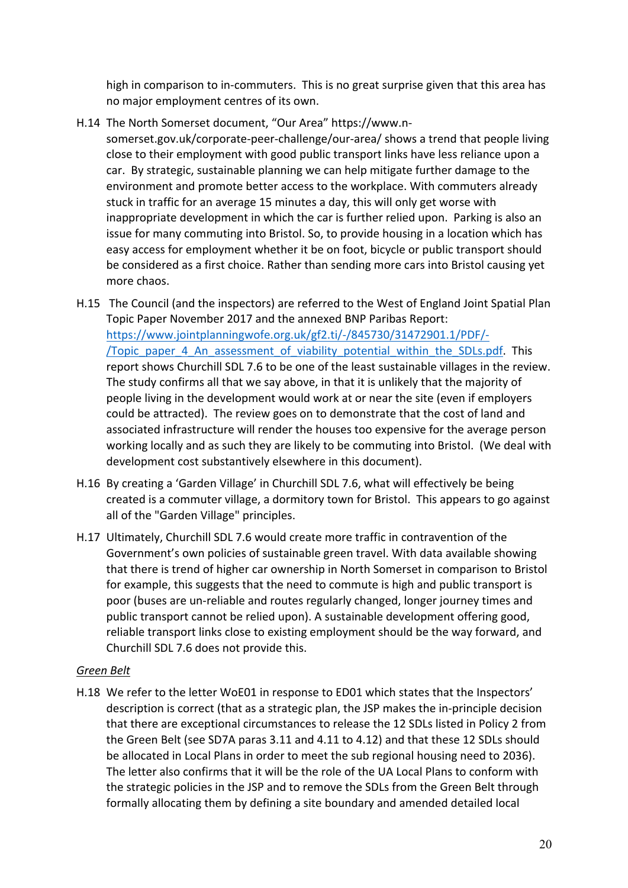high in comparison to in-commuters. This is no great surprise given that this area has no major employment centres of its own.

H.14 The North Somerset document, "Our Area" https://www.n-somerset.gov.uk/corporate-peer-challenge/our-area/ shows a trend that people living close to their employment with good public transport links have less reliance upon a car. By strategic, sustainable planning we can help mitigate further damage to the environment and promote better access to the workplace. With commuters already stuck in traffic for an average 15 minutes a day, this will only get worse with inappropriate development in which the car is further relied upon. Parking is also an issue for many commuting into Bristol. So, to provide housing in a location which has easy access for employment whether it be on foot, bicycle or public transport should be considered as a first choice. Rather than sending more cars into Bristol causing yet more chaos.

H.15 The Council (and the inspectors) are referred to the West of England Joint Spatial Plan Topic Paper November 2017 and the annexed BNP Paribas Report: [https://www.jointplanningwofe.org.uk/gf2.ti/-/845730/31472901.1/PDF/-/Topic_paper_4_An_assessment_of_viability_potential_within_the_SDLs.pdf](https://www.jointplanningwofe.org.uk/gf2.ti/-/845730/31472901.1/PDF/-/Topic_paper_4_An_assessment_of_viability_potential_within_the_SDLs.pdf). This report shows Churchill SDL 7.6 to be one of the least sustainable villages in the review. The study confirms all that we say above, in that it is unlikely that the majority of people living in the development would work at or near the site (even if employers could be attracted). The review goes on to demonstrate that the cost of land and associated infrastructure will render the houses too expensive for the average person working locally and as such they are likely to be commuting into Bristol. (We deal with development cost substantively elsewhere in this document).

H.16 By creating a 'Garden Village' in Churchill SDL 7.6, what will effectively be being created is a commuter village, a dormitory town for Bristol. This appears to go against all of the "Garden Village" principles.

H.17 Ultimately, Churchill SDL 7.6 would create more traffic in contravention of the Government's own policies of sustainable green travel. With data available showing that there is trend of higher car ownership in North Somerset in comparison to Bristol for example, this suggests that the need to commute is high and public transport is poor (buses are un-reliable and routes regularly changed, longer journey times and public transport cannot be relied upon). A sustainable development offering good, reliable transport links close to existing employment should be the way forward, and Churchill SDL 7.6 does not provide this.

*Green Belt*

H.18 We refer to the letter WoE01 in response to ED01 which states that the Inspectors' description is correct (that as a strategic plan, the JSP makes the in-principle decision that there are exceptional circumstances to release the 12 SDLs listed in Policy 2 from the Green Belt (see SD7A paras 3.11 and 4.11 to 4.12) and that these 12 SDLs should be allocated in Local Plans in order to meet the sub regional housing need to 2036). The letter also confirms that it will be the role of the UA Local Plans to conform with the strategic policies in the JSP and to remove the SDLs from the Green Belt through formally allocating them by defining a site boundary and amended detailed local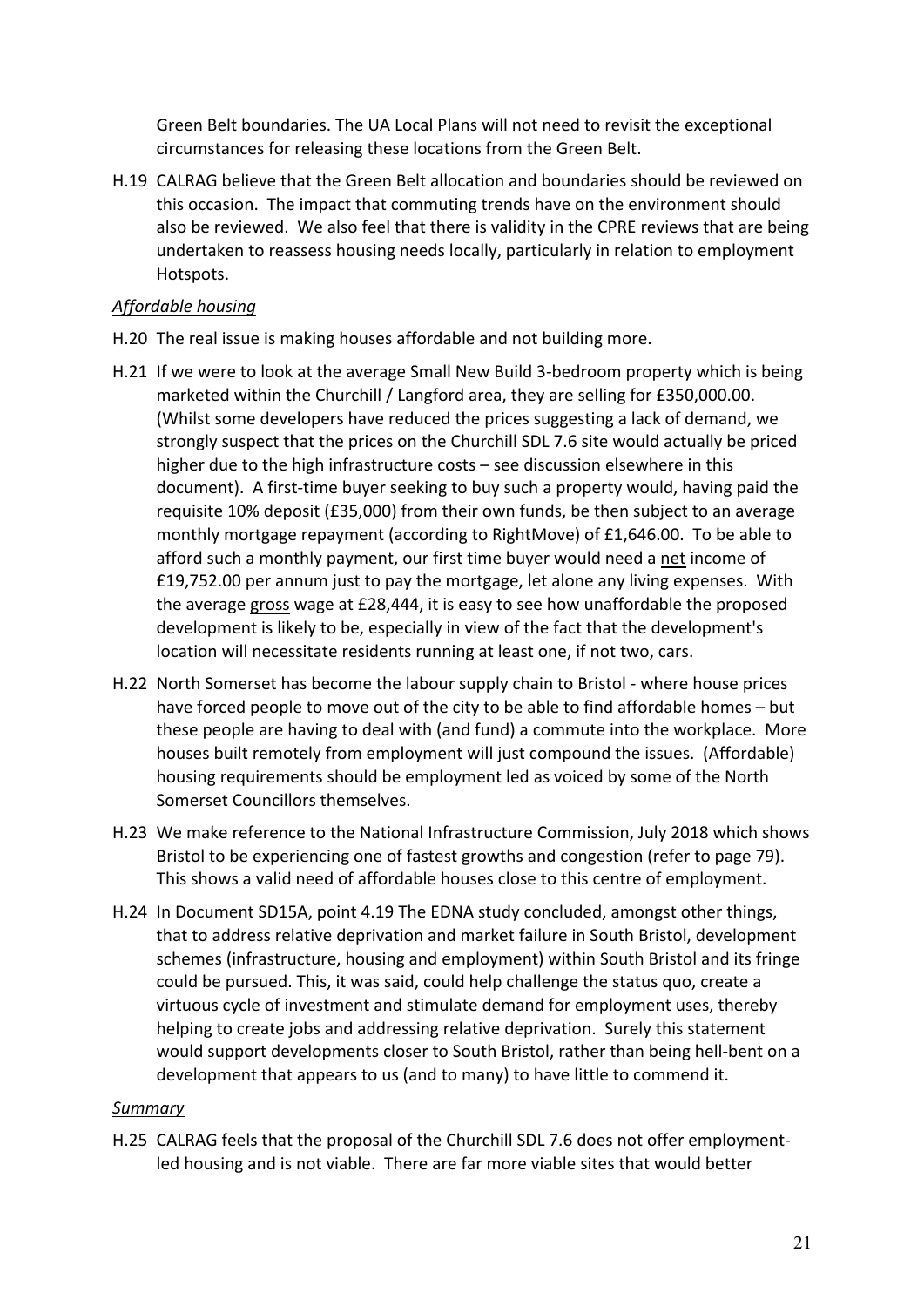Green Belt boundaries. The UA Local Plans will not need to revisit the exceptional circumstances for releasing these locations from the Green Belt.

H.19 CALRAG believe that the Green Belt allocation and boundaries should be reviewed on this occasion. The impact that commuting trends have on the environment should also be reviewed. We also feel that there is validity in the CPRE reviews that are being undertaken to reassess housing needs locally, particularly in relation to employment Hotspots.

*Affordable housing*

H.20 The real issue is making houses affordable and not building more.

H.21 If we were to look at the average Small New Build 3-bedroom property which is being marketed within the Churchill / Langford area, they are selling for £350,000.00. (Whilst some developers have reduced the prices suggesting a lack of demand, we strongly suspect that the prices on the Churchill SDL 7.6 site would actually be priced higher due to the high infrastructure costs – see discussion elsewhere in this document). A first-time buyer seeking to buy such a property would, having paid the requisite 10% deposit (£35,000) from their own funds, be then subject to an average monthly mortgage repayment (according to RightMove) of £1,646.00. To be able to afford such a monthly payment, our first time buyer would need a net income of £19,752.00 per annum just to pay the mortgage, let alone any living expenses. With the average gross wage at £28,444, it is easy to see how unaffordable the proposed development is likely to be, especially in view of the fact that the development's location will necessitate residents running at least one, if not two, cars.

H.22 North Somerset has become the labour supply chain to Bristol - where house prices have forced people to move out of the city to be able to find affordable homes – but these people are having to deal with (and fund) a commute into the workplace. More houses built remotely from employment will just compound the issues. (Affordable) housing requirements should be employment led as voiced by some of the North Somerset Councillors themselves.

H.23 We make reference to the National Infrastructure Commission, July 2018 which shows Bristol to be experiencing one of fastest growths and congestion (refer to page 79). This shows a valid need of affordable houses close to this centre of employment.

H.24 In Document SD15A, point 4.19 The EDNA study concluded, amongst other things, that to address relative deprivation and market failure in South Bristol, development schemes (infrastructure, housing and employment) within South Bristol and its fringe could be pursued. This, it was said, could help challenge the status quo, create a virtuous cycle of investment and stimulate demand for employment uses, thereby helping to create jobs and addressing relative deprivation. Surely this statement would support developments closer to South Bristol, rather than being hell-bent on a development that appears to us (and to many) to have little to commend it.

*Summary*

H.25 CALRAG feels that the proposal of the Churchill SDL 7.6 does not offer employment-led housing and is not viable. There are far more viable sites that would better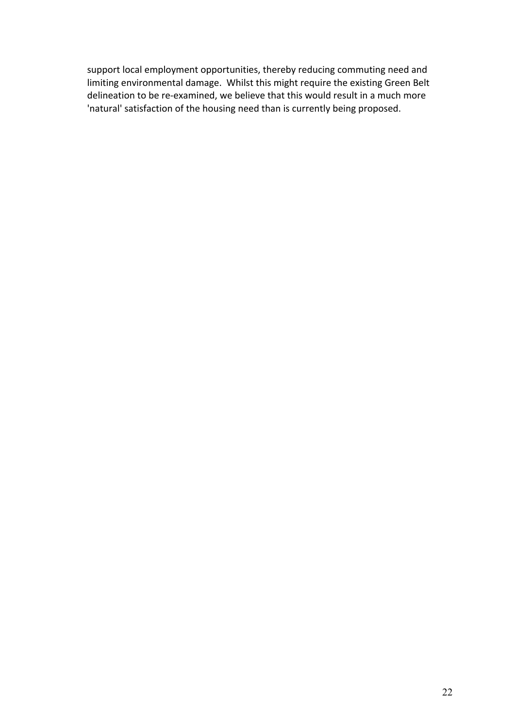support local employment opportunities, thereby reducing commuting need and limiting environmental damage.  Whilst this might require the existing Green Belt delineation to be re-examined, we believe that this would result in a much more 'natural' satisfaction of the housing need than is currently being proposed.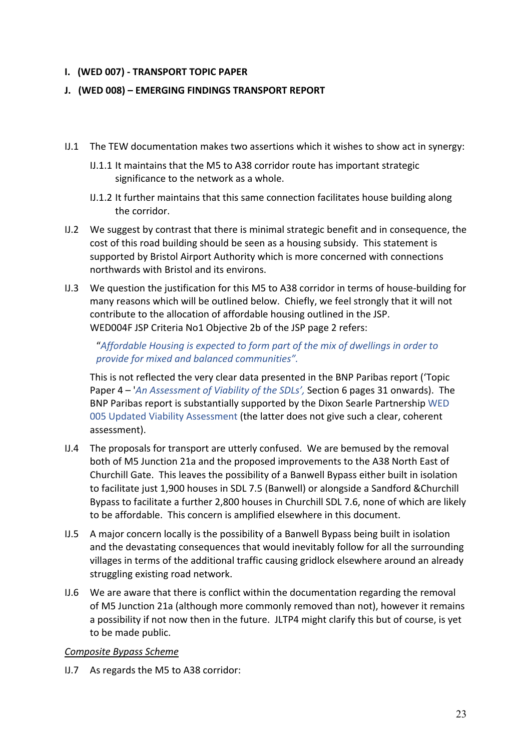**I. (WED 007) - TRANSPORT TOPIC PAPER**

**J. (WED 008) – EMERGING FINDINGS TRANSPORT REPORT**

IJ.1 The TEW documentation makes two assertions which it wishes to show act in synergy:

IJ.1.1 It maintains that the M5 to A38 corridor route has important strategic significance to the network as a whole.

IJ.1.2 It further maintains that this same connection facilitates house building along the corridor.

IJ.2 We suggest by contrast that there is minimal strategic benefit and in consequence, the cost of this road building should be seen as a housing subsidy. This statement is supported by Bristol Airport Authority which is more concerned with connections northwards with Bristol and its environs.

IJ.3 We question the justification for this M5 to A38 corridor in terms of house-building for many reasons which will be outlined below. Chiefly, we feel strongly that it will not contribute to the allocation of affordable housing outlined in the JSP. WED004F JSP Criteria No1 Objective 2b of the JSP page 2 refers:

"*Affordable Housing is expected to form part of the mix of dwellings in order to provide for mixed and balanced communities".*

This is not reflected the very clear data presented in the BNP Paribas report ('Topic Paper 4 – '*An Assessment of Viability of the SDLs',* Section 6 pages 31 onwards). The BNP Paribas report is substantially supported by the Dixon Searle Partnership WED 005 Updated Viability Assessment (the latter does not give such a clear, coherent assessment).

IJ.4 The proposals for transport are utterly confused. We are bemused by the removal both of M5 Junction 21a and the proposed improvements to the A38 North East of Churchill Gate. This leaves the possibility of a Banwell Bypass either built in isolation to facilitate just 1,900 houses in SDL 7.5 (Banwell) or alongside a Sandford &Churchill Bypass to facilitate a further 2,800 houses in Churchill SDL 7.6, none of which are likely to be affordable. This concern is amplified elsewhere in this document.

IJ.5 A major concern locally is the possibility of a Banwell Bypass being built in isolation and the devastating consequences that would inevitably follow for all the surrounding villages in terms of the additional traffic causing gridlock elsewhere around an already struggling existing road network.

IJ.6 We are aware that there is conflict within the documentation regarding the removal of M5 Junction 21a (although more commonly removed than not), however it remains a possibility if not now then in the future. JLTP4 might clarify this but of course, is yet to be made public.

<u>Composite Bypass Scheme</u>

IJ.7 As regards the M5 to A38 corridor: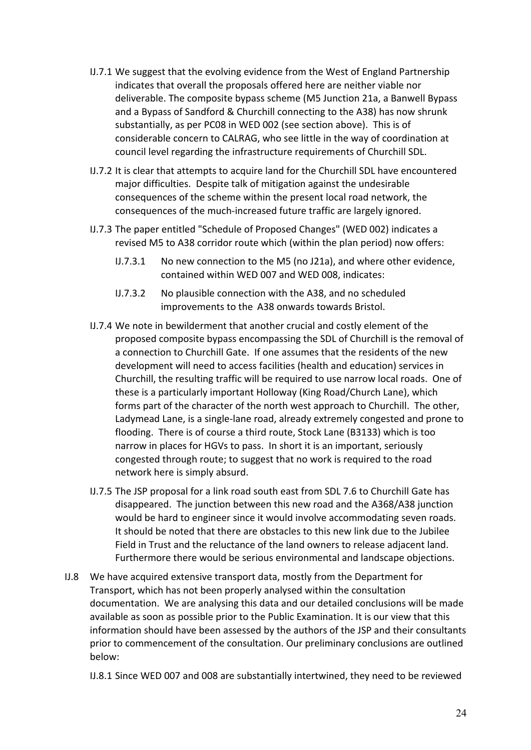IJ.7.1 We suggest that the evolving evidence from the West of England Partnership indicates that overall the proposals offered here are neither viable nor deliverable. The composite bypass scheme (M5 Junction 21a, a Banwell Bypass and a Bypass of Sandford & Churchill connecting to the A38) has now shrunk substantially, as per PC08 in WED 002 (see section above). This is of considerable concern to CALRAG, who see little in the way of coordination at council level regarding the infrastructure requirements of Churchill SDL.

IJ.7.2 It is clear that attempts to acquire land for the Churchill SDL have encountered major difficulties. Despite talk of mitigation against the undesirable consequences of the scheme within the present local road network, the consequences of the much-increased future traffic are largely ignored.

IJ.7.3 The paper entitled "Schedule of Proposed Changes" (WED 002) indicates a revised M5 to A38 corridor route which (within the plan period) now offers:

IJ.7.3.1 No new connection to the M5 (no J21a), and where other evidence, contained within WED 007 and WED 008, indicates:

IJ.7.3.2 No plausible connection with the A38, and no scheduled improvements to the A38 onwards towards Bristol.

IJ.7.4 We note in bewilderment that another crucial and costly element of the proposed composite bypass encompassing the SDL of Churchill is the removal of a connection to Churchill Gate. If one assumes that the residents of the new development will need to access facilities (health and education) services in Churchill, the resulting traffic will be required to use narrow local roads. One of these is a particularly important Holloway (King Road/Church Lane), which forms part of the character of the north west approach to Churchill. The other, Ladymead Lane, is a single-lane road, already extremely congested and prone to flooding. There is of course a third route, Stock Lane (B3133) which is too narrow in places for HGVs to pass. In short it is an important, seriously congested through route; to suggest that no work is required to the road network here is simply absurd.

IJ.7.5 The JSP proposal for a link road south east from SDL 7.6 to Churchill Gate has disappeared. The junction between this new road and the A368/A38 junction would be hard to engineer since it would involve accommodating seven roads. It should be noted that there are obstacles to this new link due to the Jubilee Field in Trust and the reluctance of the land owners to release adjacent land. Furthermore there would be serious environmental and landscape objections.

IJ.8 We have acquired extensive transport data, mostly from the Department for Transport, which has not been properly analysed within the consultation documentation. We are analysing this data and our detailed conclusions will be made available as soon as possible prior to the Public Examination. It is our view that this information should have been assessed by the authors of the JSP and their consultants prior to commencement of the consultation. Our preliminary conclusions are outlined below:

IJ.8.1 Since WED 007 and 008 are substantially intertwined, they need to be reviewed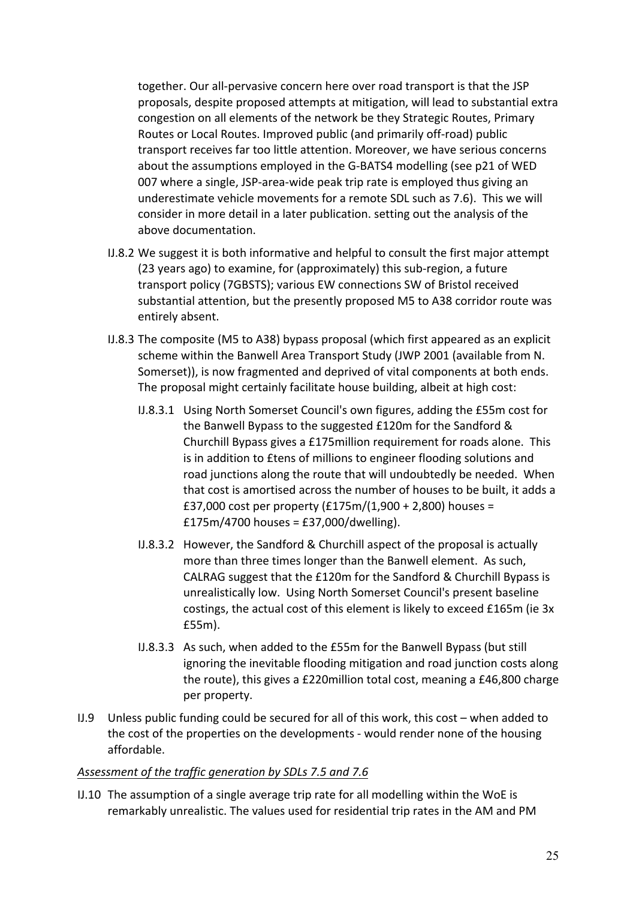together. Our all-pervasive concern here over road transport is that the JSP proposals, despite proposed attempts at mitigation, will lead to substantial extra congestion on all elements of the network be they Strategic Routes, Primary Routes or Local Routes. Improved public (and primarily off-road) public transport receives far too little attention. Moreover, we have serious concerns about the assumptions employed in the G-BATS4 modelling (see p21 of WED 007 where a single, JSP-area-wide peak trip rate is employed thus giving an underestimate vehicle movements for a remote SDL such as 7.6). This we will consider in more detail in a later publication. setting out the analysis of the above documentation.

IJ.8.2 We suggest it is both informative and helpful to consult the first major attempt (23 years ago) to examine, for (approximately) this sub-region, a future transport policy (7GBSTS); various EW connections SW of Bristol received substantial attention, but the presently proposed M5 to A38 corridor route was entirely absent.

IJ.8.3 The composite (M5 to A38) bypass proposal (which first appeared as an explicit scheme within the Banwell Area Transport Study (JWP 2001 (available from N. Somerset)), is now fragmented and deprived of vital components at both ends. The proposal might certainly facilitate house building, albeit at high cost:

IJ.8.3.1 Using North Somerset Council's own figures, adding the £55m cost for the Banwell Bypass to the suggested £120m for the Sandford & Churchill Bypass gives a £175million requirement for roads alone. This is in addition to £tens of millions to engineer flooding solutions and road junctions along the route that will undoubtedly be needed. When that cost is amortised across the number of houses to be built, it adds a £37,000 cost per property (£175m/(1,900 + 2,800) houses = £175m/4700 houses = £37,000/dwelling).

IJ.8.3.2 However, the Sandford & Churchill aspect of the proposal is actually more than three times longer than the Banwell element. As such, CALRAG suggest that the £120m for the Sandford & Churchill Bypass is unrealistically low. Using North Somerset Council's present baseline costings, the actual cost of this element is likely to exceed £165m (ie 3x £55m).

IJ.8.3.3 As such, when added to the £55m for the Banwell Bypass (but still ignoring the inevitable flooding mitigation and road junction costs along the route), this gives a £220million total cost, meaning a £46,800 charge per property.

IJ.9 Unless public funding could be secured for all of this work, this cost – when added to the cost of the properties on the developments - would render none of the housing affordable.

*Assessment of the traffic generation by SDLs 7.5 and 7.6*

IJ.10 The assumption of a single average trip rate for all modelling within the WoE is remarkably unrealistic. The values used for residential trip rates in the AM and PM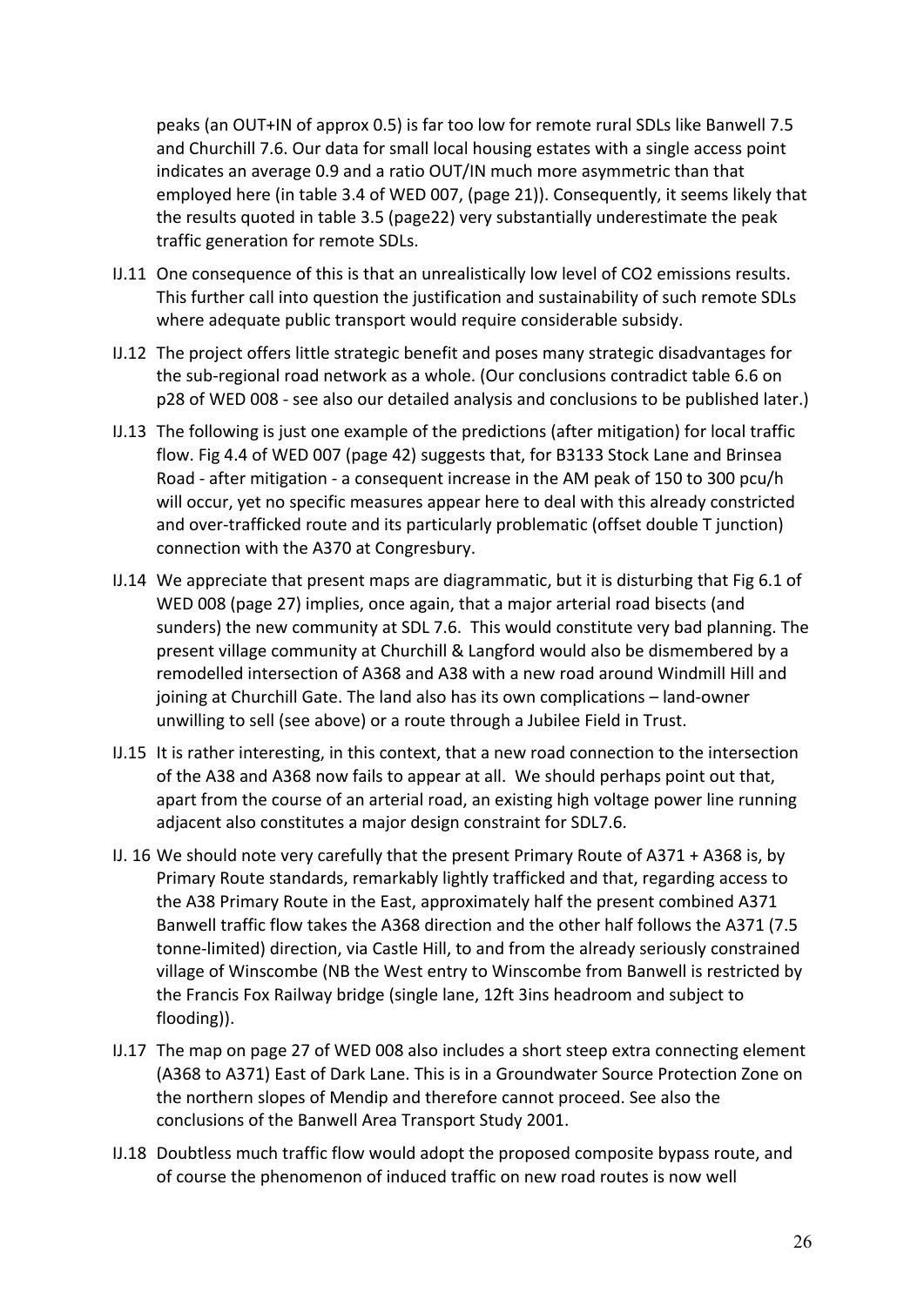peaks (an OUT+IN of approx 0.5) is far too low for remote rural SDLs like Banwell 7.5 and Churchill 7.6. Our data for small local housing estates with a single access point indicates an average 0.9 and a ratio OUT/IN much more asymmetric than that employed here (in table 3.4 of WED 007, (page 21)). Consequently, it seems likely that the results quoted in table 3.5 (page22) very substantially underestimate the peak traffic generation for remote SDLs.

IJ.11 One consequence of this is that an unrealistically low level of $CO_2$ emissions results. This further call into question the justification and sustainability of such remote SDLs where adequate public transport would require considerable subsidy.

IJ.12 The project offers little strategic benefit and poses many strategic disadvantages for the sub-regional road network as a whole. (Our conclusions contradict table 6.6 on p28 of WED 008 - see also our detailed analysis and conclusions to be published later.)

IJ.13 The following is just one example of the predictions (after mitigation) for local traffic flow. Fig 4.4 of WED 007 (page 42) suggests that, for B3133 Stock Lane and Brinsea Road - after mitigation - a consequent increase in the AM peak of 150 to 300 pcu/h will occur, yet no specific measures appear here to deal with this already constricted and over-trafficked route and its particularly problematic (offset double T junction) connection with the A370 at Congresbury.

IJ.14 We appreciate that present maps are diagrammatic, but it is disturbing that Fig 6.1 of WED 008 (page 27) implies, once again, that a major arterial road bisects (and sunders) the new community at SDL 7.6. This would constitute very bad planning. The present village community at Churchill & Langford would also be dismembered by a remodelled intersection of A368 and A38 with a new road around Windmill Hill and joining at Churchill Gate. The land also has its own complications – land-owner unwilling to sell (see above) or a route through a Jubilee Field in Trust.

IJ.15 It is rather interesting, in this context, that a new road connection to the intersection of the A38 and A368 now fails to appear at all. We should perhaps point out that, apart from the course of an arterial road, an existing high voltage power line running adjacent also constitutes a major design constraint for SDL7.6.

IJ. 16 We should note very carefully that the present Primary Route of A371 + A368 is, by Primary Route standards, remarkably lightly trafficked and that, regarding access to the A38 Primary Route in the East, approximately half the present combined A371 Banwell traffic flow takes the A368 direction and the other half follows the A371 (7.5 tonne-limited) direction, via Castle Hill, to and from the already seriously constrained village of Winscombe (NB the West entry to Winscombe from Banwell is restricted by the Francis Fox Railway bridge (single lane, 12ft 3ins headroom and subject to flooding)).

IJ.17 The map on page 27 of WED 008 also includes a short steep extra connecting element (A368 to A371) East of Dark Lane. This is in a Groundwater Source Protection Zone on the northern slopes of Mendip and therefore cannot proceed. See also the conclusions of the Banwell Area Transport Study 2001.

IJ.18 Doubtless much traffic flow would adopt the proposed composite bypass route, and of course the phenomenon of induced traffic on new road routes is now well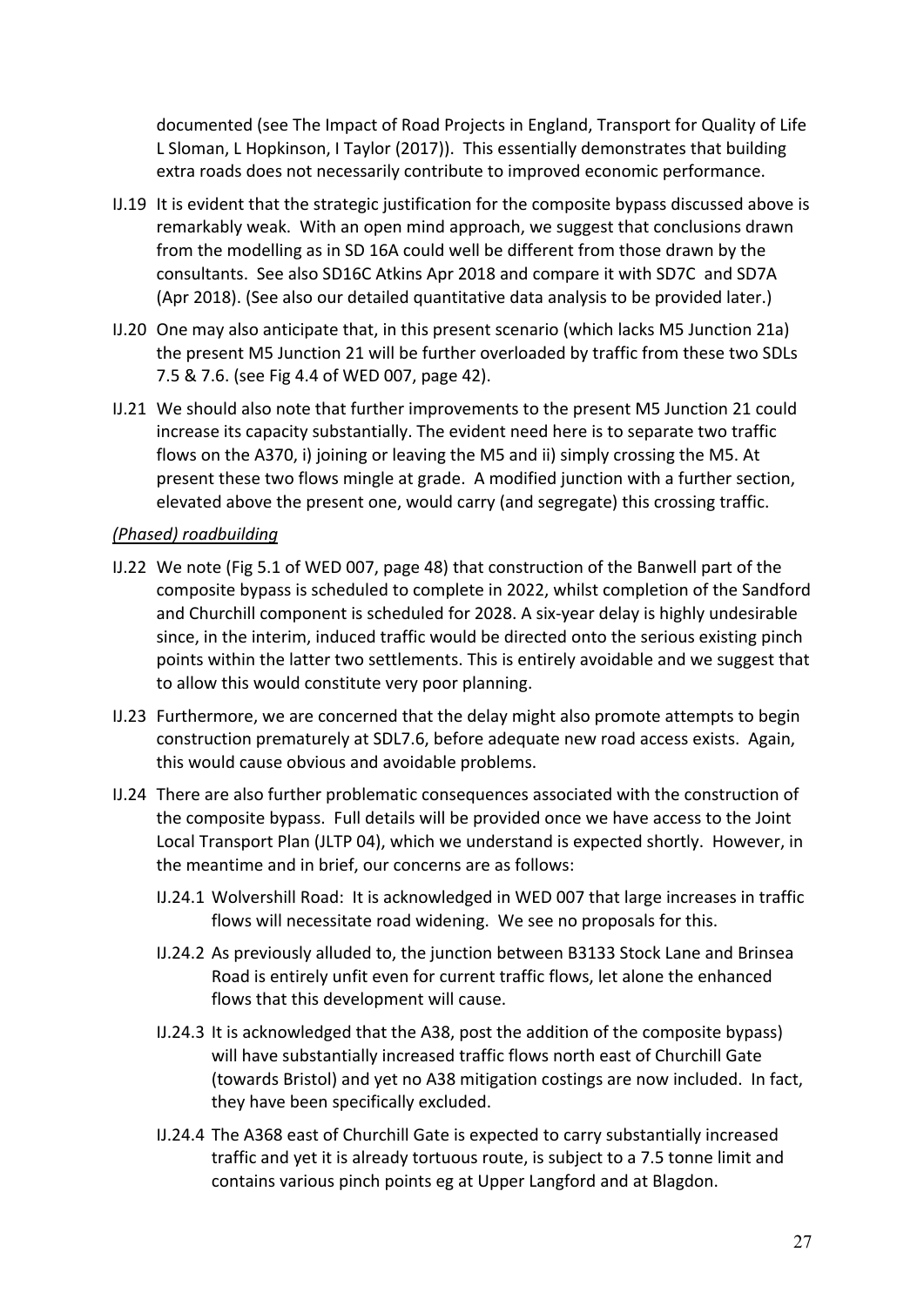documented (see The Impact of Road Projects in England, Transport for Quality of Life L Sloman, L Hopkinson, I Taylor (2017)). This essentially demonstrates that building extra roads does not necessarily contribute to improved economic performance.

IJ.19 It is evident that the strategic justification for the composite bypass discussed above is remarkably weak. With an open mind approach, we suggest that conclusions drawn from the modelling as in SD 16A could well be different from those drawn by the consultants. See also SD16C Atkins Apr 2018 and compare it with SD7C and SD7A (Apr 2018). (See also our detailed quantitative data analysis to be provided later.)

IJ.20 One may also anticipate that, in this present scenario (which lacks M5 Junction 21a) the present M5 Junction 21 will be further overloaded by traffic from these two SDLs 7.5 & 7.6. (see Fig 4.4 of WED 007, page 42).

IJ.21 We should also note that further improvements to the present M5 Junction 21 could increase its capacity substantially. The evident need here is to separate two traffic flows on the A370, i) joining or leaving the M5 and ii) simply crossing the M5. At present these two flows mingle at grade. A modified junction with a further section, elevated above the present one, would carry (and segregate) this crossing traffic.

*(Phased) roadbuilding*

IJ.22 We note (Fig 5.1 of WED 007, page 48) that construction of the Banwell part of the composite bypass is scheduled to complete in 2022, whilst completion of the Sandford and Churchill component is scheduled for 2028. A six-year delay is highly undesirable since, in the interim, induced traffic would be directed onto the serious existing pinch points within the latter two settlements. This is entirely avoidable and we suggest that to allow this would constitute very poor planning.

IJ.23 Furthermore, we are concerned that the delay might also promote attempts to begin construction prematurely at SDL7.6, before adequate new road access exists. Again, this would cause obvious and avoidable problems.

IJ.24 There are also further problematic consequences associated with the construction of the composite bypass. Full details will be provided once we have access to the Joint Local Transport Plan (JLTP 04), which we understand is expected shortly. However, in the meantime and in brief, our concerns are as follows:

- IJ.24.1 Wolvershill Road: It is acknowledged in WED 007 that large increases in traffic flows will necessitate road widening. We see no proposals for this.
- IJ.24.2 As previously alluded to, the junction between B3133 Stock Lane and Brinsea Road is entirely unfit even for current traffic flows, let alone the enhanced flows that this development will cause.
- IJ.24.3 It is acknowledged that the A38, post the addition of the composite bypass) will have substantially increased traffic flows north east of Churchill Gate (towards Bristol) and yet no A38 mitigation costings are now included. In fact, they have been specifically excluded.
- IJ.24.4 The A368 east of Churchill Gate is expected to carry substantially increased traffic and yet it is already tortuous route, is subject to a 7.5 tonne limit and contains various pinch points eg at Upper Langford and at Blagdon.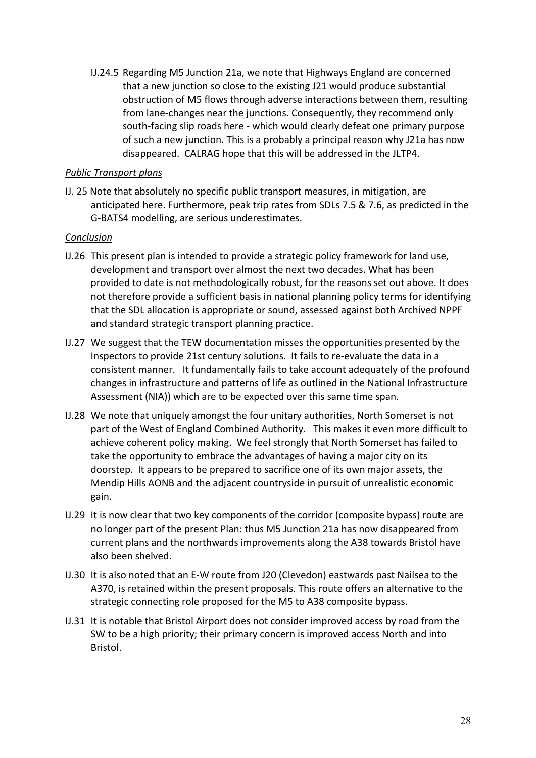IJ.24.5 Regarding M5 Junction 21a, we note that Highways England are concerned that a new junction so close to the existing J21 would produce substantial obstruction of M5 flows through adverse interactions between them, resulting from lane-changes near the junctions. Consequently, they recommend only south-facing slip roads here - which would clearly defeat one primary purpose of such a new junction. This is a probably a principal reason why J21a has now disappeared. CALRAG hope that this will be addressed in the JLTP4.

*Public Transport plans*

IJ. 25 Note that absolutely no specific public transport measures, in mitigation, are anticipated here. Furthermore, peak trip rates from SDLs 7.5 & 7.6, as predicted in the G-BATS4 modelling, are serious underestimates.

*Conclusion*

IJ.26 This present plan is intended to provide a strategic policy framework for land use, development and transport over almost the next two decades. What has been provided to date is not methodologically robust, for the reasons set out above. It does not therefore provide a sufficient basis in national planning policy terms for identifying that the SDL allocation is appropriate or sound, assessed against both Archived NPPF and standard strategic transport planning practice.

IJ.27 We suggest that the TEW documentation misses the opportunities presented by the Inspectors to provide 21st century solutions. It fails to re-evaluate the data in a consistent manner. It fundamentally fails to take account adequately of the profound changes in infrastructure and patterns of life as outlined in the National Infrastructure Assessment (NIA)) which are to be expected over this same time span.

IJ.28 We note that uniquely amongst the four unitary authorities, North Somerset is not part of the West of England Combined Authority. This makes it even more difficult to achieve coherent policy making. We feel strongly that North Somerset has failed to take the opportunity to embrace the advantages of having a major city on its doorstep. It appears to be prepared to sacrifice one of its own major assets, the Mendip Hills AONB and the adjacent countryside in pursuit of unrealistic economic gain.

IJ.29 It is now clear that two key components of the corridor (composite bypass) route are no longer part of the present Plan: thus M5 Junction 21a has now disappeared from current plans and the northwards improvements along the A38 towards Bristol have also been shelved.

IJ.30 It is also noted that an E-W route from J20 (Clevedon) eastwards past Nailsea to the A370, is retained within the present proposals. This route offers an alternative to the strategic connecting role proposed for the M5 to A38 composite bypass.

IJ.31 It is notable that Bristol Airport does not consider improved access by road from the SW to be a high priority; their primary concern is improved access North and into Bristol.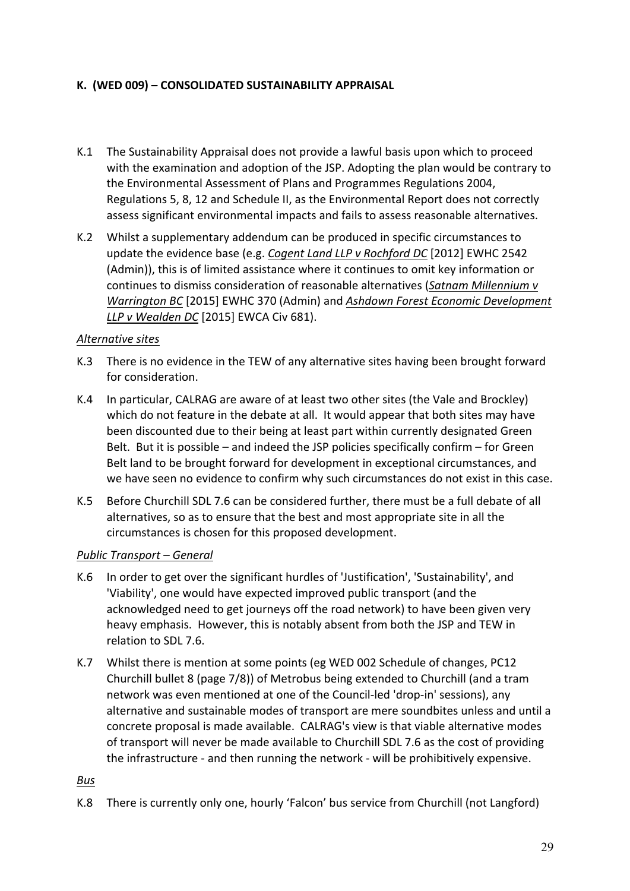## K. (WED 009) – CONSOLIDATED SUSTAINABILITY APPRAISAL

K.1 The Sustainability Appraisal does not provide a lawful basis upon which to proceed with the examination and adoption of the JSP. Adopting the plan would be contrary to the Environmental Assessment of Plans and Programmes Regulations 2004, Regulations 5, 8, 12 and Schedule II, as the Environmental Report does not correctly assess significant environmental impacts and fails to assess reasonable alternatives.

K.2 Whilst a supplementary addendum can be produced in specific circumstances to update the evidence base (e.g. *Cogent Land LLP v Rochford DC* [2012] EWHC 2542 (Admin)), this is of limited assistance where it continues to omit key information or continues to dismiss consideration of reasonable alternatives (*Satnam Millennium v Warrington BC* [2015] EWHC 370 (Admin) and *Ashdown Forest Economic Development LLP v Wealden DC* [2015] EWCA Civ 681).

*Alternative sites*

K.3 There is no evidence in the TEW of any alternative sites having been brought forward for consideration.

K.4 In particular, CALRAG are aware of at least two other sites (the Vale and Brockley) which do not feature in the debate at all. It would appear that both sites may have been discounted due to their being at least part within currently designated Green Belt. But it is possible – and indeed the JSP policies specifically confirm – for Green Belt land to be brought forward for development in exceptional circumstances, and we have seen no evidence to confirm why such circumstances do not exist in this case.

K.5 Before Churchill SDL 7.6 can be considered further, there must be a full debate of all alternatives, so as to ensure that the best and most appropriate site in all the circumstances is chosen for this proposed development.

*Public Transport – General*

K.6 In order to get over the significant hurdles of 'Justification', 'Sustainability', and 'Viability', one would have expected improved public transport (and the acknowledged need to get journeys off the road network) to have been given very heavy emphasis. However, this is notably absent from both the JSP and TEW in relation to SDL 7.6.

K.7 Whilst there is mention at some points (eg WED 002 Schedule of changes, PC12 Churchill bullet 8 (page 7/8)) of Metrobus being extended to Churchill (and a tram network was even mentioned at one of the Council-led 'drop-in' sessions), any alternative and sustainable modes of transport are mere soundbites unless and until a concrete proposal is made available. CALRAG's view is that viable alternative modes of transport will never be made available to Churchill SDL 7.6 as the cost of providing the infrastructure - and then running the network - will be prohibitively expensive.

*Bus*

K.8 There is currently only one, hourly 'Falcon' bus service from Churchill (not Langford)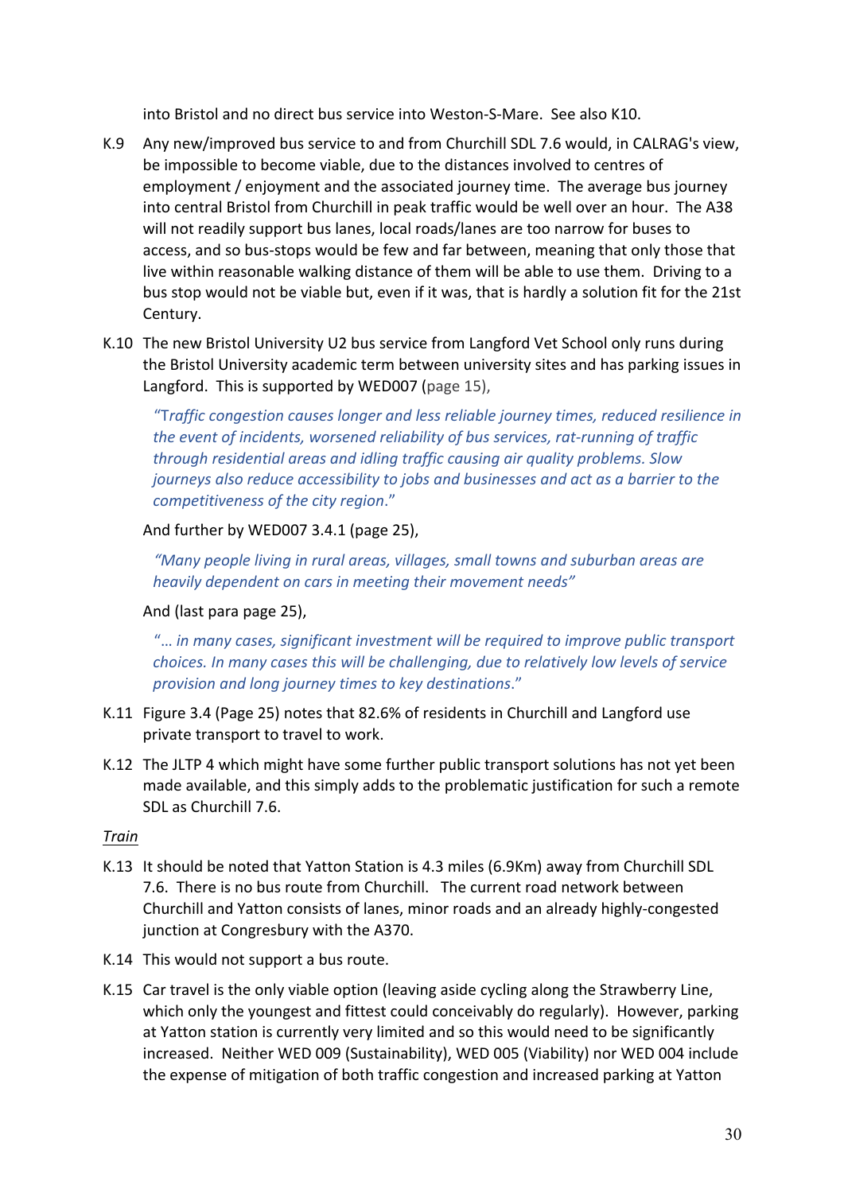into Bristol and no direct bus service into Weston-S-Mare. See also K10.

K.9 Any new/improved bus service to and from Churchill SDL 7.6 would, in CALRAG's view, be impossible to become viable, due to the distances involved to centres of employment / enjoyment and the associated journey time. The average bus journey into central Bristol from Churchill in peak traffic would be well over an hour. The A38 will not readily support bus lanes, local roads/lanes are too narrow for buses to access, and so bus-stops would be few and far between, meaning that only those that live within reasonable walking distance of them will be able to use them. Driving to a bus stop would not be viable but, even if it was, that is hardly a solution fit for the 21st Century.

K.10 The new Bristol University U2 bus service from Langford Vet School only runs during the Bristol University academic term between university sites and has parking issues in Langford. This is supported by WED007 (page 15),

> *"Traffic congestion causes longer and less reliable journey times, reduced resilience in the event of incidents, worsened reliability of bus services, rat-running of traffic through residential areas and idling traffic causing air quality problems. Slow journeys also reduce accessibility to jobs and businesses and act as a barrier to the competitiveness of the city region."*

And further by WED007 3.4.1 (page 25),

> *"Many people living in rural areas, villages, small towns and suburban areas are heavily dependent on cars in meeting their movement needs"*

And (last para page 25),

> *"… in many cases, significant investment will be required to improve public transport choices. In many cases this will be challenging, due to relatively low levels of service provision and long journey times to key destinations."*

K.11 Figure 3.4 (Page 25) notes that 82.6% of residents in Churchill and Langford use private transport to travel to work.

K.12 The JLTP 4 which might have some further public transport solutions has not yet been made available, and this simply adds to the problematic justification for such a remote SDL as Churchill 7.6.

*Train*

K.13 It should be noted that Yatton Station is 4.3 miles (6.9Km) away from Churchill SDL 7.6. There is no bus route from Churchill. The current road network between Churchill and Yatton consists of lanes, minor roads and an already highly-congested junction at Congresbury with the A370.

K.14 This would not support a bus route.

K.15 Car travel is the only viable option (leaving aside cycling along the Strawberry Line, which only the youngest and fittest could conceivably do regularly). However, parking at Yatton station is currently very limited and so this would need to be significantly increased. Neither WED 009 (Sustainability), WED 005 (Viability) nor WED 004 include the expense of mitigation of both traffic congestion and increased parking at Yatton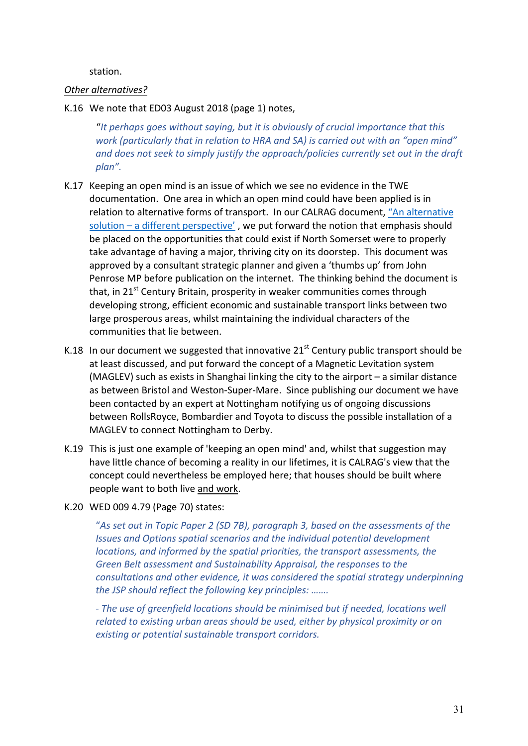station.

*Other alternatives?*

K.16 We note that ED03 August 2018 (page 1) notes,

> "*It perhaps goes without saying, but it is obviously of crucial importance that this work (particularly that in relation to HRA and SA) is carried out with an "open mind" and does not seek to simply justify the approach/policies currently set out in the draft plan".*

K.17 Keeping an open mind is an issue of which we see no evidence in the TWE documentation. One area in which an open mind could have been applied is in relation to alternative forms of transport. In our CALRAG document, "An alternative solution – a different perspective", we put forward the notion that emphasis should be placed on the opportunities that could exist if North Somerset were to properly take advantage of having a major, thriving city on its doorstep. This document was approved by a consultant strategic planner and given a 'thumbs up' from John Penrose MP before publication on the internet. The thinking behind the document is that, in 21st Century Britain, prosperity in weaker communities comes through developing strong, efficient economic and sustainable transport links between two large prosperous areas, whilst maintaining the individual characters of the communities that lie between.

K.18 In our document we suggested that innovative 21st Century public transport should be at least discussed, and put forward the concept of a Magnetic Levitation system (MAGLEV) such as exists in Shanghai linking the city to the airport – a similar distance as between Bristol and Weston-Super-Mare. Since publishing our document we have been contacted by an expert at Nottingham notifying us of ongoing discussions between RollsRoyce, Bombardier and Toyota to discuss the possible installation of a MAGLEV to connect Nottingham to Derby.

K.19 This is just one example of 'keeping an open mind' and, whilst that suggestion may have little chance of becoming a reality in our lifetimes, it is CALRAG's view that the concept could nevertheless be employed here; that houses should be built where people want to both live and work.

K.20 WED 009 4.79 (Page 70) states:

> *"As set out in Topic Paper 2 (SD 7B), paragraph 3, based on the assessments of the Issues and Options spatial scenarios and the individual potential development locations, and informed by the spatial priorities, the transport assessments, the Green Belt assessment and Sustainability Appraisal, the responses to the consultations and other evidence, it was considered the spatial strategy underpinning the JSP should reflect the following key principles: …….*
>
> *- The use of greenfield locations should be minimised but if needed, locations well related to existing urban areas should be used, either by physical proximity or on existing or potential sustainable transport corridors.*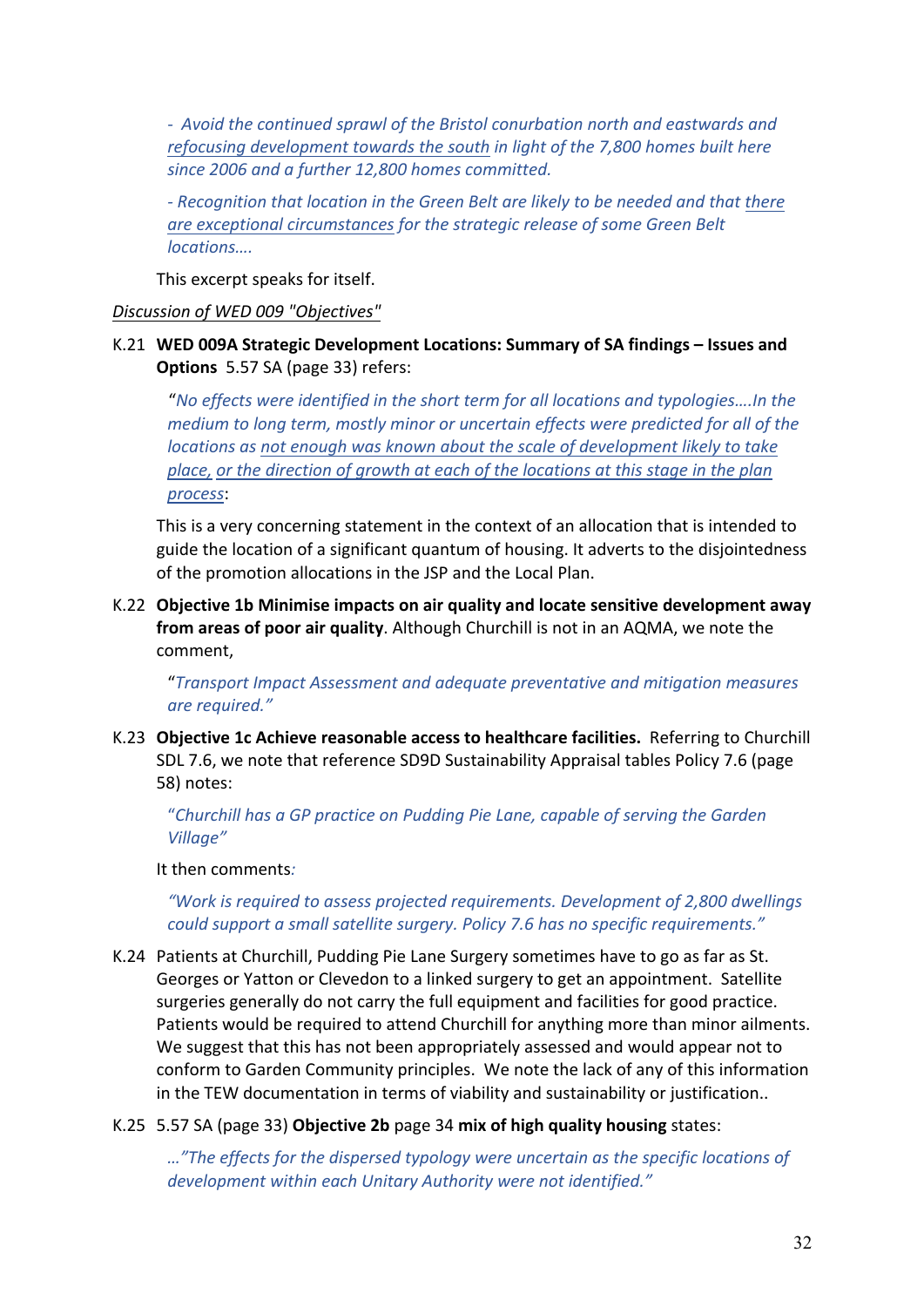*- Avoid the continued sprawl of the Bristol conurbation north and eastwards and <u>refocusing development towards the south</u> in light of the 7,800 homes built here since 2006 and a further 12,800 homes committed.*

*- Recognition that location in the Green Belt are likely to be needed and that <u>there are exceptional circumstances</u> for the strategic release of some Green Belt locations….*

This excerpt speaks for itself.

*<u>Discussion of WED 009 "Objectives"</u>*

K.21 **WED 009A Strategic Development Locations: Summary of SA findings – Issues and Options** 5.57 SA (page 33) refers:

> "*No effects were identified in the short term for all locations and typologies….In the medium to long term, mostly minor or uncertain effects were predicted for all of the locations as <u>not enough was known about the scale of development likely to take place,</u> <u>or the direction of growth at each of the locations at this stage in the plan process</u>*:

This is a very concerning statement in the context of an allocation that is intended to guide the location of a significant quantum of housing. It adverts to the disjointedness of the promotion allocations in the JSP and the Local Plan.

K.22 **Objective 1b Minimise impacts on air quality and locate sensitive development away from areas of poor air quality**. Although Churchill is not in an AQMA, we note the comment,

> "*Transport Impact Assessment and adequate preventative and mitigation measures are required."*

K.23 **Objective 1c Achieve reasonable access to healthcare facilities.** Referring to Churchill SDL 7.6, we note that reference SD9D Sustainability Appraisal tables Policy 7.6 (page 58) notes:

> "*Churchill has a GP practice on Pudding Pie Lane, capable of serving the Garden Village"*

It then comments*:*

> *"Work is required to assess projected requirements. Development of 2,800 dwellings could support a small satellite surgery. Policy 7.6 has no specific requirements."*

K.24 Patients at Churchill, Pudding Pie Lane Surgery sometimes have to go as far as St. Georges or Yatton or Clevedon to a linked surgery to get an appointment. Satellite surgeries generally do not carry the full equipment and facilities for good practice. Patients would be required to attend Churchill for anything more than minor ailments. We suggest that this has not been appropriately assessed and would appear not to conform to Garden Community principles. We note the lack of any of this information in the TEW documentation in terms of viability and sustainability or justification..

K.25 5.57 SA (page 33) **Objective 2b** page 34 **mix of high quality housing** states:

> *…"The effects for the dispersed typology were uncertain as the specific locations of development within each Unitary Authority were not identified."*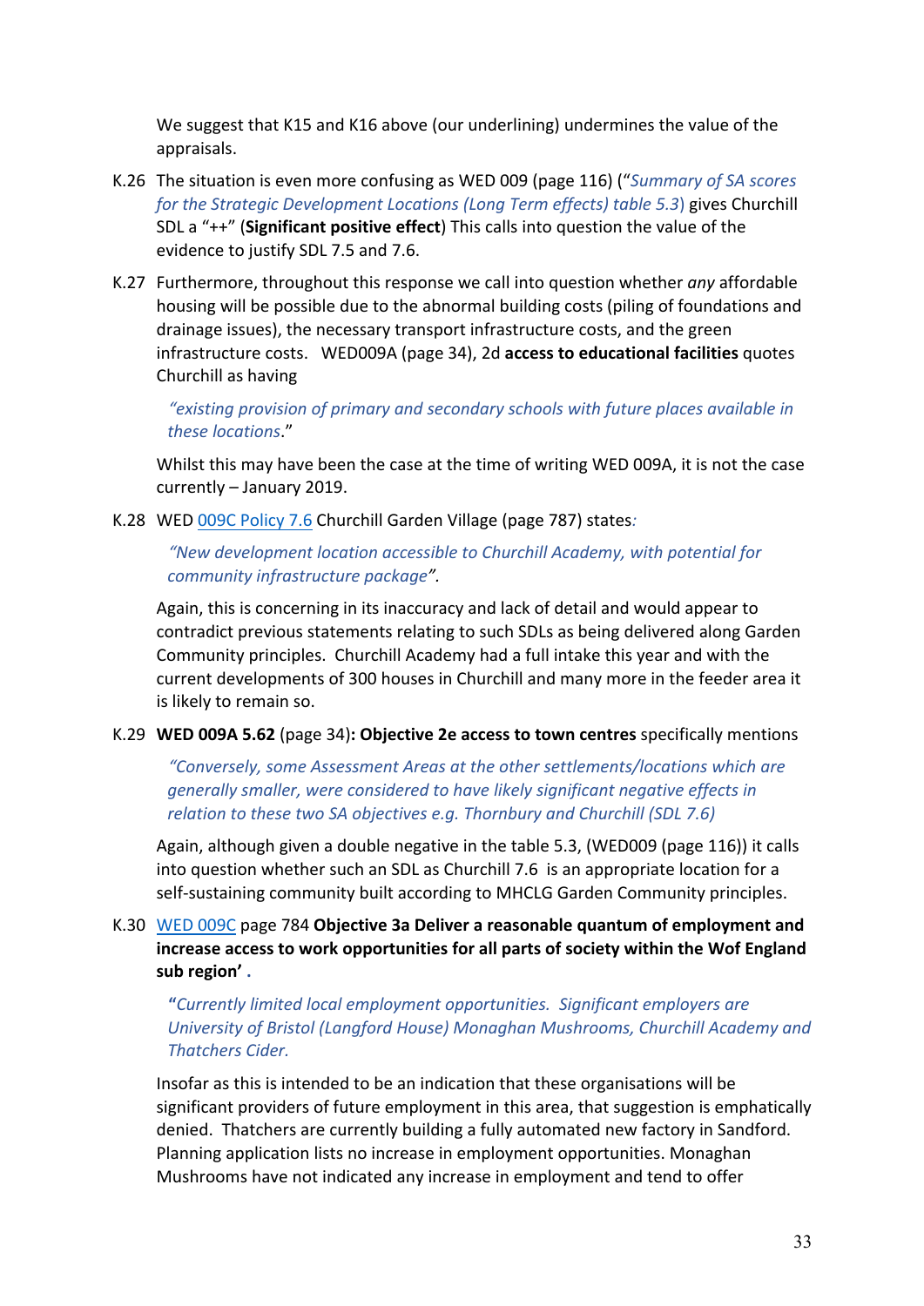We suggest that K15 and K16 above (our underlining) undermines the value of the appraisals.

K.26 The situation is even more confusing as WED 009 (page 116) ("*Summary of SA scores for the Strategic Development Locations (Long Term effects) table 5.3*) gives Churchill SDL a "++" (**Significant positive effect**) This calls into question the value of the evidence to justify SDL 7.5 and 7.6.

K.27 Furthermore, throughout this response we call into question whether *any* affordable housing will be possible due to the abnormal building costs (piling of foundations and drainage issues), the necessary transport infrastructure costs, and the green infrastructure costs. WED009A (page 34), 2d **access to educational facilities** quotes Churchill as having

> *"existing provision of primary and secondary schools with future places available in these locations*."

Whilst this may have been the case at the time of writing WED 009A, it is not the case currently – January 2019.

K.28 WED 009C Policy 7.6 Churchill Garden Village (page 787) states*:*

> *"New development location accessible to Churchill Academy, with potential for community infrastructure package"*.

Again, this is concerning in its inaccuracy and lack of detail and would appear to contradict previous statements relating to such SDLs as being delivered along Garden Community principles. Churchill Academy had a full intake this year and with the current developments of 300 houses in Churchill and many more in the feeder area it is likely to remain so.

K.29 **WED 009A 5.62** (page 34)**: Objective 2e access to town centres** specifically mentions

> *"Conversely, some Assessment Areas at the other settlements/locations which are generally smaller, were considered to have likely significant negative effects in relation to these two SA objectives e.g. Thornbury and Churchill (SDL 7.6)*

Again, although given a double negative in the table 5.3, (WED009 (page 116)) it calls into question whether such an SDL as Churchill 7.6 is an appropriate location for a self-sustaining community built according to MHCLG Garden Community principles.

K.30 WED 009C page 784 **Objective 3a Deliver a reasonable quantum of employment and increase access to work opportunities for all parts of society within the Wof England sub region' .**

> **"***Currently limited local employment opportunities. Significant employers are University of Bristol (Langford House) Monaghan Mushrooms, Churchill Academy and Thatchers Cider.*

Insofar as this is intended to be an indication that these organisations will be significant providers of future employment in this area, that suggestion is emphatically denied. Thatchers are currently building a fully automated new factory in Sandford. Planning application lists no increase in employment opportunities. Monaghan Mushrooms have not indicated any increase in employment and tend to offer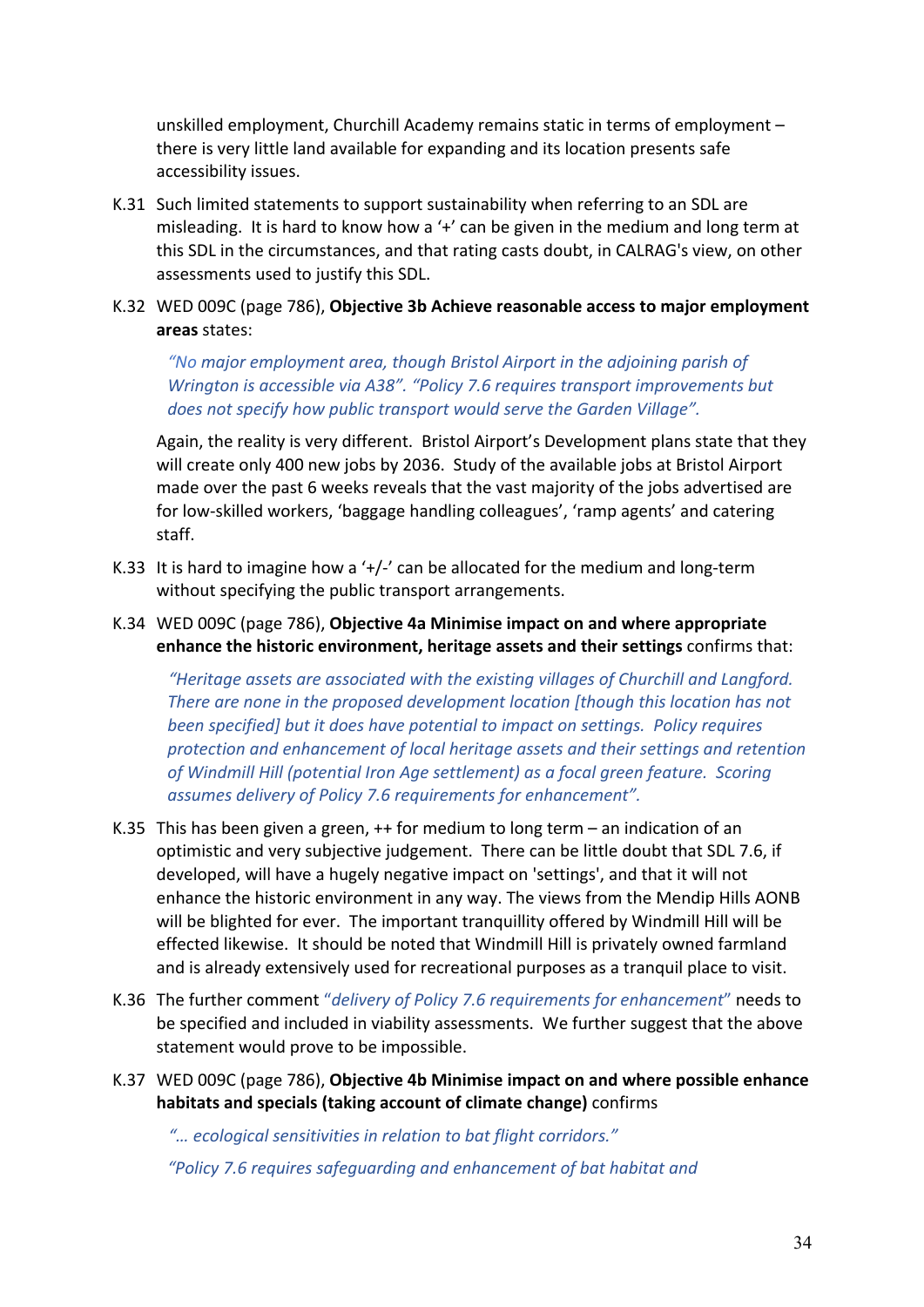unskilled employment, Churchill Academy remains static in terms of employment – there is very little land available for expanding and its location presents safe accessibility issues.

K.31 Such limited statements to support sustainability when referring to an SDL are misleading. It is hard to know how a '+' can be given in the medium and long term at this SDL in the circumstances, and that rating casts doubt, in CALRAG's view, on other assessments used to justify this SDL.

K.32 WED 009C (page 786), **Objective 3b Achieve reasonable access to major employment areas** states:

> *"No major employment area, though Bristol Airport in the adjoining parish of Wrington is accessible via A38". "Policy 7.6 requires transport improvements but does not specify how public transport would serve the Garden Village".*

Again, the reality is very different. Bristol Airport's Development plans state that they will create only 400 new jobs by 2036. Study of the available jobs at Bristol Airport made over the past 6 weeks reveals that the vast majority of the jobs advertised are for low-skilled workers, 'baggage handling colleagues', 'ramp agents' and catering staff.

K.33 It is hard to imagine how a '+/-' can be allocated for the medium and long-term without specifying the public transport arrangements.

K.34 WED 009C (page 786), **Objective 4a Minimise impact on and where appropriate enhance the historic environment, heritage assets and their settings** confirms that:

> *"Heritage assets are associated with the existing villages of Churchill and Langford. There are none in the proposed development location [though this location has not been specified] but it does have potential to impact on settings. Policy requires protection and enhancement of local heritage assets and their settings and retention of Windmill Hill (potential Iron Age settlement) as a focal green feature. Scoring assumes delivery of Policy 7.6 requirements for enhancement".*

K.35 This has been given a green, ++ for medium to long term – an indication of an optimistic and very subjective judgement. There can be little doubt that SDL 7.6, if developed, will have a hugely negative impact on 'settings', and that it will not enhance the historic environment in any way. The views from the Mendip Hills AONB will be blighted for ever. The important tranquillity offered by Windmill Hill will be effected likewise. It should be noted that Windmill Hill is privately owned farmland and is already extensively used for recreational purposes as a tranquil place to visit.

K.36 The further comment *"delivery of Policy 7.6 requirements for enhancement"* needs to be specified and included in viability assessments. We further suggest that the above statement would prove to be impossible.

K.37 WED 009C (page 786), **Objective 4b Minimise impact on and where possible enhance habitats and specials (taking account of climate change)** confirms

> *"… ecological sensitivities in relation to bat flight corridors."*
>
> *"Policy 7.6 requires safeguarding and enhancement of bat habitat and*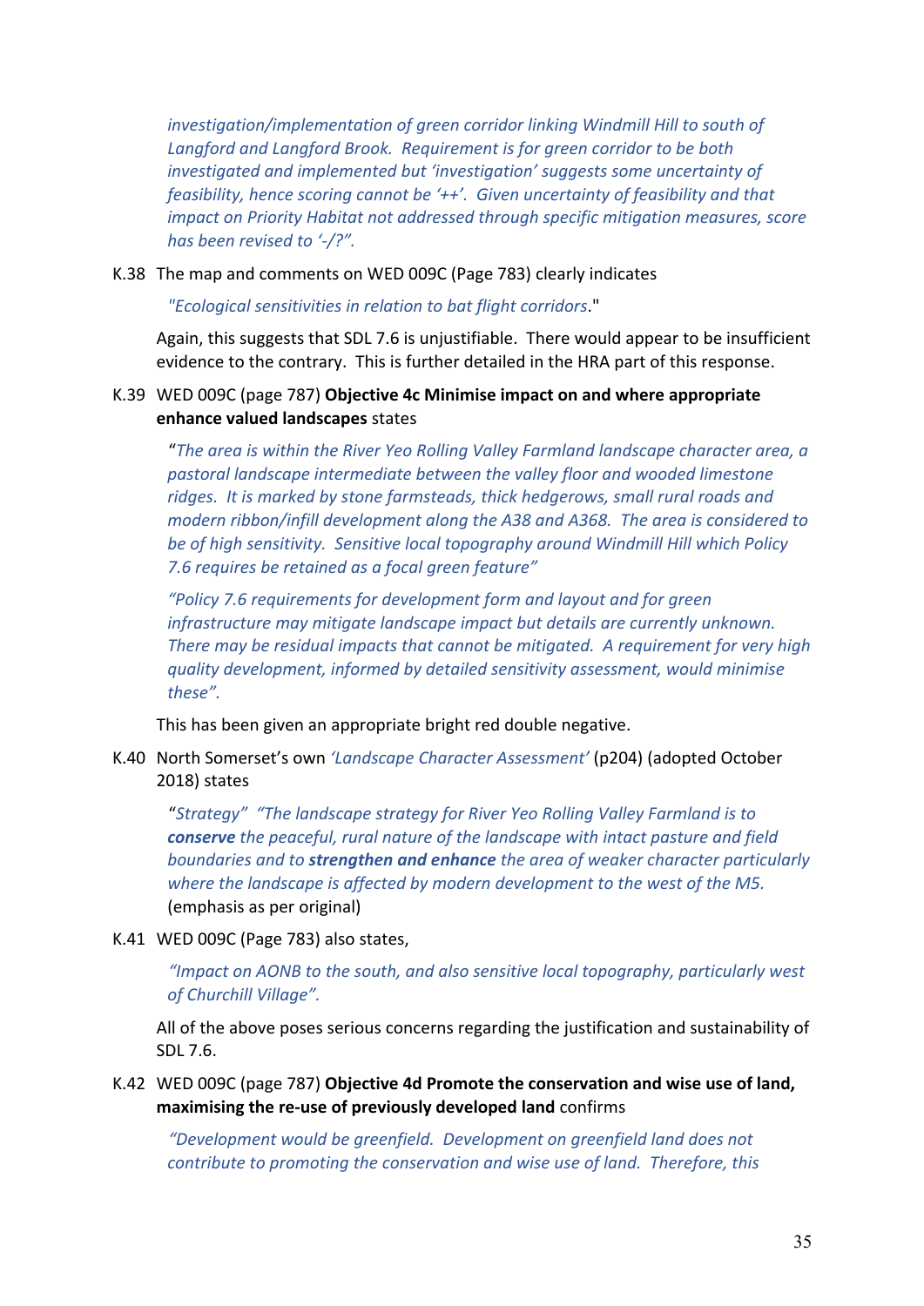*investigation/implementation of green corridor linking Windmill Hill to south of Langford and Langford Brook. Requirement is for green corridor to be both investigated and implemented but 'investigation' suggests some uncertainty of feasibility, hence scoring cannot be '++'. Given uncertainty of feasibility and that impact on Priority Habitat not addressed through specific mitigation measures, score has been revised to '-/?".*

K.38 The map and comments on WED 009C (Page 783) clearly indicates

*"Ecological sensitivities in relation to bat flight corridors*."

Again, this suggests that SDL 7.6 is unjustifiable. There would appear to be insufficient evidence to the contrary. This is further detailed in the HRA part of this response.

K.39 WED 009C (page 787) **Objective 4c Minimise impact on and where appropriate enhance valued landscapes** states

"*The area is within the River Yeo Rolling Valley Farmland landscape character area, a pastoral landscape intermediate between the valley floor and wooded limestone ridges. It is marked by stone farmsteads, thick hedgerows, small rural roads and modern ribbon/infill development along the A38 and A368. The area is considered to be of high sensitivity. Sensitive local topography around Windmill Hill which Policy 7.6 requires be retained as a focal green feature"*

*"Policy 7.6 requirements for development form and layout and for green infrastructure may mitigate landscape impact but details are currently unknown. There may be residual impacts that cannot be mitigated. A requirement for very high quality development, informed by detailed sensitivity assessment, would minimise these".*

This has been given an appropriate bright red double negative.

K.40 North Somerset's own *'Landscape Character Assessment'* (p204) (adopted October 2018) states

"*Strategy" "The landscape strategy for River Yeo Rolling Valley Farmland is to* ***conserve*** *the peaceful, rural nature of the landscape with intact pasture and field boundaries and to* ***strengthen and enhance*** *the area of weaker character particularly where the landscape is affected by modern development to the west of the M5.* (emphasis as per original)

K.41 WED 009C (Page 783) also states,

*"Impact on AONB to the south, and also sensitive local topography, particularly west of Churchill Village".*

All of the above poses serious concerns regarding the justification and sustainability of SDL 7.6.

K.42 WED 009C (page 787) **Objective 4d Promote the conservation and wise use of land, maximising the re-use of previously developed land** confirms

*"Development would be greenfield. Development on greenfield land does not contribute to promoting the conservation and wise use of land. Therefore, this*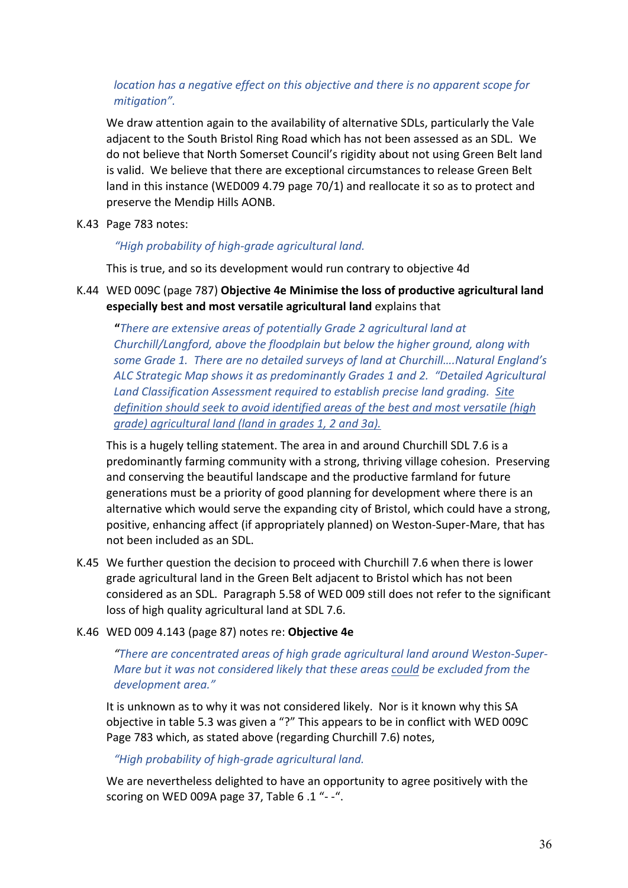*location has a negative effect on this objective and there is no apparent scope for mitigation".*

We draw attention again to the availability of alternative SDLs, particularly the Vale adjacent to the South Bristol Ring Road which has not been assessed as an SDL. We do not believe that North Somerset Council's rigidity about not using Green Belt land is valid. We believe that there are exceptional circumstances to release Green Belt land in this instance (WED009 4.79 page 70/1) and reallocate it so as to protect and preserve the Mendip Hills AONB.

K.43 Page 783 notes:

*"High probability of high-grade agricultural land.*

This is true, and so its development would run contrary to objective 4d

K.44 WED 009C (page 787) **Objective 4e Minimise the loss of productive agricultural land especially best and most versatile agricultural land** explains that

**"***There are extensive areas of potentially Grade 2 agricultural land at Churchill/Langford, above the floodplain but below the higher ground, along with some Grade 1. There are no detailed surveys of land at Churchill….Natural England's ALC Strategic Map shows it as predominantly Grades 1 and 2. "Detailed Agricultural Land Classification Assessment required to establish precise land grading. Site definition should seek to avoid identified areas of the best and most versatile (high grade) agricultural land (land in grades 1, 2 and 3a).*

This is a hugely telling statement. The area in and around Churchill SDL 7.6 is a predominantly farming community with a strong, thriving village cohesion. Preserving and conserving the beautiful landscape and the productive farmland for future generations must be a priority of good planning for development where there is an alternative which would serve the expanding city of Bristol, which could have a strong, positive, enhancing affect (if appropriately planned) on Weston-Super-Mare, that has not been included as an SDL.

K.45 We further question the decision to proceed with Churchill 7.6 when there is lower grade agricultural land in the Green Belt adjacent to Bristol which has not been considered as an SDL. Paragraph 5.58 of WED 009 still does not refer to the significant loss of high quality agricultural land at SDL 7.6.

K.46 WED 009 4.143 (page 87) notes re: **Objective 4e**

*"There are concentrated areas of high grade agricultural land around Weston-Super-Mare but it was not considered likely that these areas could be excluded from the development area."*

It is unknown as to why it was not considered likely. Nor is it known why this SA objective in table 5.3 was given a "?" This appears to be in conflict with WED 009C Page 783 which, as stated above (regarding Churchill 7.6) notes,

*"High probability of high-grade agricultural land.*

We are nevertheless delighted to have an opportunity to agree positively with the scoring on WED 009A page 37, Table 6 .1 "- -".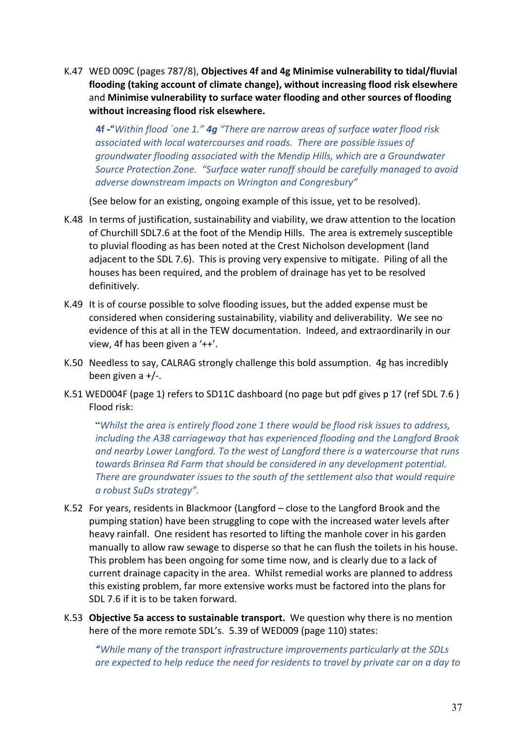K.47 WED 009C (pages 787/8), **Objectives 4f and 4g Minimise vulnerability to tidal/fluvial flooding (taking account of climate change), without increasing flood risk elsewhere** and **Minimise vulnerability to surface water flooding and other sources of flooding without increasing flood risk elsewhere.**

> **4f -**"*Within flood `one 1." **4g** "There are narrow areas of surface water flood risk associated with local watercourses and roads. There are possible issues of groundwater flooding associated with the Mendip Hills, which are a Groundwater Source Protection Zone. "Surface water runoff should be carefully managed to avoid adverse downstream impacts on Wrington and Congresbury"*

(See below for an existing, ongoing example of this issue, yet to be resolved).

K.48 In terms of justification, sustainability and viability, we draw attention to the location of Churchill SDL7.6 at the foot of the Mendip Hills. The area is extremely susceptible to pluvial flooding as has been noted at the Crest Nicholson development (land adjacent to the SDL 7.6). This is proving very expensive to mitigate. Piling of all the houses has been required, and the problem of drainage has yet to be resolved definitively.

K.49 It is of course possible to solve flooding issues, but the added expense must be considered when considering sustainability, viability and deliverability. We see no evidence of this at all in the TEW documentation. Indeed, and extraordinarily in our view, 4f has been given a '++'.

K.50 Needless to say, CALRAG strongly challenge this bold assumption. 4g has incredibly been given a +/-.

K.51 WED004F (page 1) refers to SD11C dashboard (no page but pdf gives p 17 (ref SDL 7.6 ) Flood risk:

> "*Whilst the area is entirely flood zone 1 there would be flood risk issues to address, including the A38 carriageway that has experienced flooding and the Langford Brook and nearby Lower Langford. To the west of Langford there is a watercourse that runs towards Brinsea Rd Farm that should be considered in any development potential. There are groundwater issues to the south of the settlement also that would require a robust SuDs strategy".*

K.52 For years, residents in Blackmoor (Langford – close to the Langford Brook and the pumping station) have been struggling to cope with the increased water levels after heavy rainfall. One resident has resorted to lifting the manhole cover in his garden manually to allow raw sewage to disperse so that he can flush the toilets in his house. This problem has been ongoing for some time now, and is clearly due to a lack of current drainage capacity in the area. Whilst remedial works are planned to address this existing problem, far more extensive works must be factored into the plans for SDL 7.6 if it is to be taken forward.

K.53 **Objective 5a access to sustainable transport.** We question why there is no mention here of the more remote SDL's. 5.39 of WED009 (page 110) states:

> "*While many of the transport infrastructure improvements particularly at the SDLs are expected to help reduce the need for residents to travel by private car on a day to*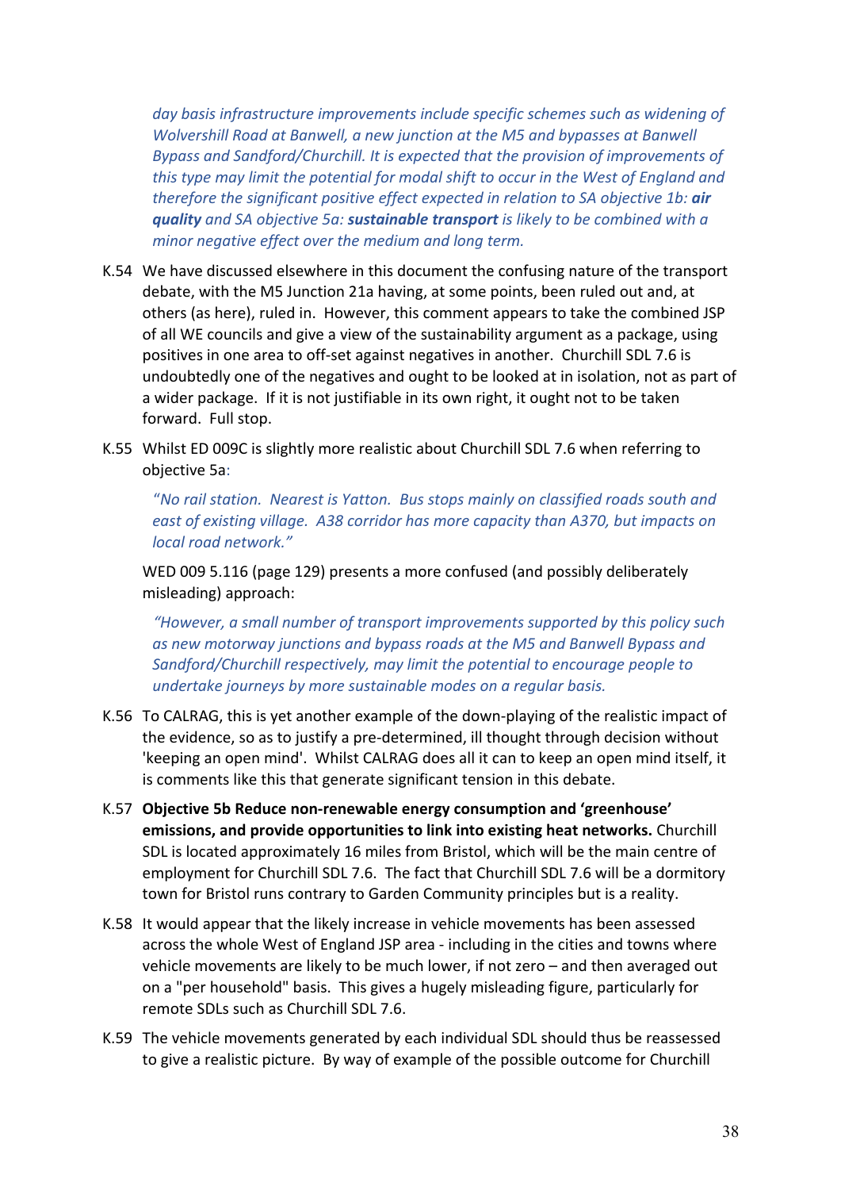*day basis infrastructure improvements include specific schemes such as widening of Wolvershill Road at Banwell, a new junction at the M5 and bypasses at Banwell Bypass and Sandford/Churchill. It is expected that the provision of improvements of this type may limit the potential for modal shift to occur in the West of England and therefore the significant positive effect expected in relation to SA objective 1b: **air quality** and SA objective 5a: **sustainable transport** is likely to be combined with a minor negative effect over the medium and long term.*

K.54 We have discussed elsewhere in this document the confusing nature of the transport debate, with the M5 Junction 21a having, at some points, been ruled out and, at others (as here), ruled in. However, this comment appears to take the combined JSP of all WE councils and give a view of the sustainability argument as a package, using positives in one area to off-set against negatives in another. Churchill SDL 7.6 is undoubtedly one of the negatives and ought to be looked at in isolation, not as part of a wider package. If it is not justifiable in its own right, it ought not to be taken forward. Full stop.

K.55 Whilst ED 009C is slightly more realistic about Churchill SDL 7.6 when referring to objective 5a:

> *"No rail station. Nearest is Yatton. Bus stops mainly on classified roads south and east of existing village. A38 corridor has more capacity than A370, but impacts on local road network."*

WED 009 5.116 (page 129) presents a more confused (and possibly deliberately misleading) approach:

> *"However, a small number of transport improvements supported by this policy such as new motorway junctions and bypass roads at the M5 and Banwell Bypass and Sandford/Churchill respectively, may limit the potential to encourage people to undertake journeys by more sustainable modes on a regular basis.*

K.56 To CALRAG, this is yet another example of the down-playing of the realistic impact of the evidence, so as to justify a pre-determined, ill thought through decision without 'keeping an open mind'. Whilst CALRAG does all it can to keep an open mind itself, it is comments like this that generate significant tension in this debate.

K.57 **Objective 5b Reduce non-renewable energy consumption and 'greenhouse' emissions, and provide opportunities to link into existing heat networks.** Churchill SDL is located approximately 16 miles from Bristol, which will be the main centre of employment for Churchill SDL 7.6. The fact that Churchill SDL 7.6 will be a dormitory town for Bristol runs contrary to Garden Community principles but is a reality.

K.58 It would appear that the likely increase in vehicle movements has been assessed across the whole West of England JSP area - including in the cities and towns where vehicle movements are likely to be much lower, if not zero – and then averaged out on a "per household" basis. This gives a hugely misleading figure, particularly for remote SDLs such as Churchill SDL 7.6.

K.59 The vehicle movements generated by each individual SDL should thus be reassessed to give a realistic picture. By way of example of the possible outcome for Churchill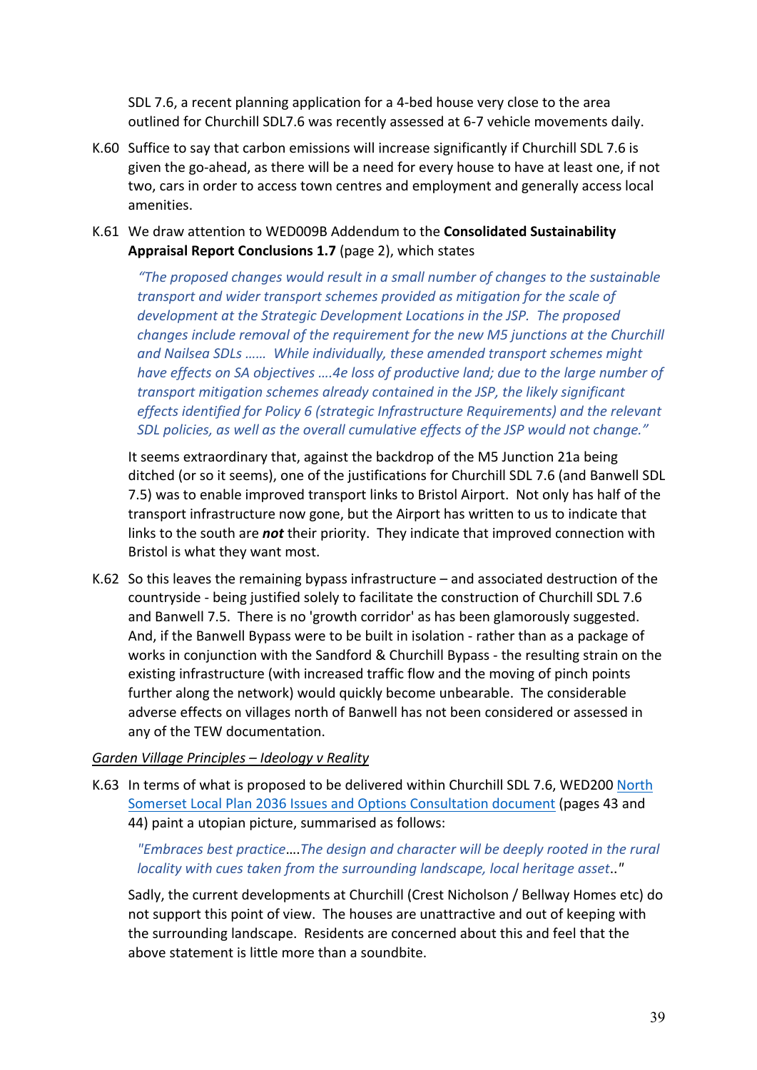SDL 7.6, a recent planning application for a 4-bed house very close to the area outlined for Churchill SDL7.6 was recently assessed at 6-7 vehicle movements daily.

K.60 Suffice to say that carbon emissions will increase significantly if Churchill SDL 7.6 is given the go-ahead, as there will be a need for every house to have at least one, if not two, cars in order to access town centres and employment and generally access local amenities.

K.61 We draw attention to WED009B Addendum to the **Consolidated Sustainability Appraisal Report Conclusions 1.7** (page 2), which states

> *"The proposed changes would result in a small number of changes to the sustainable transport and wider transport schemes provided as mitigation for the scale of development at the Strategic Development Locations in the JSP. The proposed changes include removal of the requirement for the new M5 junctions at the Churchill and Nailsea SDLs …… While individually, these amended transport schemes might have effects on SA objectives ….4e loss of productive land; due to the large number of transport mitigation schemes already contained in the JSP, the likely significant effects identified for Policy 6 (strategic Infrastructure Requirements) and the relevant SDL policies, as well as the overall cumulative effects of the JSP would not change."*

It seems extraordinary that, against the backdrop of the M5 Junction 21a being ditched (or so it seems), one of the justifications for Churchill SDL 7.6 (and Banwell SDL 7.5) was to enable improved transport links to Bristol Airport. Not only has half of the transport infrastructure now gone, but the Airport has written to us to indicate that links to the south are ***not*** their priority. They indicate that improved connection with Bristol is what they want most.

K.62 So this leaves the remaining bypass infrastructure – and associated destruction of the countryside - being justified solely to facilitate the construction of Churchill SDL 7.6 and Banwell 7.5. There is no 'growth corridor' as has been glamorously suggested. And, if the Banwell Bypass were to be built in isolation - rather than as a package of works in conjunction with the Sandford & Churchill Bypass - the resulting strain on the existing infrastructure (with increased traffic flow and the moving of pinch points further along the network) would quickly become unbearable. The considerable adverse effects on villages north of Banwell has not been considered or assessed in any of the TEW documentation.

_Garden Village Principles – Ideology v Reality_

K.63 In terms of what is proposed to be delivered within Churchill SDL 7.6, WED200 North Somerset Local Plan 2036 Issues and Options Consultation document (pages 43 and 44) paint a utopian picture, summarised as follows:

> *"Embraces best practice….The design and character will be deeply rooted in the rural locality with cues taken from the surrounding landscape, local heritage asset.."*

Sadly, the current developments at Churchill (Crest Nicholson / Bellway Homes etc) do not support this point of view. The houses are unattractive and out of keeping with the surrounding landscape. Residents are concerned about this and feel that the above statement is little more than a soundbite.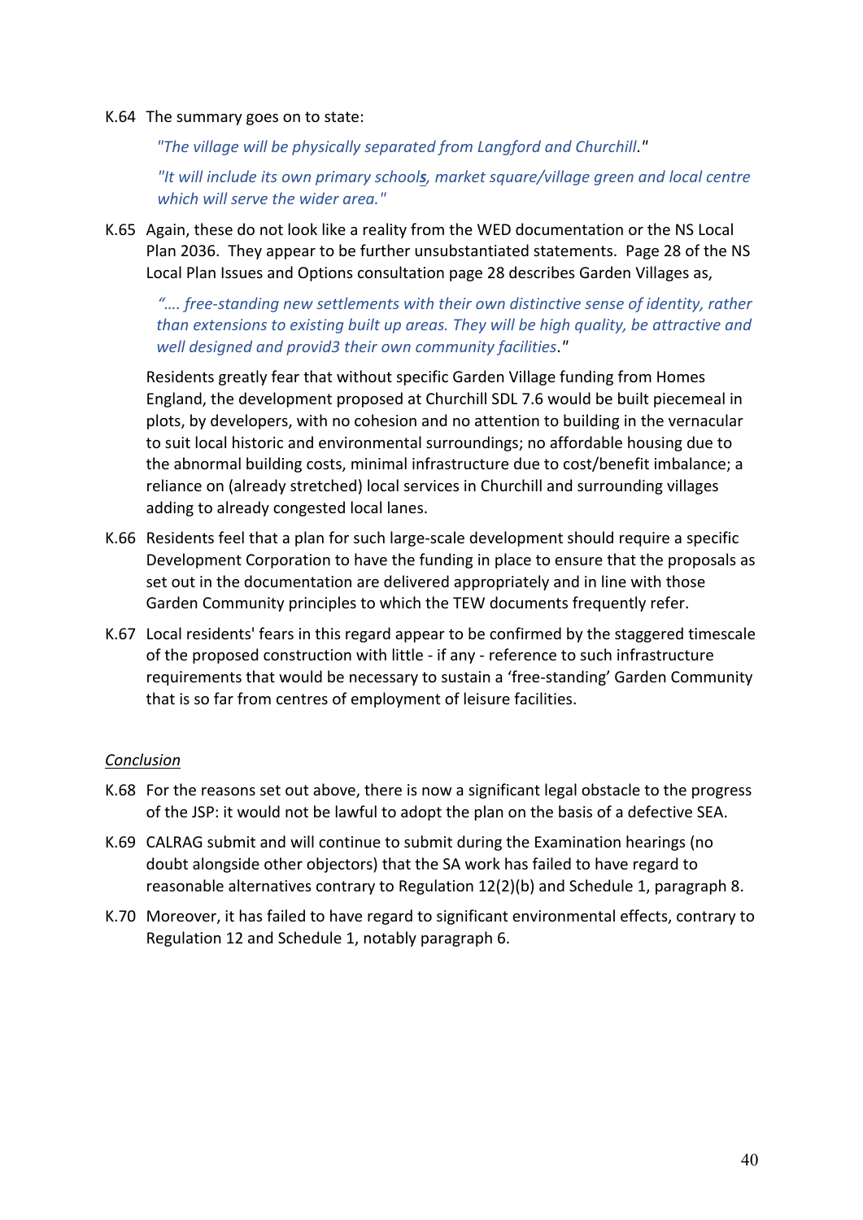K.64 The summary goes on to state:

> *"The village will be physically separated from Langford and Churchill."*
>
> *"It will include its own primary schools, market square/village green and local centre which will serve the wider area."*

K.65 Again, these do not look like a reality from the WED documentation or the NS Local Plan 2036. They appear to be further unsubstantiated statements. Page 28 of the NS Local Plan Issues and Options consultation page 28 describes Garden Villages as,

> *"…. free-standing new settlements with their own distinctive sense of identity, rather than extensions to existing built up areas. They will be high quality, be attractive and well designed and provid3 their own community facilities."*

Residents greatly fear that without specific Garden Village funding from Homes England, the development proposed at Churchill SDL 7.6 would be built piecemeal in plots, by developers, with no cohesion and no attention to building in the vernacular to suit local historic and environmental surroundings; no affordable housing due to the abnormal building costs, minimal infrastructure due to cost/benefit imbalance; a reliance on (already stretched) local services in Churchill and surrounding villages adding to already congested local lanes.

K.66 Residents feel that a plan for such large-scale development should require a specific Development Corporation to have the funding in place to ensure that the proposals as set out in the documentation are delivered appropriately and in line with those Garden Community principles to which the TEW documents frequently refer.

K.67 Local residents' fears in this regard appear to be confirmed by the staggered timescale of the proposed construction with little - if any - reference to such infrastructure requirements that would be necessary to sustain a 'free-standing' Garden Community that is so far from centres of employment of leisure facilities.

*Conclusion*

K.68 For the reasons set out above, there is now a significant legal obstacle to the progress of the JSP: it would not be lawful to adopt the plan on the basis of a defective SEA.

K.69 CALRAG submit and will continue to submit during the Examination hearings (no doubt alongside other objectors) that the SA work has failed to have regard to reasonable alternatives contrary to Regulation 12(2)(b) and Schedule 1, paragraph 8.

K.70 Moreover, it has failed to have regard to significant environmental effects, contrary to Regulation 12 and Schedule 1, notably paragraph 6.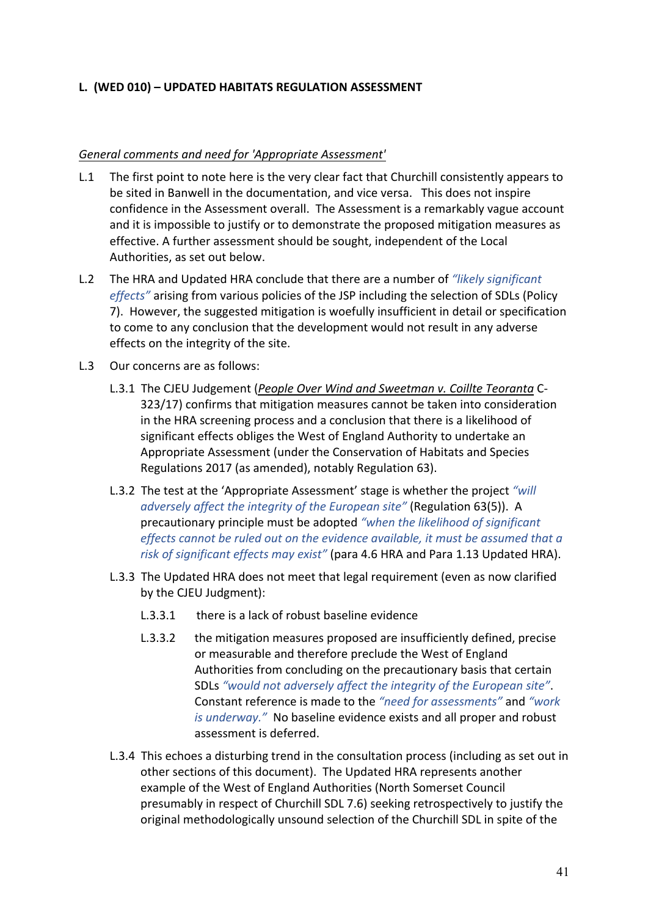**L. (WED 010) – UPDATED HABITATS REGULATION ASSESSMENT**

*General comments and need for 'Appropriate Assessment'*

L.1 The first point to note here is the very clear fact that Churchill consistently appears to be sited in Banwell in the documentation, and vice versa. This does not inspire confidence in the Assessment overall. The Assessment is a remarkably vague account and it is impossible to justify or to demonstrate the proposed mitigation measures as effective. A further assessment should be sought, independent of the Local Authorities, as set out below.

L.2 The HRA and Updated HRA conclude that there are a number of *"likely significant effects"* arising from various policies of the JSP including the selection of SDLs (Policy 7). However, the suggested mitigation is woefully insufficient in detail or specification to come to any conclusion that the development would not result in any adverse effects on the integrity of the site.

L.3 Our concerns are as follows:

L.3.1 The CJEU Judgement (*People Over Wind and Sweetman v. Coillte Teoranta* C-323/17) confirms that mitigation measures cannot be taken into consideration in the HRA screening process and a conclusion that there is a likelihood of significant effects obliges the West of England Authority to undertake an Appropriate Assessment (under the Conservation of Habitats and Species Regulations 2017 (as amended), notably Regulation 63).

L.3.2 The test at the 'Appropriate Assessment' stage is whether the project *"will adversely affect the integrity of the European site"* (Regulation 63(5)). A precautionary principle must be adopted *"when the likelihood of significant effects cannot be ruled out on the evidence available, it must be assumed that a risk of significant effects may exist"* (para 4.6 HRA and Para 1.13 Updated HRA).

L.3.3 The Updated HRA does not meet that legal requirement (even as now clarified by the CJEU Judgment):

L.3.3.1 there is a lack of robust baseline evidence

L.3.3.2 the mitigation measures proposed are insufficiently defined, precise or measurable and therefore preclude the West of England Authorities from concluding on the precautionary basis that certain SDLs *"would not adversely affect the integrity of the European site"*. Constant reference is made to the *"need for assessments"* and *"work is underway."* No baseline evidence exists and all proper and robust assessment is deferred.

L.3.4 This echoes a disturbing trend in the consultation process (including as set out in other sections of this document). The Updated HRA represents another example of the West of England Authorities (North Somerset Council presumably in respect of Churchill SDL 7.6) seeking retrospectively to justify the original methodologically unsound selection of the Churchill SDL in spite of the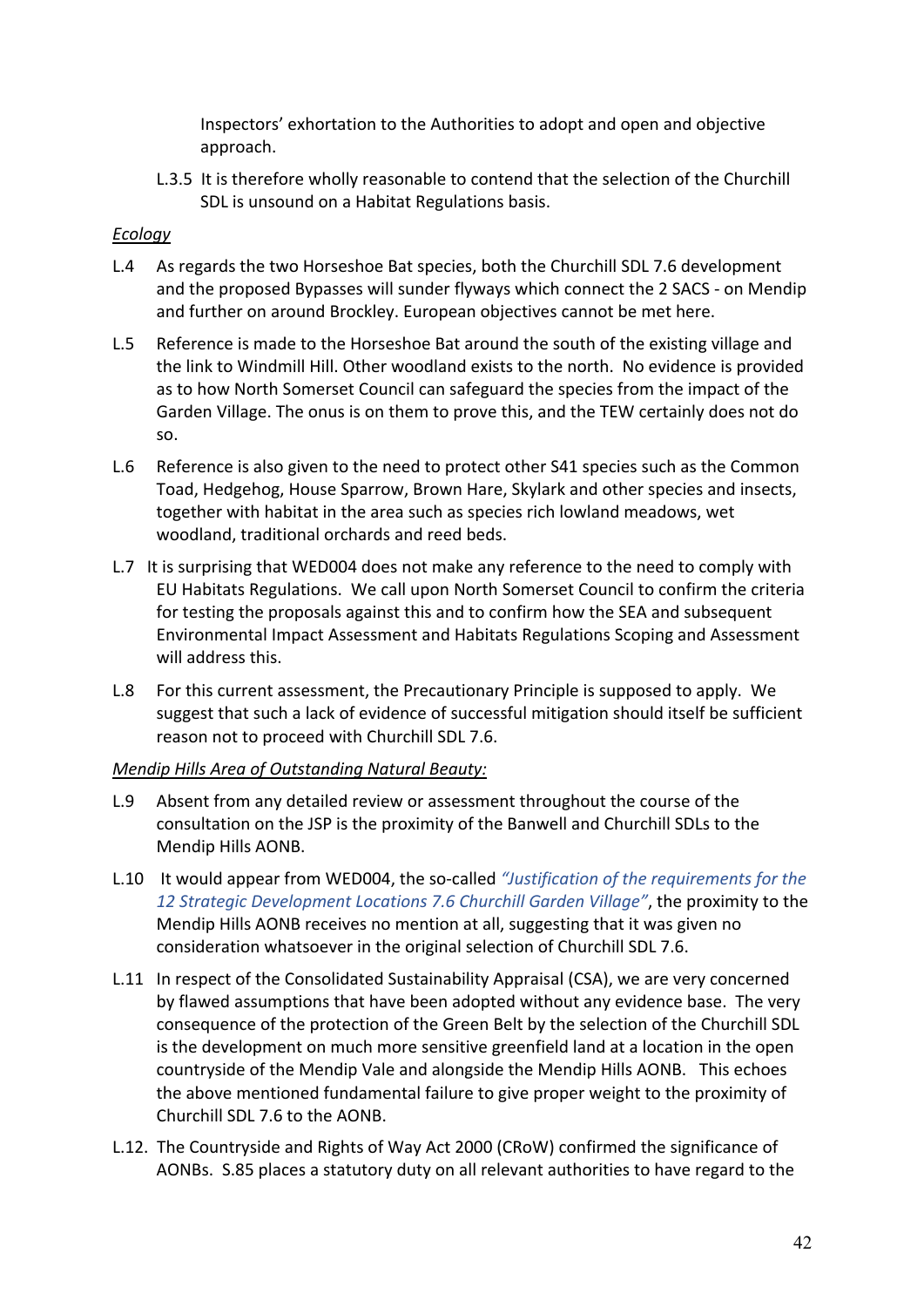Inspectors' exhortation to the Authorities to adopt and open and objective approach.

L.3.5 It is therefore wholly reasonable to contend that the selection of the Churchill SDL is unsound on a Habitat Regulations basis.

*Ecology*

L.4 As regards the two Horseshoe Bat species, both the Churchill SDL 7.6 development and the proposed Bypasses will sunder flyways which connect the 2 SACS - on Mendip and further on around Brockley. European objectives cannot be met here.

L.5 Reference is made to the Horseshoe Bat around the south of the existing village and the link to Windmill Hill. Other woodland exists to the north. No evidence is provided as to how North Somerset Council can safeguard the species from the impact of the Garden Village. The onus is on them to prove this, and the TEW certainly does not do so.

L.6 Reference is also given to the need to protect other S41 species such as the Common Toad, Hedgehog, House Sparrow, Brown Hare, Skylark and other species and insects, together with habitat in the area such as species rich lowland meadows, wet woodland, traditional orchards and reed beds.

L.7 It is surprising that WED004 does not make any reference to the need to comply with EU Habitats Regulations. We call upon North Somerset Council to confirm the criteria for testing the proposals against this and to confirm how the SEA and subsequent Environmental Impact Assessment and Habitats Regulations Scoping and Assessment will address this.

L.8 For this current assessment, the Precautionary Principle is supposed to apply. We suggest that such a lack of evidence of successful mitigation should itself be sufficient reason not to proceed with Churchill SDL 7.6.

*Mendip Hills Area of Outstanding Natural Beauty:*

L.9 Absent from any detailed review or assessment throughout the course of the consultation on the JSP is the proximity of the Banwell and Churchill SDLs to the Mendip Hills AONB.

L.10 It would appear from WED004, the so-called *"Justification of the requirements for the 12 Strategic Development Locations 7.6 Churchill Garden Village"*, the proximity to the Mendip Hills AONB receives no mention at all, suggesting that it was given no consideration whatsoever in the original selection of Churchill SDL 7.6.

L.11 In respect of the Consolidated Sustainability Appraisal (CSA), we are very concerned by flawed assumptions that have been adopted without any evidence base. The very consequence of the protection of the Green Belt by the selection of the Churchill SDL is the development on much more sensitive greenfield land at a location in the open countryside of the Mendip Vale and alongside the Mendip Hills AONB. This echoes the above mentioned fundamental failure to give proper weight to the proximity of Churchill SDL 7.6 to the AONB.

L.12. The Countryside and Rights of Way Act 2000 (CRoW) confirmed the significance of AONBs. S.85 places a statutory duty on all relevant authorities to have regard to the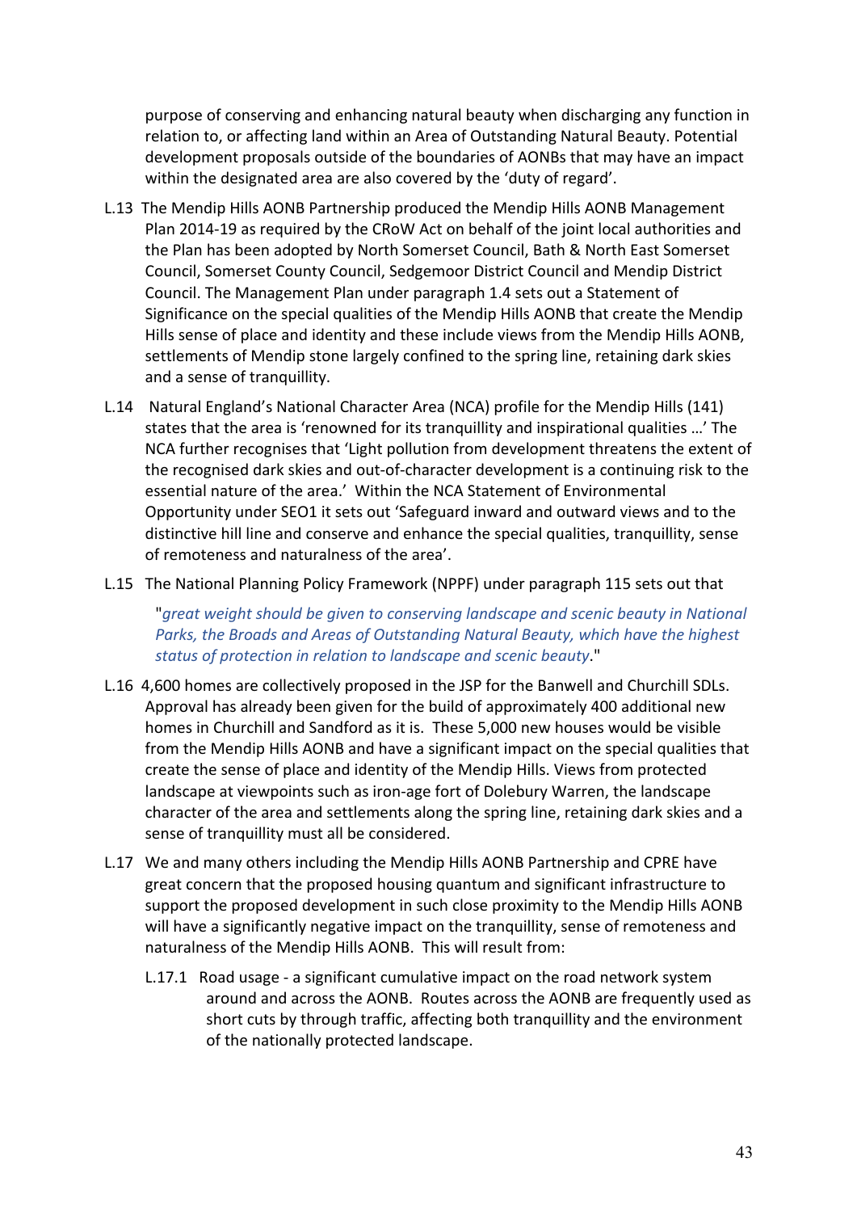purpose of conserving and enhancing natural beauty when discharging any function in relation to, or affecting land within an Area of Outstanding Natural Beauty. Potential development proposals outside of the boundaries of AONBs that may have an impact within the designated area are also covered by the 'duty of regard'.

L.13 The Mendip Hills AONB Partnership produced the Mendip Hills AONB Management Plan 2014-19 as required by the CRoW Act on behalf of the joint local authorities and the Plan has been adopted by North Somerset Council, Bath & North East Somerset Council, Somerset County Council, Sedgemoor District Council and Mendip District Council. The Management Plan under paragraph 1.4 sets out a Statement of Significance on the special qualities of the Mendip Hills AONB that create the Mendip Hills sense of place and identity and these include views from the Mendip Hills AONB, settlements of Mendip stone largely confined to the spring line, retaining dark skies and a sense of tranquillity.

L.14 Natural England's National Character Area (NCA) profile for the Mendip Hills (141) states that the area is 'renowned for its tranquillity and inspirational qualities …' The NCA further recognises that 'Light pollution from development threatens the extent of the recognised dark skies and out-of-character development is a continuing risk to the essential nature of the area.' Within the NCA Statement of Environmental Opportunity under SEO1 it sets out 'Safeguard inward and outward views and to the distinctive hill line and conserve and enhance the special qualities, tranquillity, sense of remoteness and naturalness of the area'.

L.15 The National Planning Policy Framework (NPPF) under paragraph 115 sets out that

> "*great weight should be given to conserving landscape and scenic beauty in National Parks, the Broads and Areas of Outstanding Natural Beauty, which have the highest status of protection in relation to landscape and scenic beauty*."

L.16 4,600 homes are collectively proposed in the JSP for the Banwell and Churchill SDLs. Approval has already been given for the build of approximately 400 additional new homes in Churchill and Sandford as it is. These 5,000 new houses would be visible from the Mendip Hills AONB and have a significant impact on the special qualities that create the sense of place and identity of the Mendip Hills. Views from protected landscape at viewpoints such as iron-age fort of Dolebury Warren, the landscape character of the area and settlements along the spring line, retaining dark skies and a sense of tranquillity must all be considered.

L.17 We and many others including the Mendip Hills AONB Partnership and CPRE have great concern that the proposed housing quantum and significant infrastructure to support the proposed development in such close proximity to the Mendip Hills AONB will have a significantly negative impact on the tranquillity, sense of remoteness and naturalness of the Mendip Hills AONB. This will result from:

L.17.1 Road usage - a significant cumulative impact on the road network system around and across the AONB. Routes across the AONB are frequently used as short cuts by through traffic, affecting both tranquillity and the environment of the nationally protected landscape.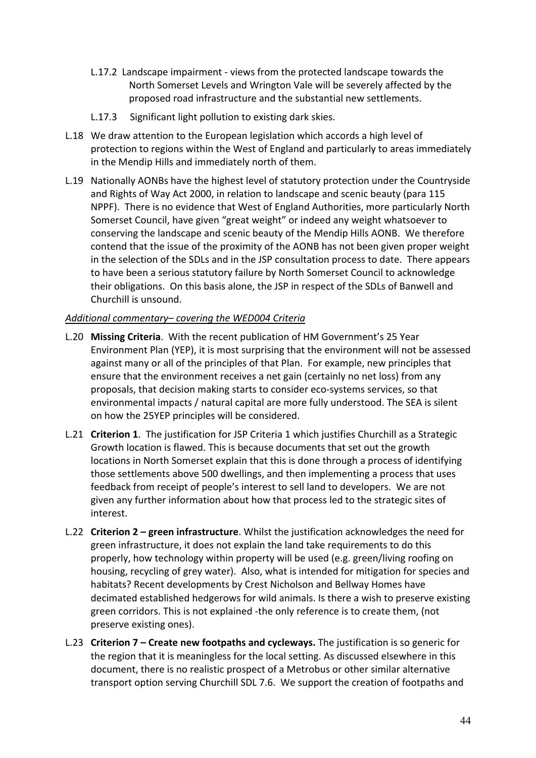L.17.2 Landscape impairment - views from the protected landscape towards the North Somerset Levels and Wrington Vale will be severely affected by the proposed road infrastructure and the substantial new settlements.

L.17.3 Significant light pollution to existing dark skies.

L.18 We draw attention to the European legislation which accords a high level of protection to regions within the West of England and particularly to areas immediately in the Mendip Hills and immediately north of them.

L.19 Nationally AONBs have the highest level of statutory protection under the Countryside and Rights of Way Act 2000, in relation to landscape and scenic beauty (para 115 NPPF). There is no evidence that West of England Authorities, more particularly North Somerset Council, have given "great weight" or indeed any weight whatsoever to conserving the landscape and scenic beauty of the Mendip Hills AONB. We therefore contend that the issue of the proximity of the AONB has not been given proper weight in the selection of the SDLs and in the JSP consultation process to date. There appears to have been a serious statutory failure by North Somerset Council to acknowledge their obligations. On this basis alone, the JSP in respect of the SDLs of Banwell and Churchill is unsound.

*Additional commentary– covering the WED004 Criteria*

L.20 **Missing Criteria**. With the recent publication of HM Government's 25 Year Environment Plan (YEP), it is most surprising that the environment will not be assessed against many or all of the principles of that Plan. For example, new principles that ensure that the environment receives a net gain (certainly no net loss) from any proposals, that decision making starts to consider eco-systems services, so that environmental impacts / natural capital are more fully understood. The SEA is silent on how the 25YEP principles will be considered.

L.21 **Criterion 1**. The justification for JSP Criteria 1 which justifies Churchill as a Strategic Growth location is flawed. This is because documents that set out the growth locations in North Somerset explain that this is done through a process of identifying those settlements above 500 dwellings, and then implementing a process that uses feedback from receipt of people's interest to sell land to developers. We are not given any further information about how that process led to the strategic sites of interest.

L.22 **Criterion 2 – green infrastructure**. Whilst the justification acknowledges the need for green infrastructure, it does not explain the land take requirements to do this properly, how technology within property will be used (e.g. green/living roofing on housing, recycling of grey water). Also, what is intended for mitigation for species and habitats? Recent developments by Crest Nicholson and Bellway Homes have decimated established hedgerows for wild animals. Is there a wish to preserve existing green corridors. This is not explained -the only reference is to create them, (not preserve existing ones).

L.23 **Criterion 7 – Create new footpaths and cycleways.** The justification is so generic for the region that it is meaningless for the local setting. As discussed elsewhere in this document, there is no realistic prospect of a Metrobus or other similar alternative transport option serving Churchill SDL 7.6. We support the creation of footpaths and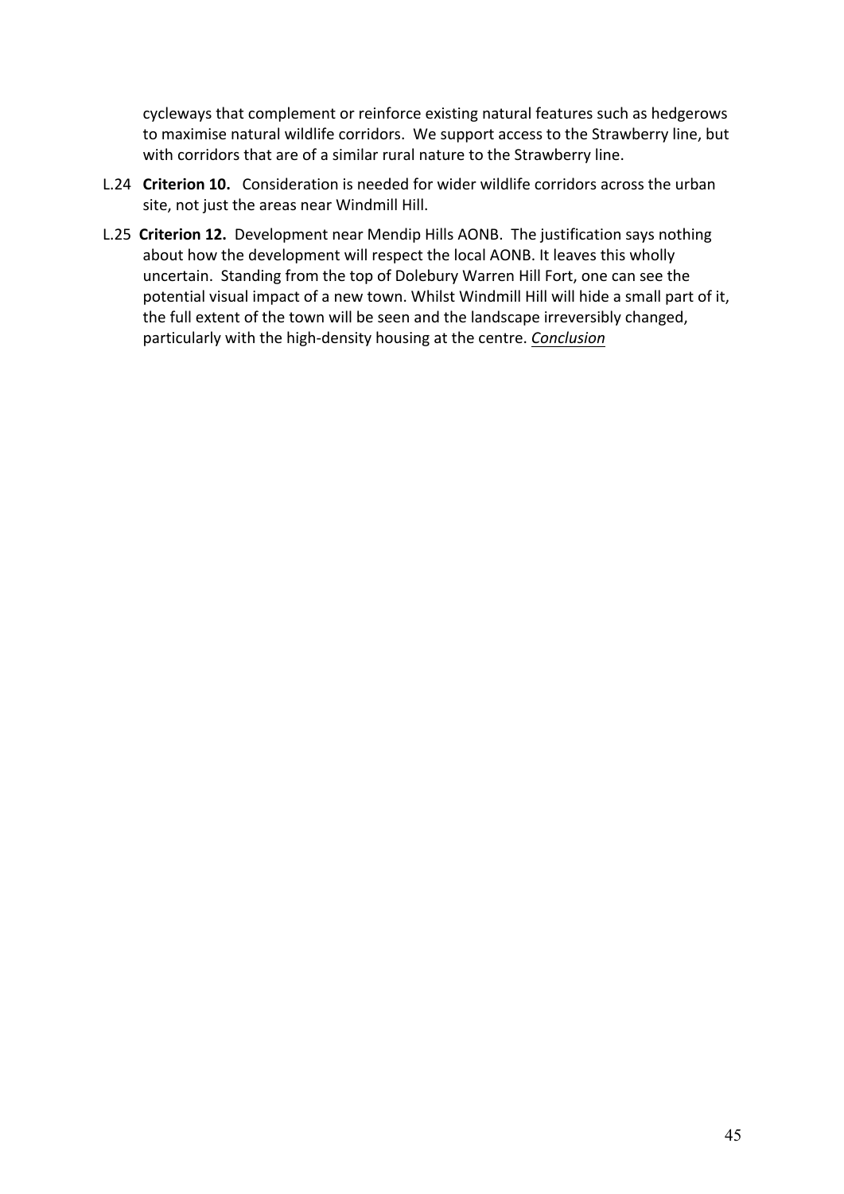cycleways that complement or reinforce existing natural features such as hedgerows to maximise natural wildlife corridors.  We support access to the Strawberry line, but with corridors that are of a similar rural nature to the Strawberry line.

L.24 **Criterion 10.**  Consideration is needed for wider wildlife corridors across the urban site, not just the areas near Windmill Hill.

L.25 **Criterion 12.**  Development near Mendip Hills AONB.  The justification says nothing about how the development will respect the local AONB. It leaves this wholly uncertain.  Standing from the top of Dolebury Warren Hill Fort, one can see the potential visual impact of a new town. Whilst Windmill Hill will hide a small part of it, the full extent of the town will be seen and the landscape irreversibly changed, particularly with the high-density housing at the centre. *Conclusion*